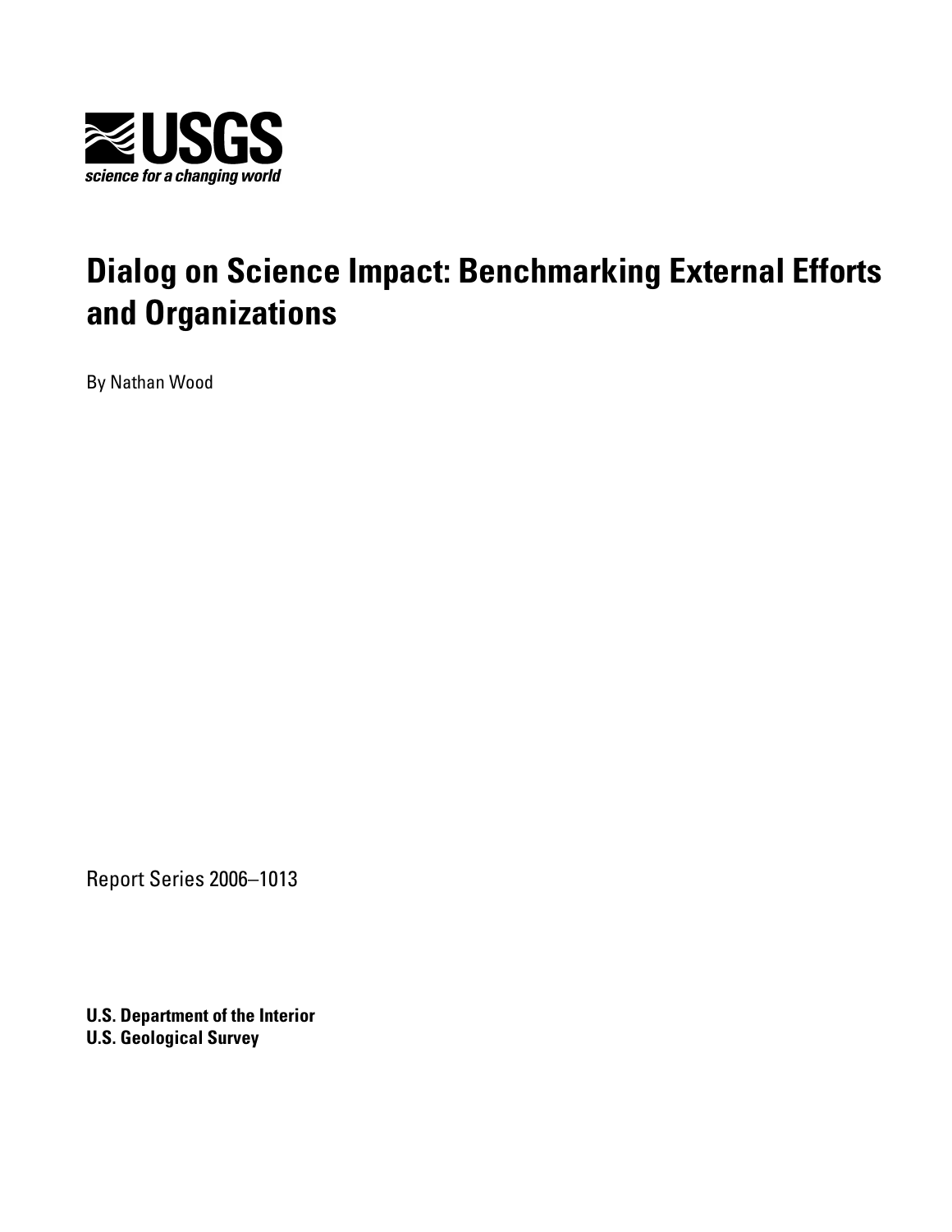USGS
*science for a changing world*

# Dialog on Science Impact: Benchmarking External Efforts and Organizations

By Nathan Wood

Report Series 2006–1013

**U.S. Department of the Interior**
**U.S. Geological Survey**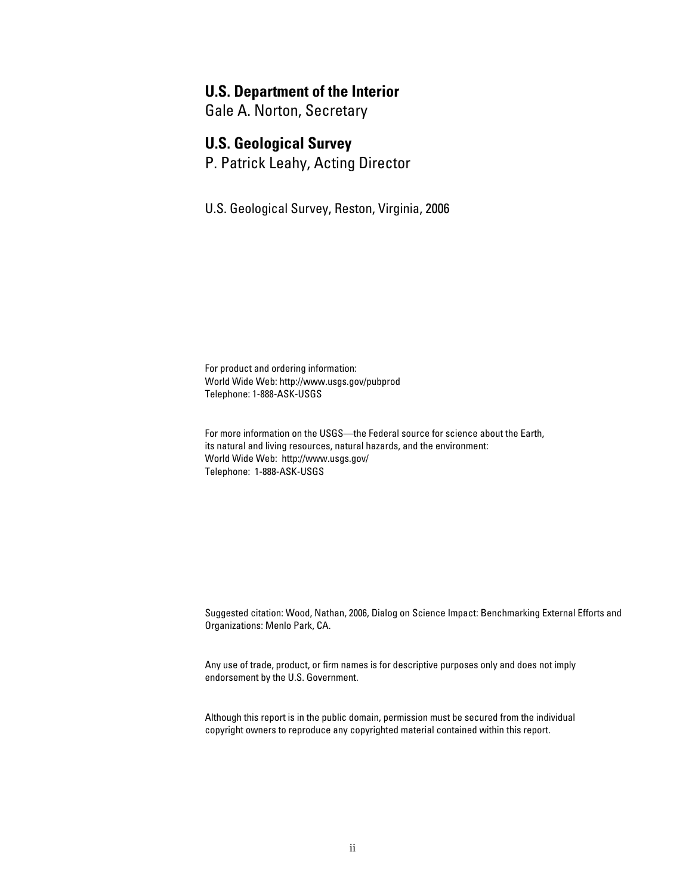**U.S. Department of the Interior**
Gale A. Norton, Secretary

**U.S. Geological Survey**
P. Patrick Leahy, Acting Director

U.S. Geological Survey, Reston, Virginia, 2006

For product and ordering information:
World Wide Web: http://www.usgs.gov/pubprod
Telephone: 1-888-ASK-USGS

For more information on the USGS—the Federal source for science about the Earth,
its natural and living resources, natural hazards, and the environment:
World Wide Web: http://www.usgs.gov/
Telephone: 1-888-ASK-USGS

Suggested citation: Wood, Nathan, 2006, Dialog on Science Impact: Benchmarking External Efforts and Organizations: Menlo Park, CA.

Any use of trade, product, or firm names is for descriptive purposes only and does not imply endorsement by the U.S. Government.

Although this report is in the public domain, permission must be secured from the individual copyright owners to reproduce any copyrighted material contained within this report.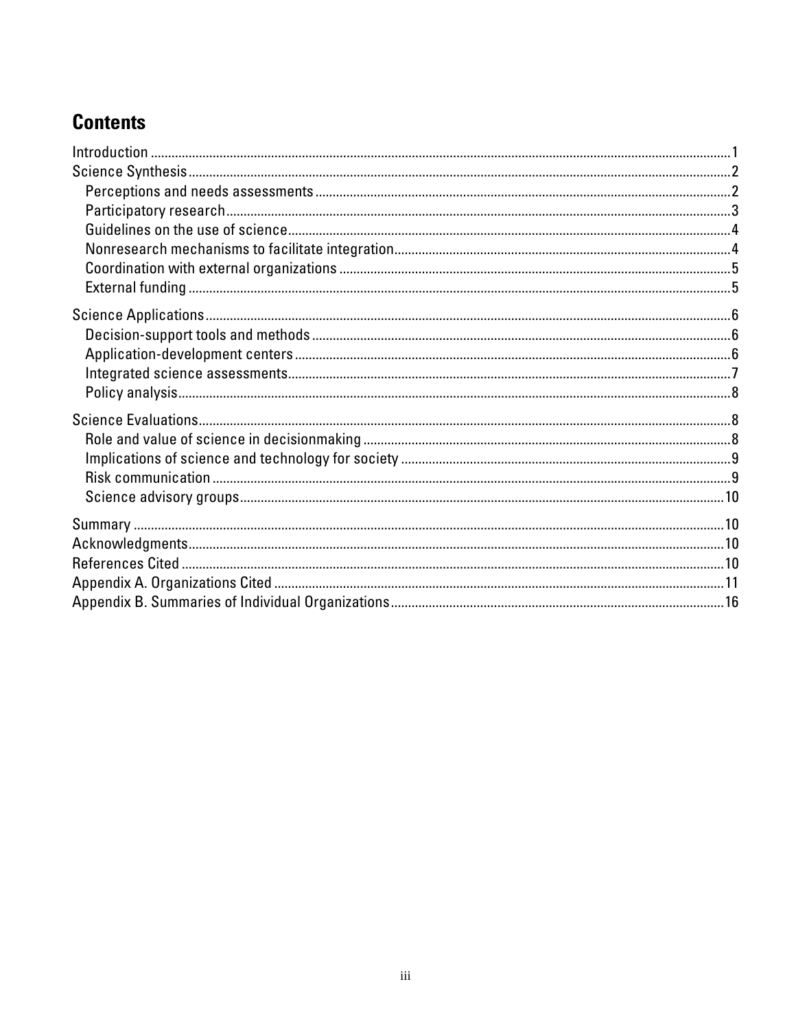## Contents

Introduction ....................................................................................................................................................1

Science Synthesis ...........................................................................................................................................2

- Perceptions and needs assessments ......................................................................................................2
- Participatory research ................................................................................................................................3
- Guidelines on the use of science ..............................................................................................................4
- Nonresearch mechanisms to facilitate integration ................................................................................4
- Coordination with external organizations ...............................................................................................5
- External funding ...........................................................................................................................................5

Science Applications .....................................................................................................................................6

- Decision-support tools and methods .......................................................................................................6
- Application-development centers ............................................................................................................6
- Integrated science assessments ..............................................................................................................7
- Policy analysis ..............................................................................................................................................8

Science Evaluations ........................................................................................................................................8

- Role and value of science in decisionmaking .........................................................................................8
- Implications of science and technology for society ..............................................................................9
- Risk communication ....................................................................................................................................9
- Science advisory groups ..........................................................................................................................10

Summary .........................................................................................................................................................10

Acknowledgments .........................................................................................................................................10

References Cited ...........................................................................................................................................10

Appendix A. Organizations Cited .................................................................................................................11

Appendix B. Summaries of Individual Organizations ...............................................................................16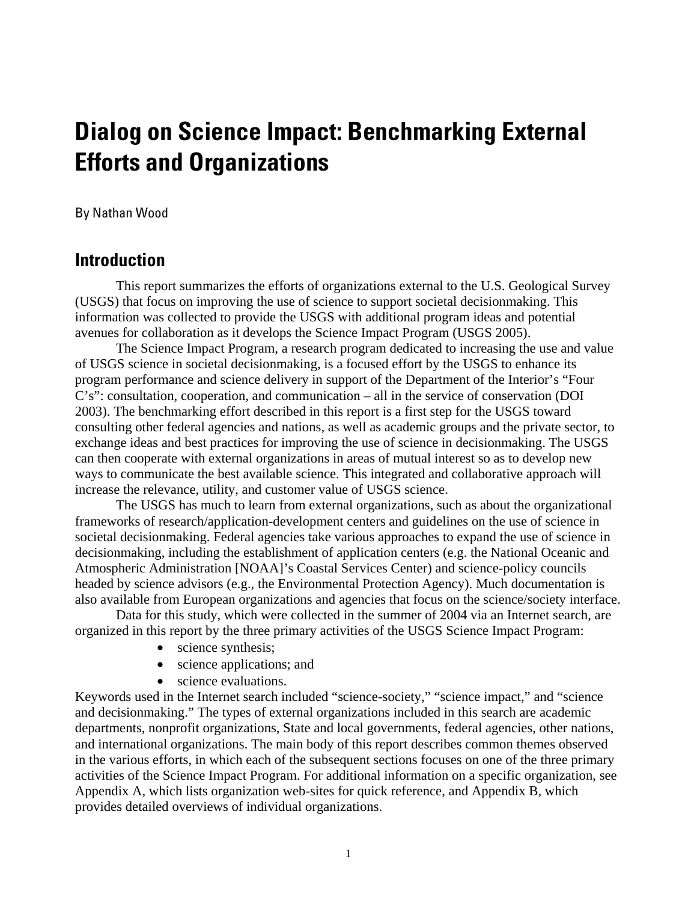# Dialog on Science Impact: Benchmarking External Efforts and Organizations

By Nathan Wood

## Introduction

This report summarizes the efforts of organizations external to the U.S. Geological Survey (USGS) that focus on improving the use of science to support societal decisionmaking. This information was collected to provide the USGS with additional program ideas and potential avenues for collaboration as it develops the Science Impact Program (USGS 2005).

The Science Impact Program, a research program dedicated to increasing the use and value of USGS science in societal decisionmaking, is a focused effort by the USGS to enhance its program performance and science delivery in support of the Department of the Interior's "Four C's": consultation, cooperation, and communication – all in the service of conservation (DOI 2003). The benchmarking effort described in this report is a first step for the USGS toward consulting other federal agencies and nations, as well as academic groups and the private sector, to exchange ideas and best practices for improving the use of science in decisionmaking. The USGS can then cooperate with external organizations in areas of mutual interest so as to develop new ways to communicate the best available science. This integrated and collaborative approach will increase the relevance, utility, and customer value of USGS science.

The USGS has much to learn from external organizations, such as about the organizational frameworks of research/application-development centers and guidelines on the use of science in societal decisionmaking. Federal agencies take various approaches to expand the use of science in decisionmaking, including the establishment of application centers (e.g. the National Oceanic and Atmospheric Administration [NOAA]'s Coastal Services Center) and science-policy councils headed by science advisors (e.g., the Environmental Protection Agency). Much documentation is also available from European organizations and agencies that focus on the science/society interface.

Data for this study, which were collected in the summer of 2004 via an Internet search, are organized in this report by the three primary activities of the USGS Science Impact Program:

- science synthesis;
- science applications; and
- science evaluations.

Keywords used in the Internet search included "science-society," "science impact," and "science and decisionmaking." The types of external organizations included in this search are academic departments, nonprofit organizations, State and local governments, federal agencies, other nations, and international organizations. The main body of this report describes common themes observed in the various efforts, in which each of the subsequent sections focuses on one of the three primary activities of the Science Impact Program. For additional information on a specific organization, see Appendix A, which lists organization web-sites for quick reference, and Appendix B, which provides detailed overviews of individual organizations.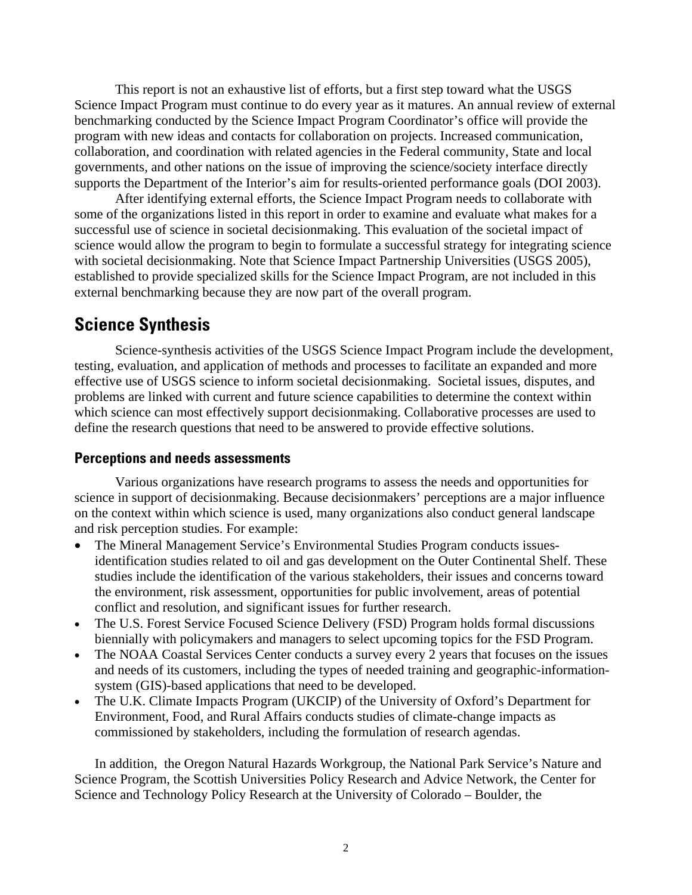This report is not an exhaustive list of efforts, but a first step toward what the USGS Science Impact Program must continue to do every year as it matures. An annual review of external benchmarking conducted by the Science Impact Program Coordinator's office will provide the program with new ideas and contacts for collaboration on projects. Increased communication, collaboration, and coordination with related agencies in the Federal community, State and local governments, and other nations on the issue of improving the science/society interface directly supports the Department of the Interior's aim for results-oriented performance goals (DOI 2003).

After identifying external efforts, the Science Impact Program needs to collaborate with some of the organizations listed in this report in order to examine and evaluate what makes for a successful use of science in societal decisionmaking. This evaluation of the societal impact of science would allow the program to begin to formulate a successful strategy for integrating science with societal decisionmaking. Note that Science Impact Partnership Universities (USGS 2005), established to provide specialized skills for the Science Impact Program, are not included in this external benchmarking because they are now part of the overall program.

## Science Synthesis

Science-synthesis activities of the USGS Science Impact Program include the development, testing, evaluation, and application of methods and processes to facilitate an expanded and more effective use of USGS science to inform societal decisionmaking. Societal issues, disputes, and problems are linked with current and future science capabilities to determine the context within which science can most effectively support decisionmaking. Collaborative processes are used to define the research questions that need to be answered to provide effective solutions.

### Perceptions and needs assessments

Various organizations have research programs to assess the needs and opportunities for science in support of decisionmaking. Because decisionmakers' perceptions are a major influence on the context within which science is used, many organizations also conduct general landscape and risk perception studies. For example:

- The Mineral Management Service's Environmental Studies Program conducts issues-identification studies related to oil and gas development on the Outer Continental Shelf. These studies include the identification of the various stakeholders, their issues and concerns toward the environment, risk assessment, opportunities for public involvement, areas of potential conflict and resolution, and significant issues for further research.
- The U.S. Forest Service Focused Science Delivery (FSD) Program holds formal discussions biennially with policymakers and managers to select upcoming topics for the FSD Program.
- The NOAA Coastal Services Center conducts a survey every 2 years that focuses on the issues and needs of its customers, including the types of needed training and geographic-information-system (GIS)-based applications that need to be developed.
- The U.K. Climate Impacts Program (UKCIP) of the University of Oxford's Department for Environment, Food, and Rural Affairs conducts studies of climate-change impacts as commissioned by stakeholders, including the formulation of research agendas.

In addition, the Oregon Natural Hazards Workgroup, the National Park Service's Nature and Science Program, the Scottish Universities Policy Research and Advice Network, the Center for Science and Technology Policy Research at the University of Colorado – Boulder, the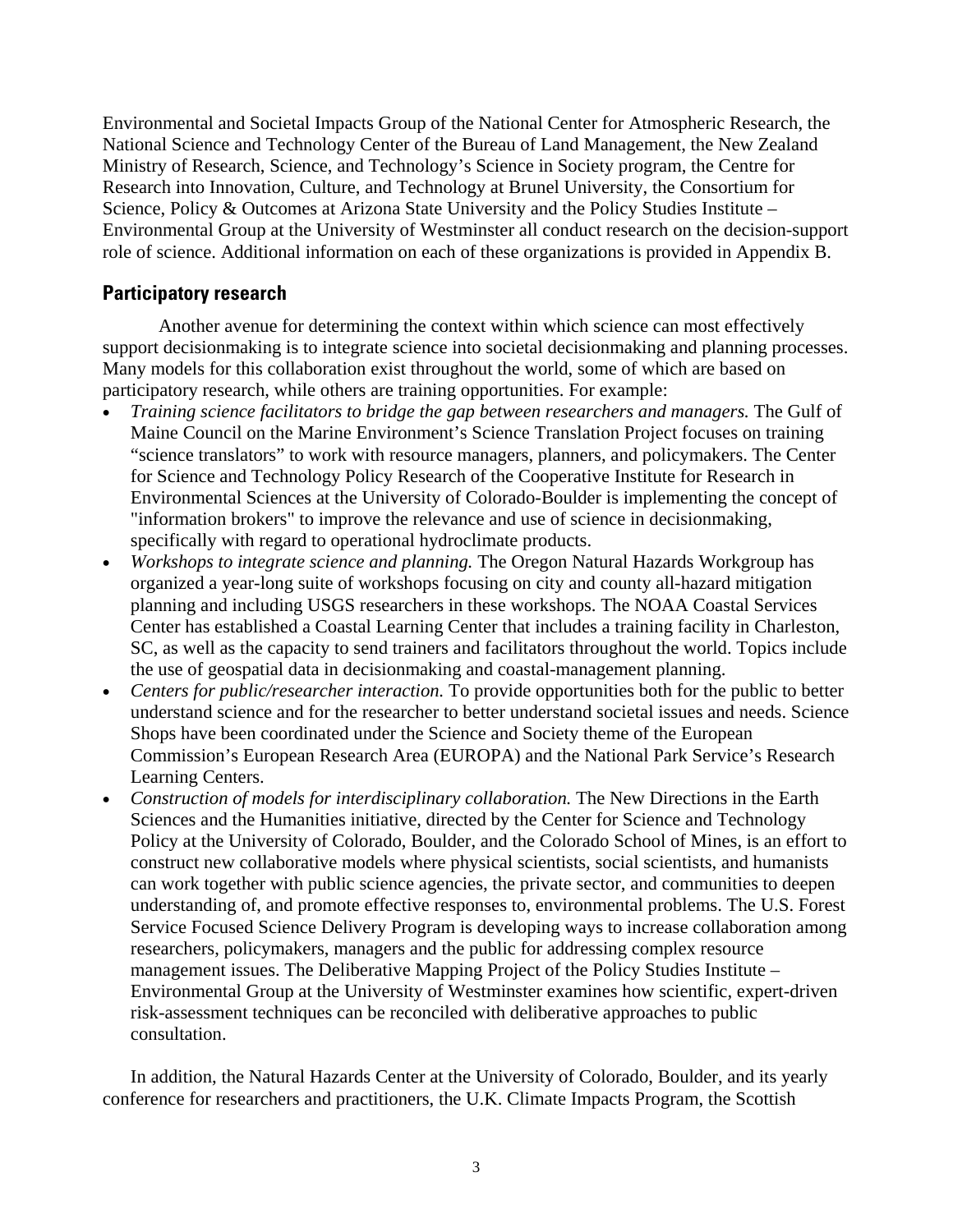Environmental and Societal Impacts Group of the National Center for Atmospheric Research, the National Science and Technology Center of the Bureau of Land Management, the New Zealand Ministry of Research, Science, and Technology's Science in Society program, the Centre for Research into Innovation, Culture, and Technology at Brunel University, the Consortium for Science, Policy & Outcomes at Arizona State University and the Policy Studies Institute – Environmental Group at the University of Westminster all conduct research on the decision-support role of science. Additional information on each of these organizations is provided in Appendix B.

## Participatory research

Another avenue for determining the context within which science can most effectively support decisionmaking is to integrate science into societal decisionmaking and planning processes. Many models for this collaboration exist throughout the world, some of which are based on participatory research, while others are training opportunities. For example:

- *Training science facilitators to bridge the gap between researchers and managers.* The Gulf of Maine Council on the Marine Environment's Science Translation Project focuses on training "science translators" to work with resource managers, planners, and policymakers. The Center for Science and Technology Policy Research of the Cooperative Institute for Research in Environmental Sciences at the University of Colorado-Boulder is implementing the concept of "information brokers" to improve the relevance and use of science in decisionmaking, specifically with regard to operational hydroclimate products.
- *Workshops to integrate science and planning.* The Oregon Natural Hazards Workgroup has organized a year-long suite of workshops focusing on city and county all-hazard mitigation planning and including USGS researchers in these workshops. The NOAA Coastal Services Center has established a Coastal Learning Center that includes a training facility in Charleston, SC, as well as the capacity to send trainers and facilitators throughout the world. Topics include the use of geospatial data in decisionmaking and coastal-management planning.
- *Centers for public/researcher interaction.* To provide opportunities both for the public to better understand science and for the researcher to better understand societal issues and needs. Science Shops have been coordinated under the Science and Society theme of the European Commission's European Research Area (EUROPA) and the National Park Service's Research Learning Centers.
- *Construction of models for interdisciplinary collaboration.* The New Directions in the Earth Sciences and the Humanities initiative, directed by the Center for Science and Technology Policy at the University of Colorado, Boulder, and the Colorado School of Mines, is an effort to construct new collaborative models where physical scientists, social scientists, and humanists can work together with public science agencies, the private sector, and communities to deepen understanding of, and promote effective responses to, environmental problems. The U.S. Forest Service Focused Science Delivery Program is developing ways to increase collaboration among researchers, policymakers, managers and the public for addressing complex resource management issues. The Deliberative Mapping Project of the Policy Studies Institute – Environmental Group at the University of Westminster examines how scientific, expert-driven risk-assessment techniques can be reconciled with deliberative approaches to public consultation.

In addition, the Natural Hazards Center at the University of Colorado, Boulder, and its yearly conference for researchers and practitioners, the U.K. Climate Impacts Program, the Scottish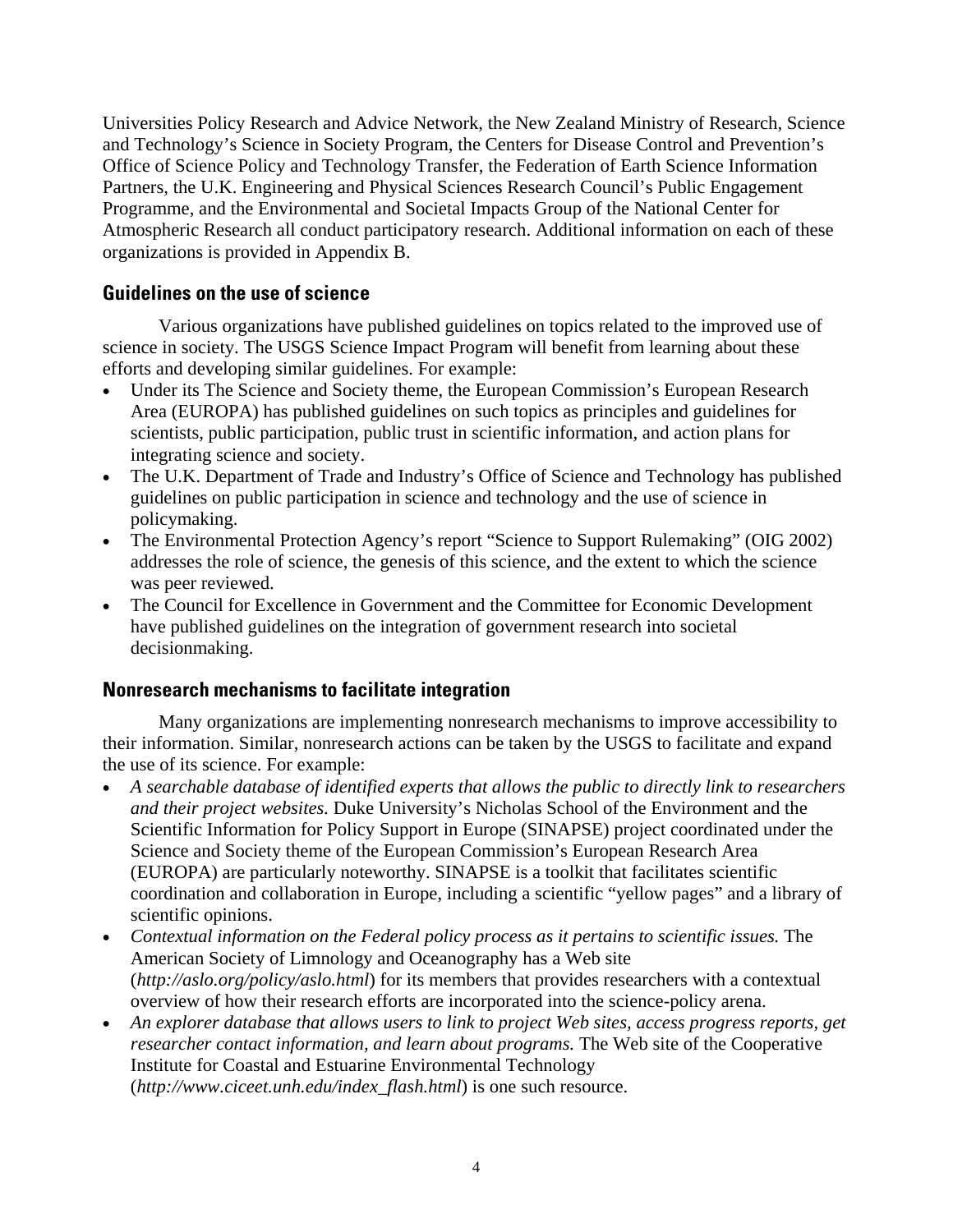Universities Policy Research and Advice Network, the New Zealand Ministry of Research, Science and Technology's Science in Society Program, the Centers for Disease Control and Prevention's Office of Science Policy and Technology Transfer, the Federation of Earth Science Information Partners, the U.K. Engineering and Physical Sciences Research Council's Public Engagement Programme, and the Environmental and Societal Impacts Group of the National Center for Atmospheric Research all conduct participatory research. Additional information on each of these organizations is provided in Appendix B.

### Guidelines on the use of science

Various organizations have published guidelines on topics related to the improved use of science in society. The USGS Science Impact Program will benefit from learning about these efforts and developing similar guidelines. For example:

- Under its The Science and Society theme, the European Commission's European Research Area (EUROPA) has published guidelines on such topics as principles and guidelines for scientists, public participation, public trust in scientific information, and action plans for integrating science and society.
- The U.K. Department of Trade and Industry's Office of Science and Technology has published guidelines on public participation in science and technology and the use of science in policymaking.
- The Environmental Protection Agency's report "Science to Support Rulemaking" (OIG 2002) addresses the role of science, the genesis of this science, and the extent to which the science was peer reviewed.
- The Council for Excellence in Government and the Committee for Economic Development have published guidelines on the integration of government research into societal decisionmaking.

### Nonresearch mechanisms to facilitate integration

Many organizations are implementing nonresearch mechanisms to improve accessibility to their information. Similar, nonresearch actions can be taken by the USGS to facilitate and expand the use of its science. For example:

- *A searchable database of identified experts that allows the public to directly link to researchers and their project websites.* Duke University's Nicholas School of the Environment and the Scientific Information for Policy Support in Europe (SINAPSE) project coordinated under the Science and Society theme of the European Commission's European Research Area (EUROPA) are particularly noteworthy. SINAPSE is a toolkit that facilitates scientific coordination and collaboration in Europe, including a scientific "yellow pages" and a library of scientific opinions.
- *Contextual information on the Federal policy process as it pertains to scientific issues.* The American Society of Limnology and Oceanography has a Web site (*http://aslo.org/policy/aslo.html*) for its members that provides researchers with a contextual overview of how their research efforts are incorporated into the science-policy arena.
- *An explorer database that allows users to link to project Web sites, access progress reports, get researcher contact information, and learn about programs.* The Web site of the Cooperative Institute for Coastal and Estuarine Environmental Technology (*http://www.ciceet.unh.edu/index_flash.html*) is one such resource.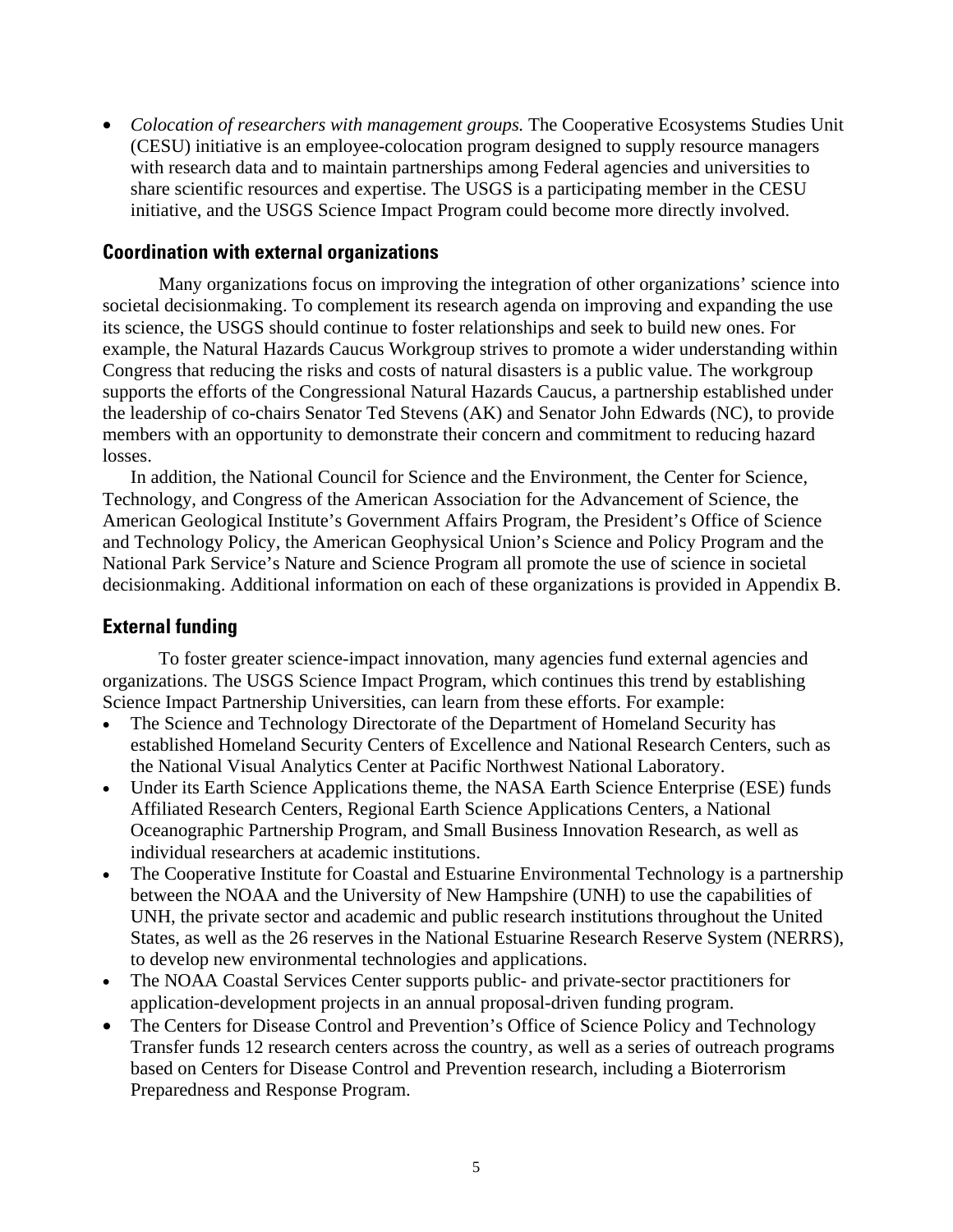- *Colocation of researchers with management groups.* The Cooperative Ecosystems Studies Unit (CESU) initiative is an employee-colocation program designed to supply resource managers with research data and to maintain partnerships among Federal agencies and universities to share scientific resources and expertise. The USGS is a participating member in the CESU initiative, and the USGS Science Impact Program could become more directly involved.

## Coordination with external organizations

Many organizations focus on improving the integration of other organizations' science into societal decisionmaking. To complement its research agenda on improving and expanding the use its science, the USGS should continue to foster relationships and seek to build new ones. For example, the Natural Hazards Caucus Workgroup strives to promote a wider understanding within Congress that reducing the risks and costs of natural disasters is a public value. The workgroup supports the efforts of the Congressional Natural Hazards Caucus, a partnership established under the leadership of co-chairs Senator Ted Stevens (AK) and Senator John Edwards (NC), to provide members with an opportunity to demonstrate their concern and commitment to reducing hazard losses.

In addition, the National Council for Science and the Environment, the Center for Science, Technology, and Congress of the American Association for the Advancement of Science, the American Geological Institute's Government Affairs Program, the President's Office of Science and Technology Policy, the American Geophysical Union's Science and Policy Program and the National Park Service's Nature and Science Program all promote the use of science in societal decisionmaking. Additional information on each of these organizations is provided in Appendix B.

## External funding

To foster greater science-impact innovation, many agencies fund external agencies and organizations. The USGS Science Impact Program, which continues this trend by establishing Science Impact Partnership Universities, can learn from these efforts. For example:

- The Science and Technology Directorate of the Department of Homeland Security has established Homeland Security Centers of Excellence and National Research Centers, such as the National Visual Analytics Center at Pacific Northwest National Laboratory.
- Under its Earth Science Applications theme, the NASA Earth Science Enterprise (ESE) funds Affiliated Research Centers, Regional Earth Science Applications Centers, a National Oceanographic Partnership Program, and Small Business Innovation Research, as well as individual researchers at academic institutions.
- The Cooperative Institute for Coastal and Estuarine Environmental Technology is a partnership between the NOAA and the University of New Hampshire (UNH) to use the capabilities of UNH, the private sector and academic and public research institutions throughout the United States, as well as the 26 reserves in the National Estuarine Research Reserve System (NERRS), to develop new environmental technologies and applications.
- The NOAA Coastal Services Center supports public- and private-sector practitioners for application-development projects in an annual proposal-driven funding program.
- The Centers for Disease Control and Prevention's Office of Science Policy and Technology Transfer funds 12 research centers across the country, as well as a series of outreach programs based on Centers for Disease Control and Prevention research, including a Bioterrorism Preparedness and Response Program.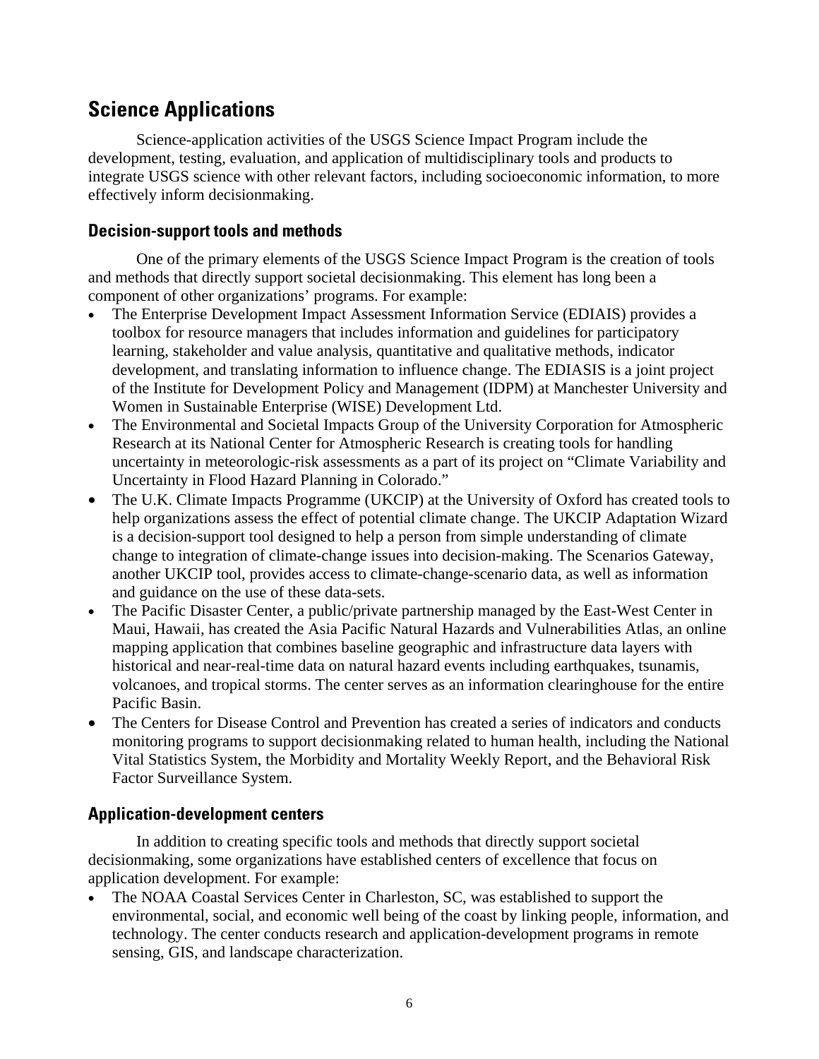## Science Applications

Science-application activities of the USGS Science Impact Program include the development, testing, evaluation, and application of multidisciplinary tools and products to integrate USGS science with other relevant factors, including socioeconomic information, to more effectively inform decisionmaking.

### Decision-support tools and methods

One of the primary elements of the USGS Science Impact Program is the creation of tools and methods that directly support societal decisionmaking. This element has long been a component of other organizations' programs. For example:

- The Enterprise Development Impact Assessment Information Service (EDIAIS) provides a toolbox for resource managers that includes information and guidelines for participatory learning, stakeholder and value analysis, quantitative and qualitative methods, indicator development, and translating information to influence change. The EDIASIS is a joint project of the Institute for Development Policy and Management (IDPM) at Manchester University and Women in Sustainable Enterprise (WISE) Development Ltd.
- The Environmental and Societal Impacts Group of the University Corporation for Atmospheric Research at its National Center for Atmospheric Research is creating tools for handling uncertainty in meteorologic-risk assessments as a part of its project on "Climate Variability and Uncertainty in Flood Hazard Planning in Colorado."
- The U.K. Climate Impacts Programme (UKCIP) at the University of Oxford has created tools to help organizations assess the effect of potential climate change. The UKCIP Adaptation Wizard is a decision-support tool designed to help a person from simple understanding of climate change to integration of climate-change issues into decision-making. The Scenarios Gateway, another UKCIP tool, provides access to climate-change-scenario data, as well as information and guidance on the use of these data-sets.
- The Pacific Disaster Center, a public/private partnership managed by the East-West Center in Maui, Hawaii, has created the Asia Pacific Natural Hazards and Vulnerabilities Atlas, an online mapping application that combines baseline geographic and infrastructure data layers with historical and near-real-time data on natural hazard events including earthquakes, tsunamis, volcanoes, and tropical storms. The center serves as an information clearinghouse for the entire Pacific Basin.
- The Centers for Disease Control and Prevention has created a series of indicators and conducts monitoring programs to support decisionmaking related to human health, including the National Vital Statistics System, the Morbidity and Mortality Weekly Report, and the Behavioral Risk Factor Surveillance System.

### Application-development centers

In addition to creating specific tools and methods that directly support societal decisionmaking, some organizations have established centers of excellence that focus on application development. For example:

- The NOAA Coastal Services Center in Charleston, SC, was established to support the environmental, social, and economic well being of the coast by linking people, information, and technology. The center conducts research and application-development programs in remote sensing, GIS, and landscape characterization.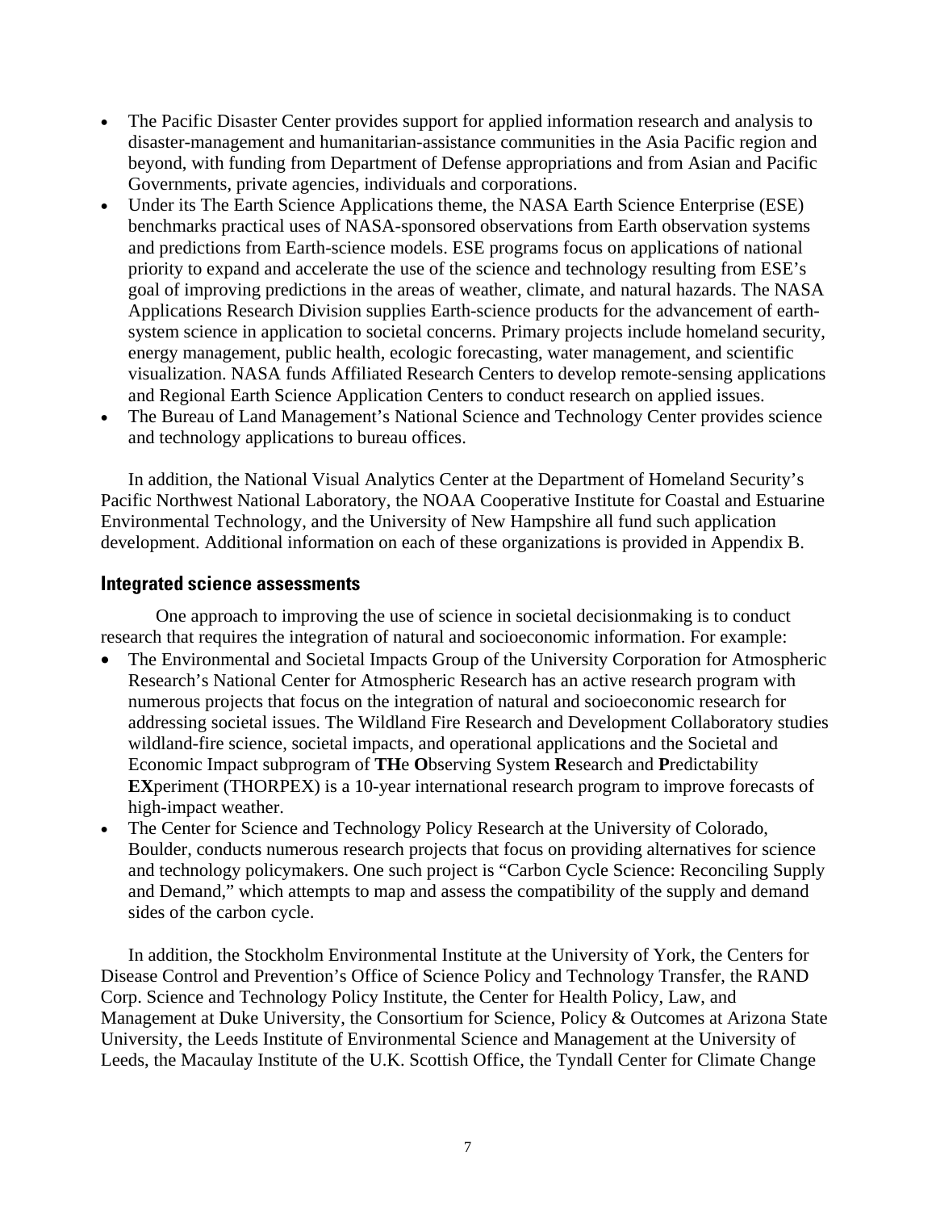- The Pacific Disaster Center provides support for applied information research and analysis to disaster-management and humanitarian-assistance communities in the Asia Pacific region and beyond, with funding from Department of Defense appropriations and from Asian and Pacific Governments, private agencies, individuals and corporations.
- Under its The Earth Science Applications theme, the NASA Earth Science Enterprise (ESE) benchmarks practical uses of NASA-sponsored observations from Earth observation systems and predictions from Earth-science models. ESE programs focus on applications of national priority to expand and accelerate the use of the science and technology resulting from ESE's goal of improving predictions in the areas of weather, climate, and natural hazards. The NASA Applications Research Division supplies Earth-science products for the advancement of earth-system science in application to societal concerns. Primary projects include homeland security, energy management, public health, ecologic forecasting, water management, and scientific visualization. NASA funds Affiliated Research Centers to develop remote-sensing applications and Regional Earth Science Application Centers to conduct research on applied issues.
- The Bureau of Land Management's National Science and Technology Center provides science and technology applications to bureau offices.

In addition, the National Visual Analytics Center at the Department of Homeland Security's Pacific Northwest National Laboratory, the NOAA Cooperative Institute for Coastal and Estuarine Environmental Technology, and the University of New Hampshire all fund such application development. Additional information on each of these organizations is provided in Appendix B.

## Integrated science assessments

One approach to improving the use of science in societal decisionmaking is to conduct research that requires the integration of natural and socioeconomic information. For example:

- The Environmental and Societal Impacts Group of the University Corporation for Atmospheric Research's National Center for Atmospheric Research has an active research program with numerous projects that focus on the integration of natural and socioeconomic research for addressing societal issues. The Wildland Fire Research and Development Collaboratory studies wildland-fire science, societal impacts, and operational applications and the Societal and Economic Impact subprogram of **TH**e **O**bserving System **R**esearch and **P**redictability **EX**periment (THORPEX) is a 10-year international research program to improve forecasts of high-impact weather.
- The Center for Science and Technology Policy Research at the University of Colorado, Boulder, conducts numerous research projects that focus on providing alternatives for science and technology policymakers. One such project is "Carbon Cycle Science: Reconciling Supply and Demand," which attempts to map and assess the compatibility of the supply and demand sides of the carbon cycle.

In addition, the Stockholm Environmental Institute at the University of York, the Centers for Disease Control and Prevention's Office of Science Policy and Technology Transfer, the RAND Corp. Science and Technology Policy Institute, the Center for Health Policy, Law, and Management at Duke University, the Consortium for Science, Policy & Outcomes at Arizona State University, the Leeds Institute of Environmental Science and Management at the University of Leeds, the Macaulay Institute of the U.K. Scottish Office, the Tyndall Center for Climate Change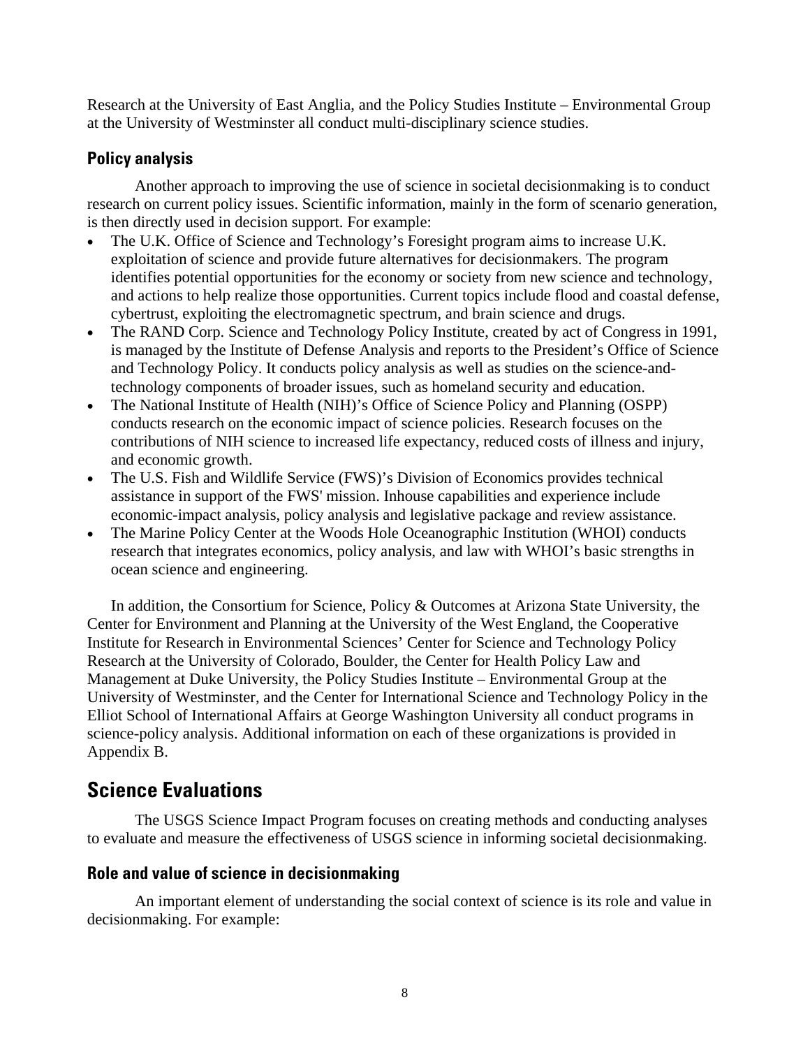Research at the University of East Anglia, and the Policy Studies Institute – Environmental Group at the University of Westminster all conduct multi-disciplinary science studies.

### Policy analysis

Another approach to improving the use of science in societal decisionmaking is to conduct research on current policy issues. Scientific information, mainly in the form of scenario generation, is then directly used in decision support. For example:

- The U.K. Office of Science and Technology's Foresight program aims to increase U.K. exploitation of science and provide future alternatives for decisionmakers. The program identifies potential opportunities for the economy or society from new science and technology, and actions to help realize those opportunities. Current topics include flood and coastal defense, cybertrust, exploiting the electromagnetic spectrum, and brain science and drugs.
- The RAND Corp. Science and Technology Policy Institute, created by act of Congress in 1991, is managed by the Institute of Defense Analysis and reports to the President's Office of Science and Technology Policy. It conducts policy analysis as well as studies on the science-and-technology components of broader issues, such as homeland security and education.
- The National Institute of Health (NIH)'s Office of Science Policy and Planning (OSPP) conducts research on the economic impact of science policies. Research focuses on the contributions of NIH science to increased life expectancy, reduced costs of illness and injury, and economic growth.
- The U.S. Fish and Wildlife Service (FWS)'s Division of Economics provides technical assistance in support of the FWS' mission. Inhouse capabilities and experience include economic-impact analysis, policy analysis and legislative package and review assistance.
- The Marine Policy Center at the Woods Hole Oceanographic Institution (WHOI) conducts research that integrates economics, policy analysis, and law with WHOI's basic strengths in ocean science and engineering.

In addition, the Consortium for Science, Policy & Outcomes at Arizona State University, the Center for Environment and Planning at the University of the West England, the Cooperative Institute for Research in Environmental Sciences' Center for Science and Technology Policy Research at the University of Colorado, Boulder, the Center for Health Policy Law and Management at Duke University, the Policy Studies Institute – Environmental Group at the University of Westminster, and the Center for International Science and Technology Policy in the Elliot School of International Affairs at George Washington University all conduct programs in science-policy analysis. Additional information on each of these organizations is provided in Appendix B.

## Science Evaluations

The USGS Science Impact Program focuses on creating methods and conducting analyses to evaluate and measure the effectiveness of USGS science in informing societal decisionmaking.

### Role and value of science in decisionmaking

An important element of understanding the social context of science is its role and value in decisionmaking. For example: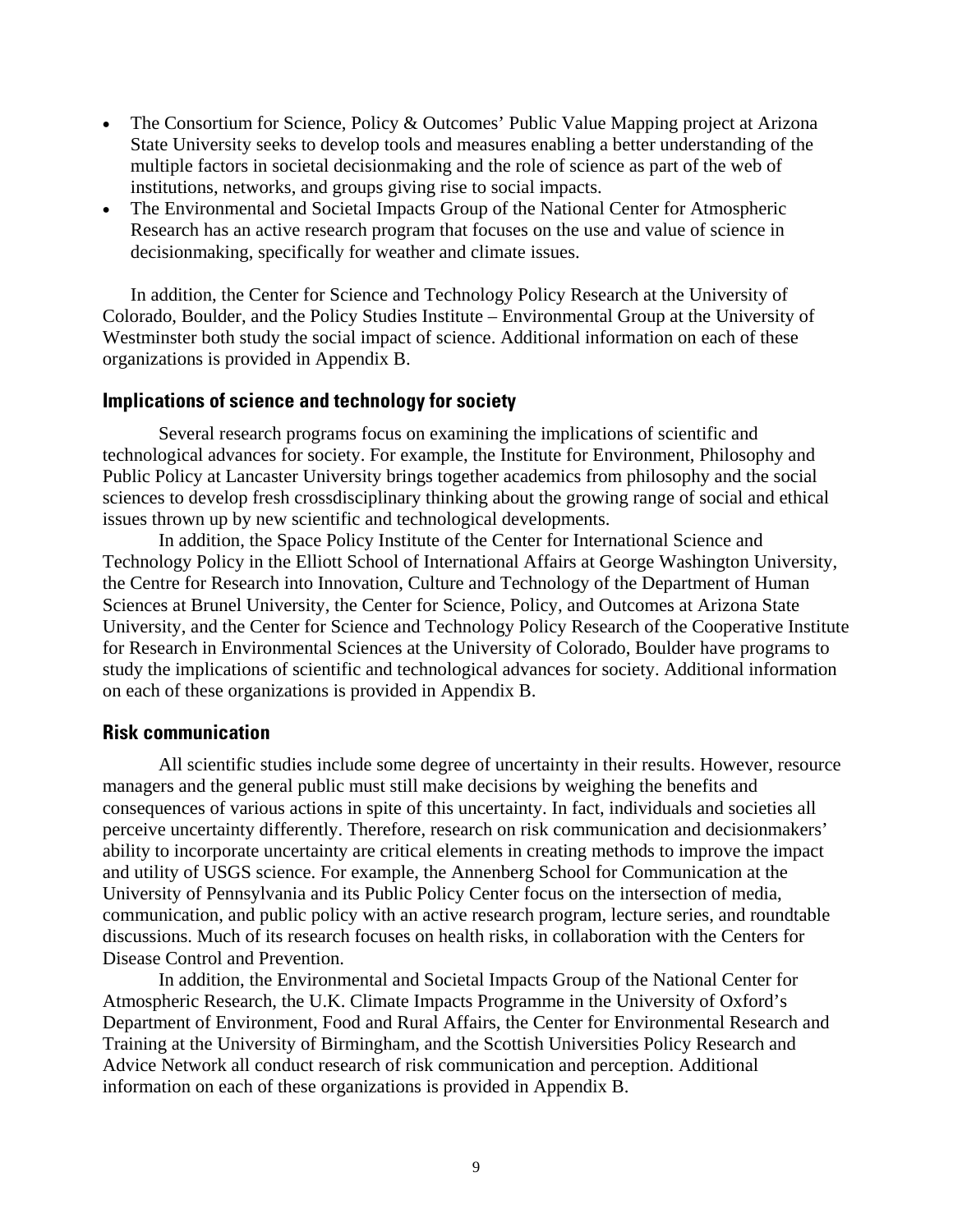- The Consortium for Science, Policy & Outcomes' Public Value Mapping project at Arizona State University seeks to develop tools and measures enabling a better understanding of the multiple factors in societal decisionmaking and the role of science as part of the web of institutions, networks, and groups giving rise to social impacts.
- The Environmental and Societal Impacts Group of the National Center for Atmospheric Research has an active research program that focuses on the use and value of science in decisionmaking, specifically for weather and climate issues.

In addition, the Center for Science and Technology Policy Research at the University of Colorado, Boulder, and the Policy Studies Institute – Environmental Group at the University of Westminster both study the social impact of science. Additional information on each of these organizations is provided in Appendix B.

### Implications of science and technology for society

Several research programs focus on examining the implications of scientific and technological advances for society. For example, the Institute for Environment, Philosophy and Public Policy at Lancaster University brings together academics from philosophy and the social sciences to develop fresh crossdisciplinary thinking about the growing range of social and ethical issues thrown up by new scientific and technological developments.

In addition, the Space Policy Institute of the Center for International Science and Technology Policy in the Elliott School of International Affairs at George Washington University, the Centre for Research into Innovation, Culture and Technology of the Department of Human Sciences at Brunel University, the Center for Science, Policy, and Outcomes at Arizona State University, and the Center for Science and Technology Policy Research of the Cooperative Institute for Research in Environmental Sciences at the University of Colorado, Boulder have programs to study the implications of scientific and technological advances for society. Additional information on each of these organizations is provided in Appendix B.

### Risk communication

All scientific studies include some degree of uncertainty in their results. However, resource managers and the general public must still make decisions by weighing the benefits and consequences of various actions in spite of this uncertainty. In fact, individuals and societies all perceive uncertainty differently. Therefore, research on risk communication and decisionmakers' ability to incorporate uncertainty are critical elements in creating methods to improve the impact and utility of USGS science. For example, the Annenberg School for Communication at the University of Pennsylvania and its Public Policy Center focus on the intersection of media, communication, and public policy with an active research program, lecture series, and roundtable discussions. Much of its research focuses on health risks, in collaboration with the Centers for Disease Control and Prevention.

In addition, the Environmental and Societal Impacts Group of the National Center for Atmospheric Research, the U.K. Climate Impacts Programme in the University of Oxford's Department of Environment, Food and Rural Affairs, the Center for Environmental Research and Training at the University of Birmingham, and the Scottish Universities Policy Research and Advice Network all conduct research of risk communication and perception. Additional information on each of these organizations is provided in Appendix B.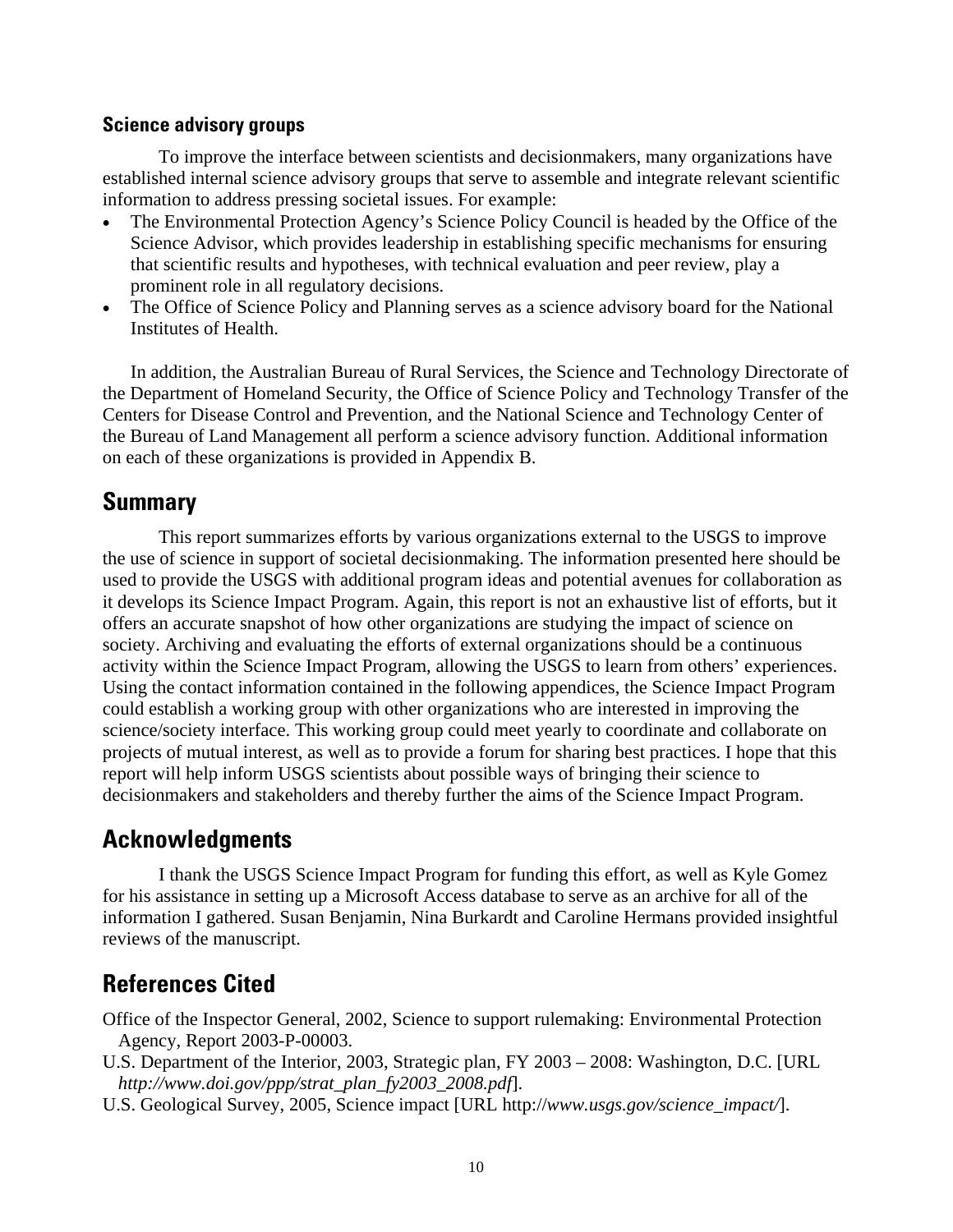### Science advisory groups

To improve the interface between scientists and decisionmakers, many organizations have established internal science advisory groups that serve to assemble and integrate relevant scientific information to address pressing societal issues. For example:

- The Environmental Protection Agency's Science Policy Council is headed by the Office of the Science Advisor, which provides leadership in establishing specific mechanisms for ensuring that scientific results and hypotheses, with technical evaluation and peer review, play a prominent role in all regulatory decisions.
- The Office of Science Policy and Planning serves as a science advisory board for the National Institutes of Health.

In addition, the Australian Bureau of Rural Services, the Science and Technology Directorate of the Department of Homeland Security, the Office of Science Policy and Technology Transfer of the Centers for Disease Control and Prevention, and the National Science and Technology Center of the Bureau of Land Management all perform a science advisory function. Additional information on each of these organizations is provided in Appendix B.

## Summary

This report summarizes efforts by various organizations external to the USGS to improve the use of science in support of societal decisionmaking. The information presented here should be used to provide the USGS with additional program ideas and potential avenues for collaboration as it develops its Science Impact Program. Again, this report is not an exhaustive list of efforts, but it offers an accurate snapshot of how other organizations are studying the impact of science on society. Archiving and evaluating the efforts of external organizations should be a continuous activity within the Science Impact Program, allowing the USGS to learn from others' experiences. Using the contact information contained in the following appendices, the Science Impact Program could establish a working group with other organizations who are interested in improving the science/society interface. This working group could meet yearly to coordinate and collaborate on projects of mutual interest, as well as to provide a forum for sharing best practices. I hope that this report will help inform USGS scientists about possible ways of bringing their science to decisionmakers and stakeholders and thereby further the aims of the Science Impact Program.

## Acknowledgments

I thank the USGS Science Impact Program for funding this effort, as well as Kyle Gomez for his assistance in setting up a Microsoft Access database to serve as an archive for all of the information I gathered. Susan Benjamin, Nina Burkardt and Caroline Hermans provided insightful reviews of the manuscript.

## References Cited

Office of the Inspector General, 2002, Science to support rulemaking: Environmental Protection Agency, Report 2003-P-00003.

U.S. Department of the Interior, 2003, Strategic plan, FY 2003 – 2008: Washington, D.C. [URL *http://www.doi.gov/ppp/strat_plan_fy2003_2008.pdf*].

U.S. Geological Survey, 2005, Science impact [URL http://*www.usgs.gov/science_impact/*].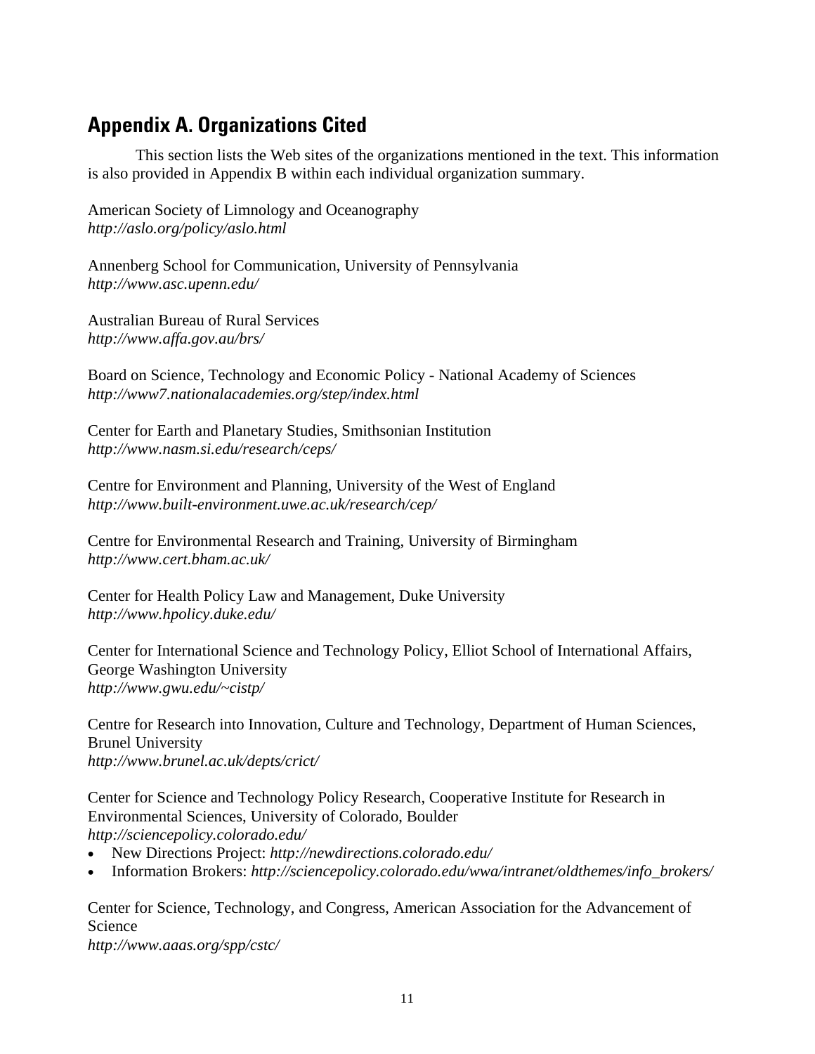## Appendix A. Organizations Cited

This section lists the Web sites of the organizations mentioned in the text. This information is also provided in Appendix B within each individual organization summary.

American Society of Limnology and Oceanography
*http://aslo.org/policy/aslo.html*

Annenberg School for Communication, University of Pennsylvania
*http://www.asc.upenn.edu/*

Australian Bureau of Rural Services
*http://www.affa.gov.au/brs/*

Board on Science, Technology and Economic Policy - National Academy of Sciences
*http://www7.nationalacademies.org/step/index.html*

Center for Earth and Planetary Studies, Smithsonian Institution
*http://www.nasm.si.edu/research/ceps/*

Centre for Environment and Planning, University of the West of England
*http://www.built-environment.uwe.ac.uk/research/cep/*

Centre for Environmental Research and Training, University of Birmingham
*http://www.cert.bham.ac.uk/*

Center for Health Policy Law and Management, Duke University
*http://www.hpolicy.duke.edu/*

Center for International Science and Technology Policy, Elliot School of International Affairs, George Washington University
*http://www.gwu.edu/~cistp/*

Centre for Research into Innovation, Culture and Technology, Department of Human Sciences, Brunel University
*http://www.brunel.ac.uk/depts/crict/*

Center for Science and Technology Policy Research, Cooperative Institute for Research in Environmental Sciences, University of Colorado, Boulder
*http://sciencepolicy.colorado.edu/*

- New Directions Project: *http://newdirections.colorado.edu/*
- Information Brokers: *http://sciencepolicy.colorado.edu/wwa/intranet/oldthemes/info_brokers/*

Center for Science, Technology, and Congress, American Association for the Advancement of Science
*http://www.aaas.org/spp/cstc/*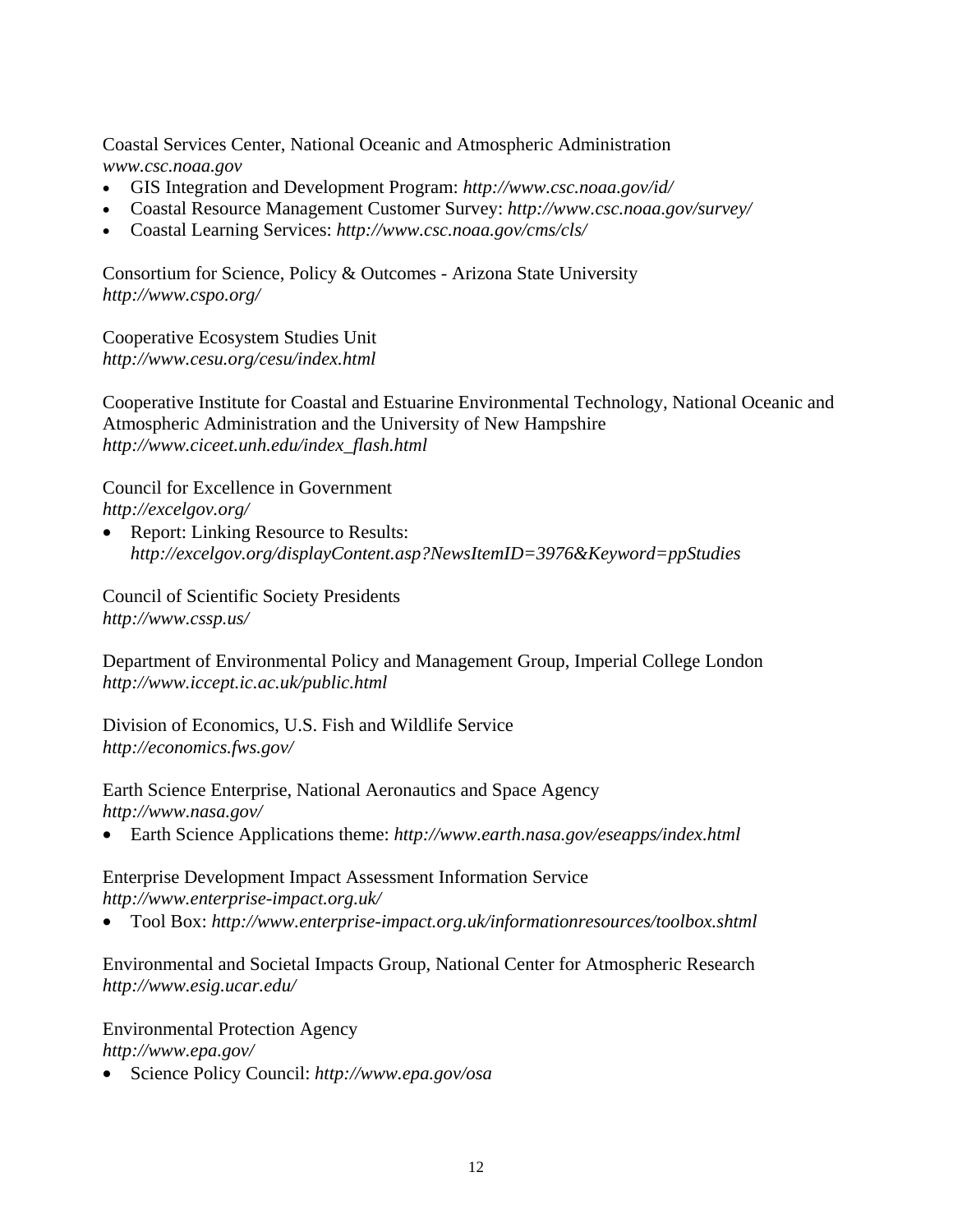Coastal Services Center, National Oceanic and Atmospheric Administration
*www.csc.noaa.gov*

- GIS Integration and Development Program: *http://www.csc.noaa.gov/id/*
- Coastal Resource Management Customer Survey: *http://www.csc.noaa.gov/survey/*
- Coastal Learning Services: *http://www.csc.noaa.gov/cms/cls/*

Consortium for Science, Policy & Outcomes - Arizona State University
*http://www.cspo.org/*

Cooperative Ecosystem Studies Unit
*http://www.cesu.org/cesu/index.html*

Cooperative Institute for Coastal and Estuarine Environmental Technology, National Oceanic and Atmospheric Administration and the University of New Hampshire
*http://www.ciceet.unh.edu/index_flash.html*

Council for Excellence in Government
*http://excelgov.org/*

- Report: Linking Resource to Results:
  *http://excelgov.org/displayContent.asp?NewsItemID=3976&Keyword=ppStudies*

Council of Scientific Society Presidents
*http://www.cssp.us/*

Department of Environmental Policy and Management Group, Imperial College London
*http://www.iccept.ic.ac.uk/public.html*

Division of Economics, U.S. Fish and Wildlife Service
*http://economics.fws.gov/*

Earth Science Enterprise, National Aeronautics and Space Agency
*http://www.nasa.gov/*

- Earth Science Applications theme: *http://www.earth.nasa.gov/eseapps/index.html*

Enterprise Development Impact Assessment Information Service
*http://www.enterprise-impact.org.uk/*

- Tool Box: *http://www.enterprise-impact.org.uk/informationresources/toolbox.shtml*

Environmental and Societal Impacts Group, National Center for Atmospheric Research
*http://www.esig.ucar.edu/*

Environmental Protection Agency
*http://www.epa.gov/*

- Science Policy Council: *http://www.epa.gov/osa*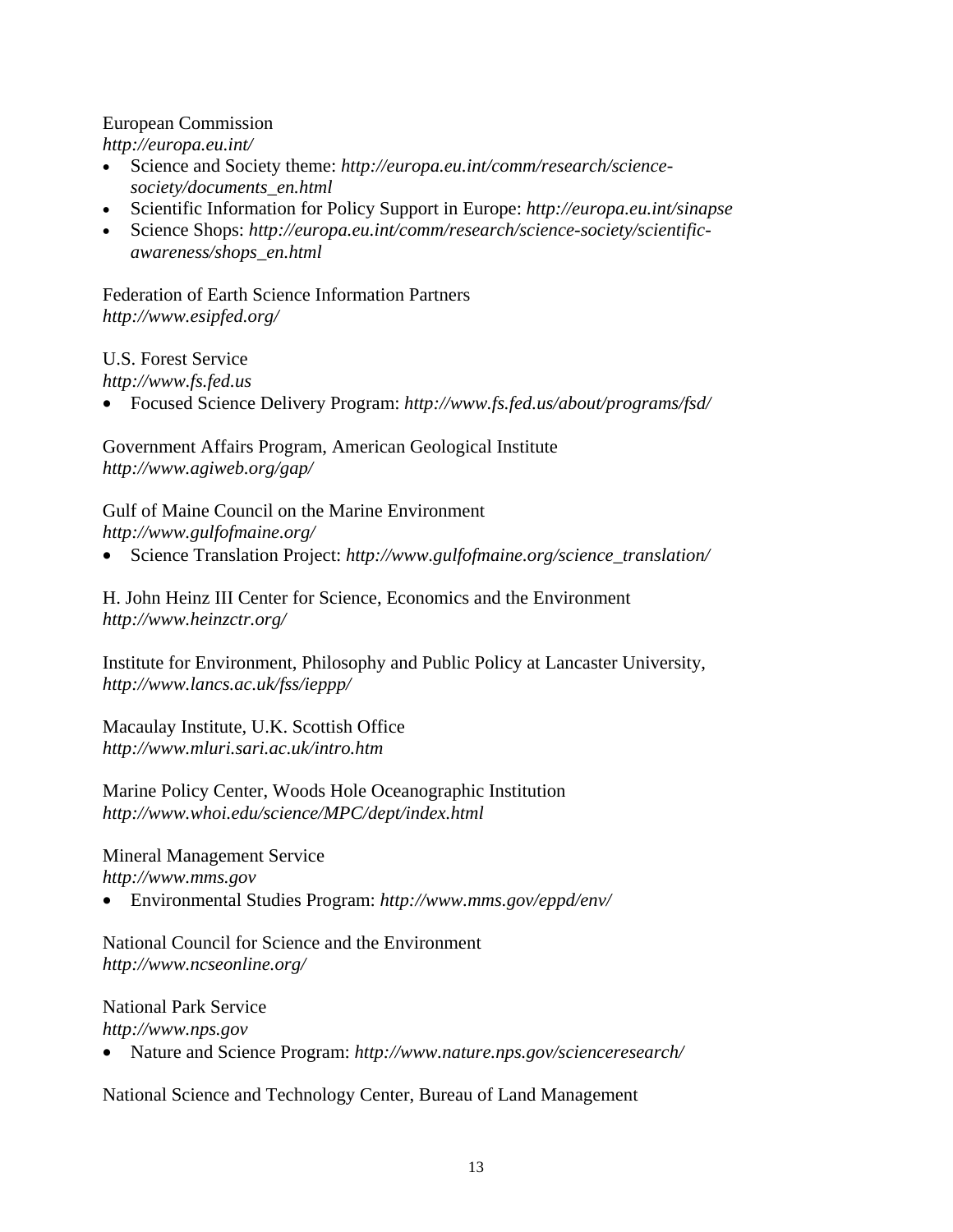European Commission
*http://europa.eu.int/*

- Science and Society theme: *http://europa.eu.int/comm/research/science-society/documents_en.html*
- Scientific Information for Policy Support in Europe: *http://europa.eu.int/sinapse*
- Science Shops: *http://europa.eu.int/comm/research/science-society/scientific-awareness/shops_en.html*

Federation of Earth Science Information Partners
*http://www.esipfed.org/*

U.S. Forest Service
*http://www.fs.fed.us*

- Focused Science Delivery Program: *http://www.fs.fed.us/about/programs/fsd/*

Government Affairs Program, American Geological Institute
*http://www.agiweb.org/gap/*

Gulf of Maine Council on the Marine Environment
*http://www.gulfofmaine.org/*

- Science Translation Project: *http://www.gulfofmaine.org/science_translation/*

H. John Heinz III Center for Science, Economics and the Environment
*http://www.heinzctr.org/*

Institute for Environment, Philosophy and Public Policy at Lancaster University,
*http://www.lancs.ac.uk/fss/ieppp/*

Macaulay Institute, U.K. Scottish Office
*http://www.mluri.sari.ac.uk/intro.htm*

Marine Policy Center, Woods Hole Oceanographic Institution
*http://www.whoi.edu/science/MPC/dept/index.html*

Mineral Management Service
*http://www.mms.gov*

- Environmental Studies Program: *http://www.mms.gov/eppd/env/*

National Council for Science and the Environment
*http://www.ncseonline.org/*

National Park Service
*http://www.nps.gov*

- Nature and Science Program: *http://www.nature.nps.gov/scienceresearch/*

National Science and Technology Center, Bureau of Land Management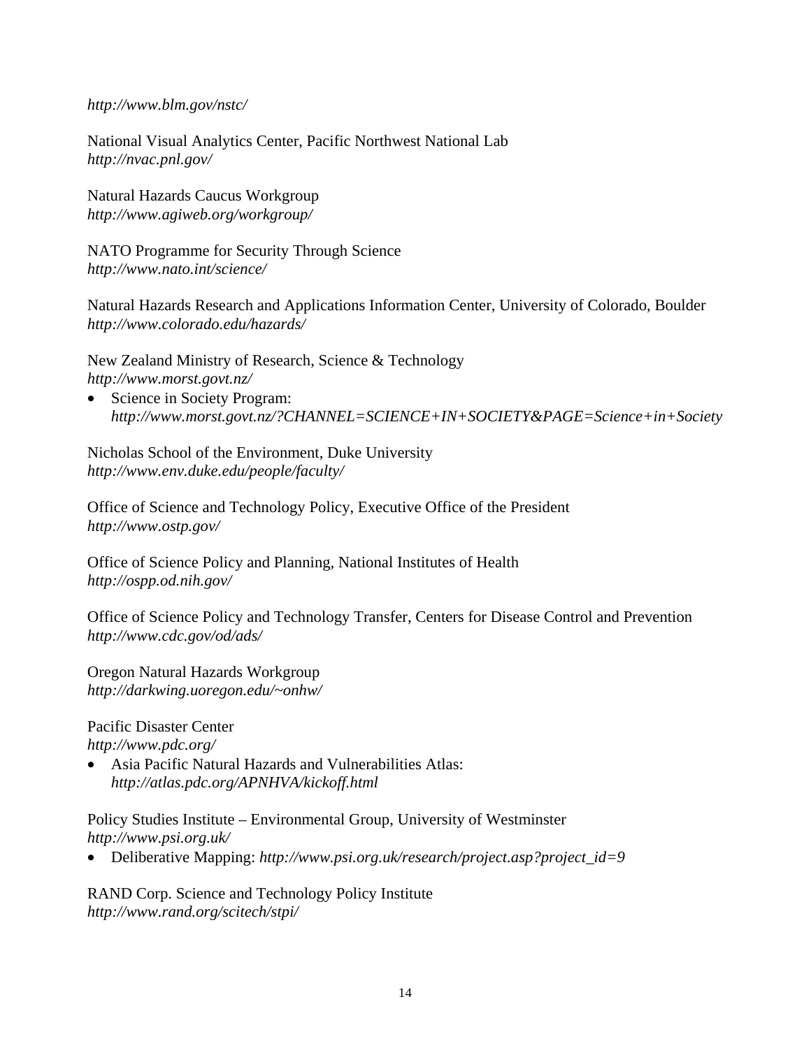*http://www.blm.gov/nstc/*

National Visual Analytics Center, Pacific Northwest National Lab
*http://nvac.pnl.gov/*

Natural Hazards Caucus Workgroup
*http://www.agiweb.org/workgroup/*

NATO Programme for Security Through Science
*http://www.nato.int/science/*

Natural Hazards Research and Applications Information Center, University of Colorado, Boulder
*http://www.colorado.edu/hazards/*

New Zealand Ministry of Research, Science & Technology
*http://www.morst.govt.nz/*

- Science in Society Program: *http://www.morst.govt.nz/?CHANNEL=SCIENCE+IN+SOCIETY&PAGE=Science+in+Society*

Nicholas School of the Environment, Duke University
*http://www.env.duke.edu/people/faculty/*

Office of Science and Technology Policy, Executive Office of the President
*http://www.ostp.gov/*

Office of Science Policy and Planning, National Institutes of Health
*http://ospp.od.nih.gov/*

Office of Science Policy and Technology Transfer, Centers for Disease Control and Prevention
*http://www.cdc.gov/od/ads/*

Oregon Natural Hazards Workgroup
*http://darkwing.uoregon.edu/~onhw/*

Pacific Disaster Center
*http://www.pdc.org/*

- Asia Pacific Natural Hazards and Vulnerabilities Atlas: *http://atlas.pdc.org/APNHVA/kickoff.html*

Policy Studies Institute – Environmental Group, University of Westminster
*http://www.psi.org.uk/*

- Deliberative Mapping: *http://www.psi.org.uk/research/project.asp?project_id=9*

RAND Corp. Science and Technology Policy Institute
*http://www.rand.org/scitech/stpi/*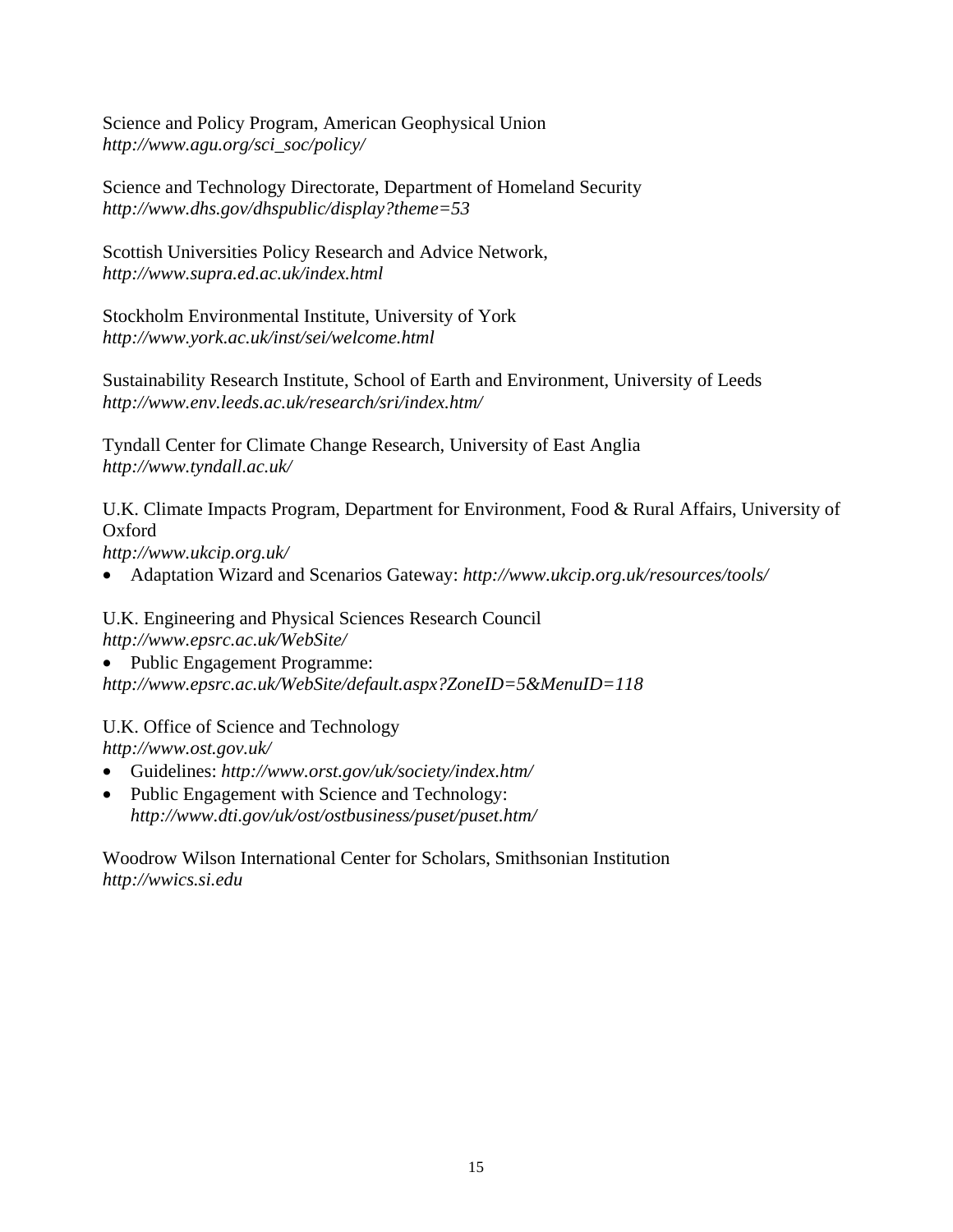Science and Policy Program, American Geophysical Union
*http://www.agu.org/sci_soc/policy/*

Science and Technology Directorate, Department of Homeland Security
*http://www.dhs.gov/dhspublic/display?theme=53*

Scottish Universities Policy Research and Advice Network,
*http://www.supra.ed.ac.uk/index.html*

Stockholm Environmental Institute, University of York
*http://www.york.ac.uk/inst/sei/welcome.html*

Sustainability Research Institute, School of Earth and Environment, University of Leeds
*http://www.env.leeds.ac.uk/research/sri/index.htm/*

Tyndall Center for Climate Change Research, University of East Anglia
*http://www.tyndall.ac.uk/*

U.K. Climate Impacts Program, Department for Environment, Food & Rural Affairs, University of Oxford
*http://www.ukcip.org.uk/*

- Adaptation Wizard and Scenarios Gateway: *http://www.ukcip.org.uk/resources/tools/*

U.K. Engineering and Physical Sciences Research Council
*http://www.epsrc.ac.uk/WebSite/*

- Public Engagement Programme:
*http://www.epsrc.ac.uk/WebSite/default.aspx?ZoneID=5&MenuID=118*

U.K. Office of Science and Technology
*http://www.ost.gov.uk/*

- Guidelines: *http://www.orst.gov/uk/society/index.htm/*
- Public Engagement with Science and Technology:
  *http://www.dti.gov/uk/ost/ostbusiness/puset/puset.htm/*

Woodrow Wilson International Center for Scholars, Smithsonian Institution
*http://wwics.si.edu*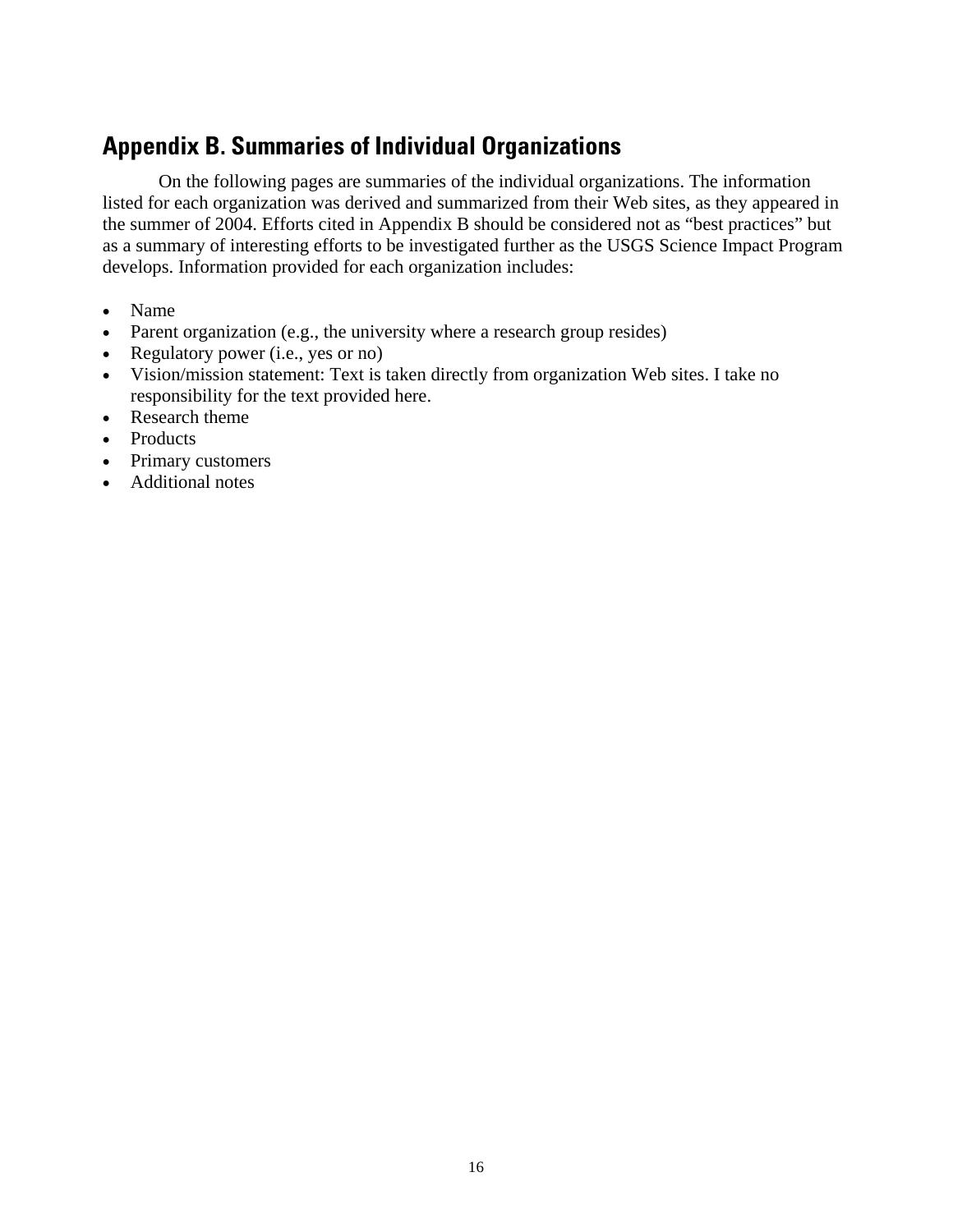## Appendix B. Summaries of Individual Organizations

On the following pages are summaries of the individual organizations. The information listed for each organization was derived and summarized from their Web sites, as they appeared in the summer of 2004. Efforts cited in Appendix B should be considered not as “best practices” but as a summary of interesting efforts to be investigated further as the USGS Science Impact Program develops. Information provided for each organization includes:

- Name
- Parent organization (e.g., the university where a research group resides)
- Regulatory power (i.e., yes or no)
- Vision/mission statement: Text is taken directly from organization Web sites. I take no responsibility for the text provided here.
- Research theme
- Products
- Primary customers
- Additional notes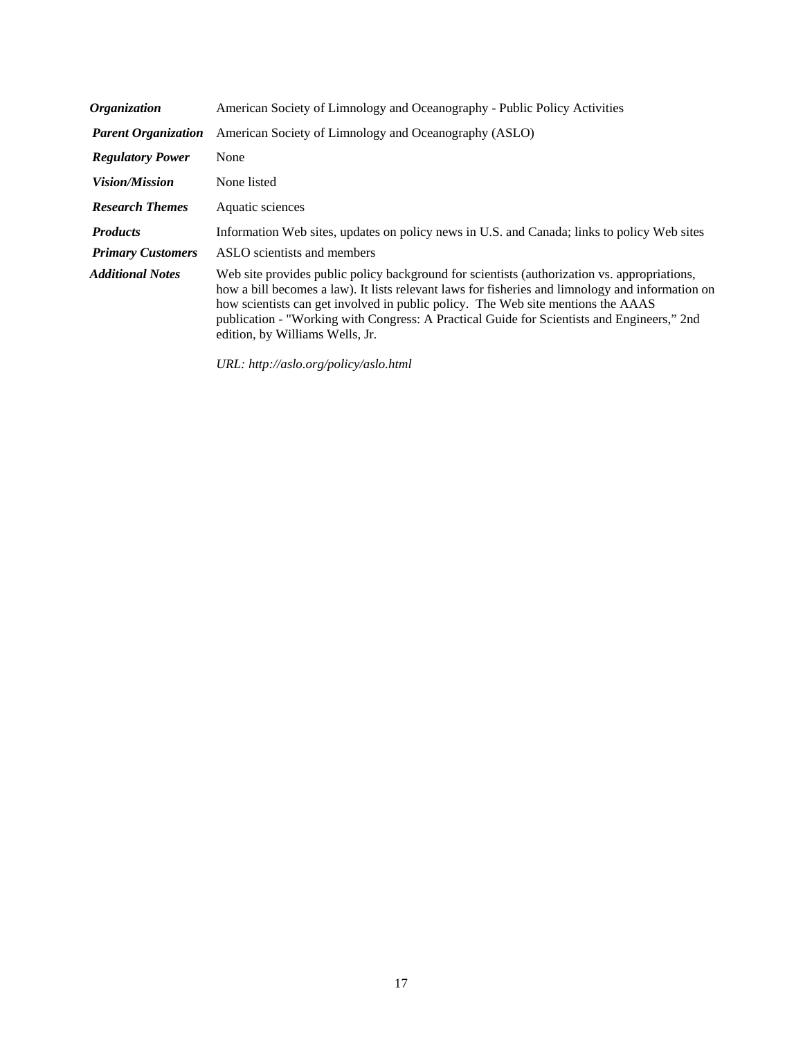| | |
|---|---|
| ***Organization*** | American Society of Limnology and Oceanography - Public Policy Activities |
| ***Parent Organization*** | American Society of Limnology and Oceanography (ASLO) |
| ***Regulatory Power*** | None |
| ***Vision/Mission*** | None listed |
| ***Research Themes*** | Aquatic sciences |
| ***Products*** | Information Web sites, updates on policy news in U.S. and Canada; links to policy Web sites |
| ***Primary Customers*** | ASLO scientists and members |
| ***Additional Notes*** | Web site provides public policy background for scientists (authorization vs. appropriations, how a bill becomes a law). It lists relevant laws for fisheries and limnology and information on how scientists can get involved in public policy. The Web site mentions the AAAS publication - "Working with Congress: A Practical Guide for Scientists and Engineers," 2nd edition, by Williams Wells, Jr.<br><br>*URL: http://aslo.org/policy/aslo.html* |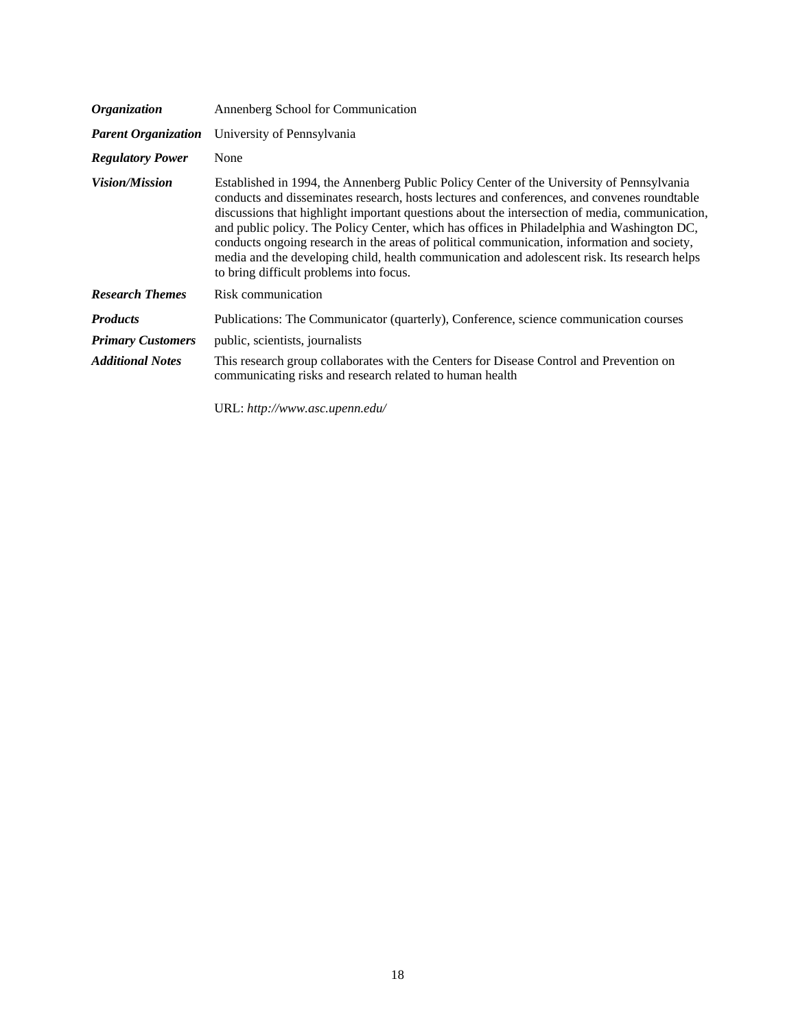| | |
|---|---|
| ***Organization*** | Annenberg School for Communication |
| ***Parent Organization*** | University of Pennsylvania |
| ***Regulatory Power*** | None |
| ***Vision/Mission*** | Established in 1994, the Annenberg Public Policy Center of the University of Pennsylvania conducts and disseminates research, hosts lectures and conferences, and convenes roundtable discussions that highlight important questions about the intersection of media, communication, and public policy. The Policy Center, which has offices in Philadelphia and Washington DC, conducts ongoing research in the areas of political communication, information and society, media and the developing child, health communication and adolescent risk. Its research helps to bring difficult problems into focus. |
| ***Research Themes*** | Risk communication |
| ***Products*** | Publications: The Communicator (quarterly), Conference, science communication courses |
| ***Primary Customers*** | public, scientists, journalists |
| ***Additional Notes*** | This research group collaborates with the Centers for Disease Control and Prevention on communicating risks and research related to human health |

URL: *http://www.asc.upenn.edu/*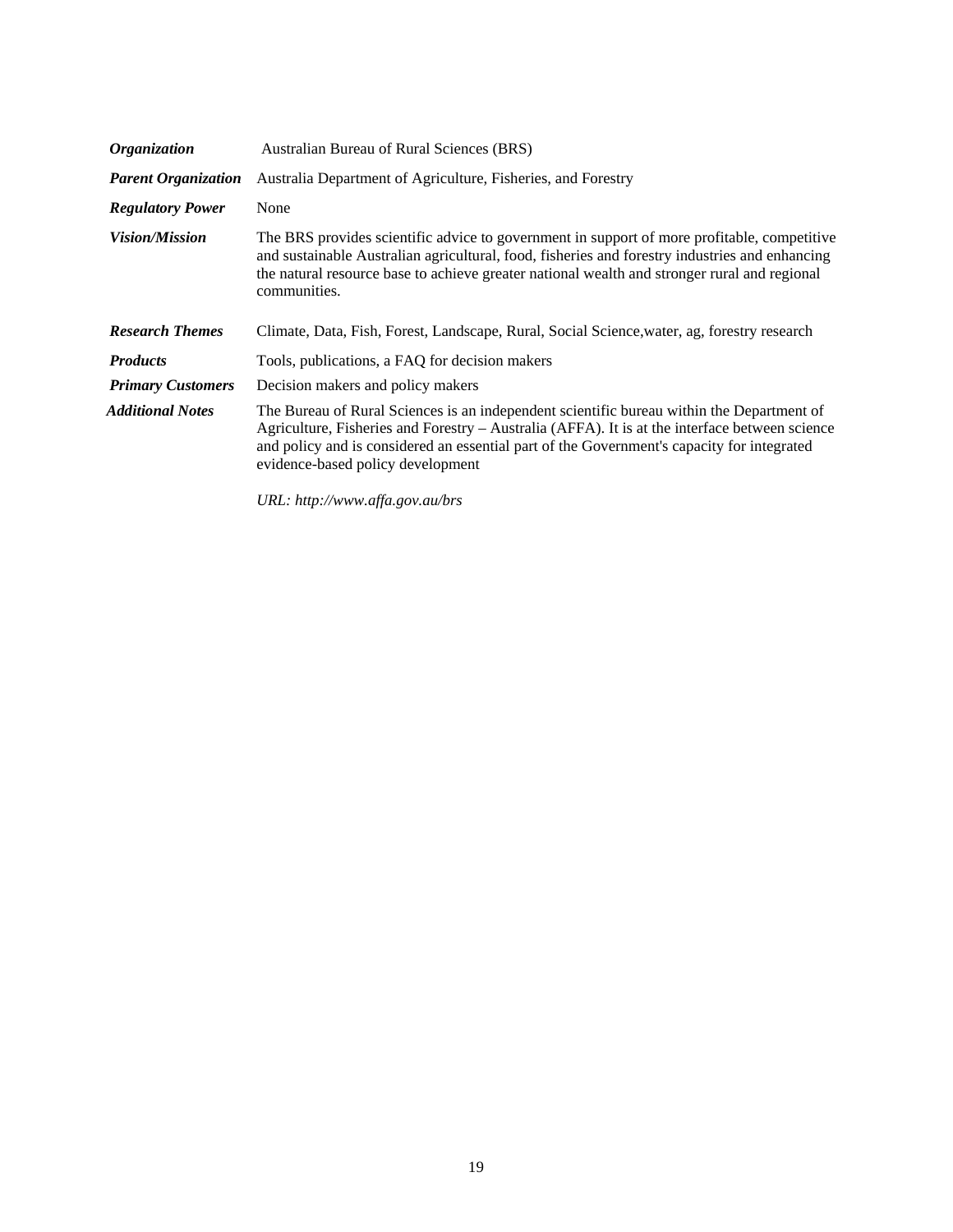| | |
|---|---|
| ***Organization*** | Australian Bureau of Rural Sciences (BRS) |
| ***Parent Organization*** | Australia Department of Agriculture, Fisheries, and Forestry |
| ***Regulatory Power*** | None |
| ***Vision/Mission*** | The BRS provides scientific advice to government in support of more profitable, competitive and sustainable Australian agricultural, food, fisheries and forestry industries and enhancing the natural resource base to achieve greater national wealth and stronger rural and regional communities. |
| ***Research Themes*** | Climate, Data, Fish, Forest, Landscape, Rural, Social Science,water, ag, forestry research |
| ***Products*** | Tools, publications, a FAQ for decision makers |
| ***Primary Customers*** | Decision makers and policy makers |
| ***Additional Notes*** | The Bureau of Rural Sciences is an independent scientific bureau within the Department of Agriculture, Fisheries and Forestry – Australia (AFFA). It is at the interface between science and policy and is considered an essential part of the Government's capacity for integrated evidence-based policy development<br><br>*URL: http://www.affa.gov.au/brs* |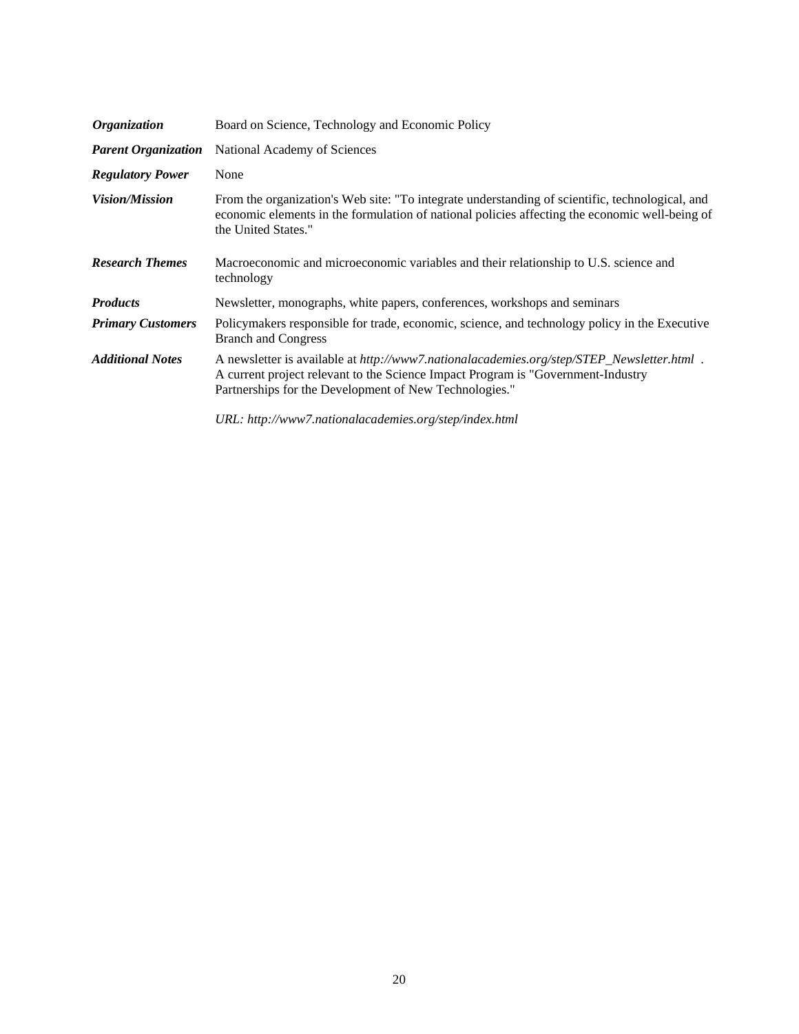| | |
|---|---|
| ***Organization*** | Board on Science, Technology and Economic Policy |
| ***Parent Organization*** | National Academy of Sciences |
| ***Regulatory Power*** | None |
| ***Vision/Mission*** | From the organization's Web site: "To integrate understanding of scientific, technological, and economic elements in the formulation of national policies affecting the economic well-being of the United States." |
| ***Research Themes*** | Macroeconomic and microeconomic variables and their relationship to U.S. science and technology |
| ***Products*** | Newsletter, monographs, white papers, conferences, workshops and seminars |
| ***Primary Customers*** | Policymakers responsible for trade, economic, science, and technology policy in the Executive Branch and Congress |
| ***Additional Notes*** | A newsletter is available at *http://www7.nationalacademies.org/step/STEP_Newsletter.html* . A current project relevant to the Science Impact Program is "Government-Industry Partnerships for the Development of New Technologies."<br><br>*URL: http://www7.nationalacademies.org/step/index.html* |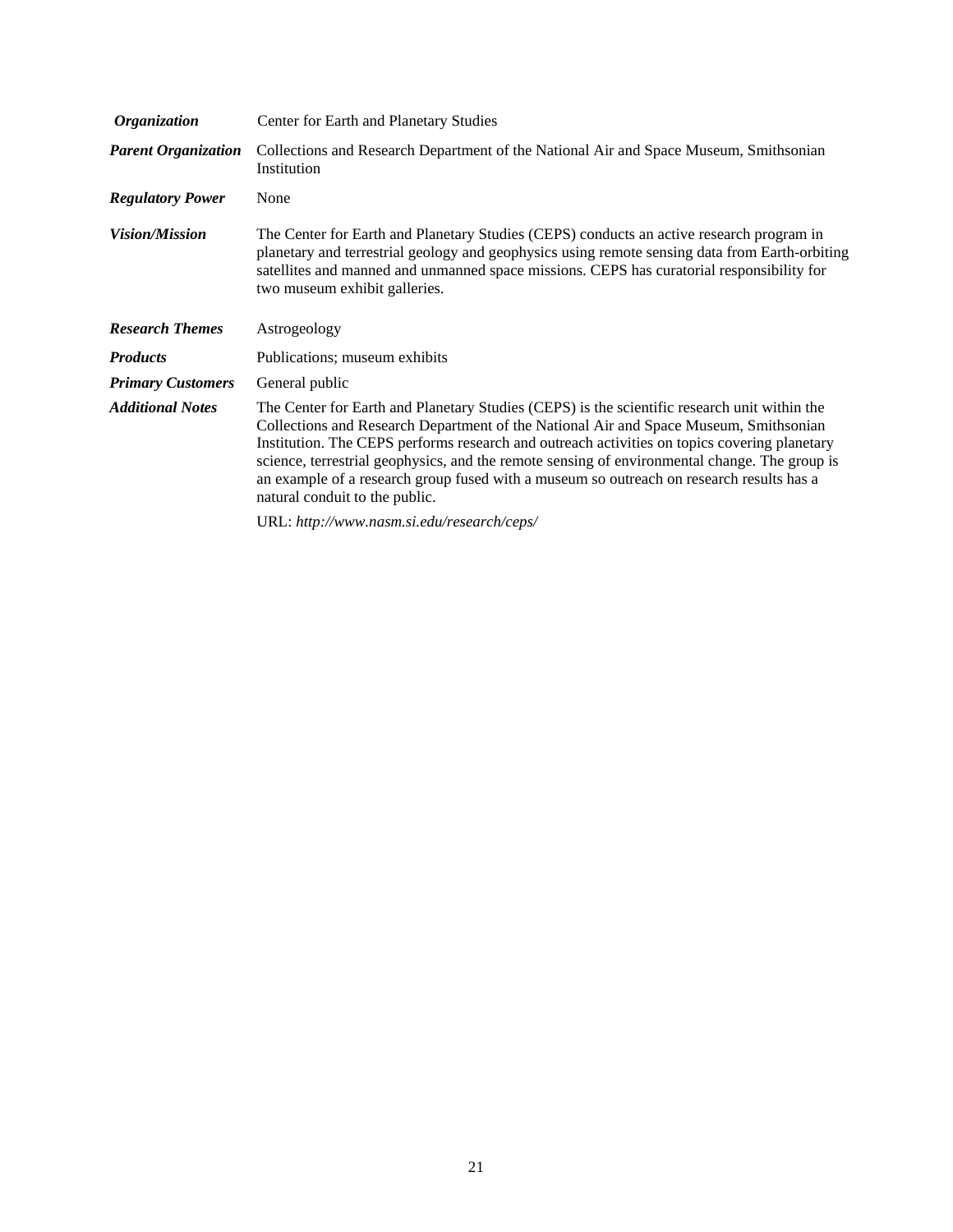| | |
|---|---|
| ***Organization*** | Center for Earth and Planetary Studies |
| ***Parent Organization*** | Collections and Research Department of the National Air and Space Museum, Smithsonian Institution |
| ***Regulatory Power*** | None |
| ***Vision/Mission*** | The Center for Earth and Planetary Studies (CEPS) conducts an active research program in planetary and terrestrial geology and geophysics using remote sensing data from Earth-orbiting satellites and manned and unmanned space missions. CEPS has curatorial responsibility for two museum exhibit galleries. |
| ***Research Themes*** | Astrogeology |
| ***Products*** | Publications; museum exhibits |
| ***Primary Customers*** | General public |
| ***Additional Notes*** | The Center for Earth and Planetary Studies (CEPS) is the scientific research unit within the Collections and Research Department of the National Air and Space Museum, Smithsonian Institution. The CEPS performs research and outreach activities on topics covering planetary science, terrestrial geophysics, and the remote sensing of environmental change. The group is an example of a research group fused with a museum so outreach on research results has a natural conduit to the public.<br><br>URL: *http://www.nasm.si.edu/research/ceps/* |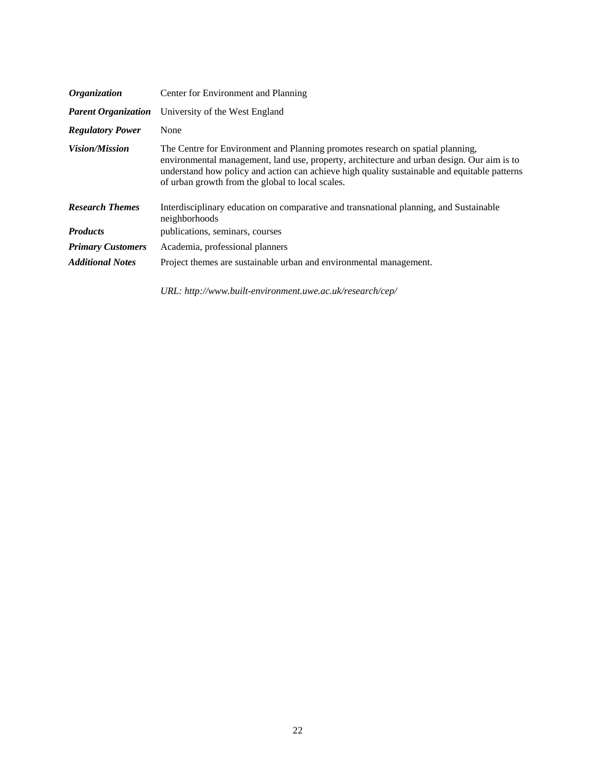| | |
|---|---|
| ***Organization*** | Center for Environment and Planning |
| ***Parent Organization*** | University of the West England |
| ***Regulatory Power*** | None |
| ***Vision/Mission*** | The Centre for Environment and Planning promotes research on spatial planning, environmental management, land use, property, architecture and urban design. Our aim is to understand how policy and action can achieve high quality sustainable and equitable patterns of urban growth from the global to local scales. |
| ***Research Themes*** | Interdisciplinary education on comparative and transnational planning, and Sustainable neighborhoods |
| ***Products*** | publications, seminars, courses |
| ***Primary Customers*** | Academia, professional planners |
| ***Additional Notes*** | Project themes are sustainable urban and environmental management. |

*URL: http://www.built-environment.uwe.ac.uk/research/cep/*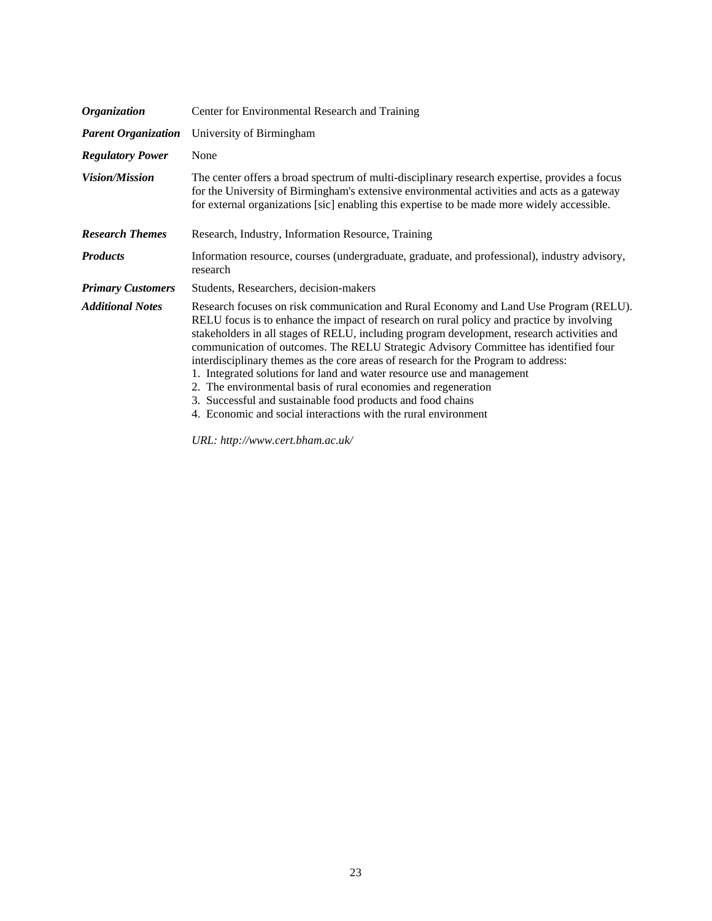| | |
|---|---|
| ***Organization*** | Center for Environmental Research and Training |
| ***Parent Organization*** | University of Birmingham |
| ***Regulatory Power*** | None |
| ***Vision/Mission*** | The center offers a broad spectrum of multi-disciplinary research expertise, provides a focus for the University of Birmingham's extensive environmental activities and acts as a gateway for external organizations [sic] enabling this expertise to be made more widely accessible. |
| ***Research Themes*** | Research, Industry, Information Resource, Training |
| ***Products*** | Information resource, courses (undergraduate, graduate, and professional), industry advisory, research |
| ***Primary Customers*** | Students, Researchers, decision-makers |
| ***Additional Notes*** | Research focuses on risk communication and Rural Economy and Land Use Program (RELU). RELU focus is to enhance the impact of research on rural policy and practice by involving stakeholders in all stages of RELU, including program development, research activities and communication of outcomes. The RELU Strategic Advisory Committee has identified four interdisciplinary themes as the core areas of research for the Program to address:<br>1. Integrated solutions for land and water resource use and management<br>2. The environmental basis of rural economies and regeneration<br>3. Successful and sustainable food products and food chains<br>4. Economic and social interactions with the rural environment<br><br>*URL: http://www.cert.bham.ac.uk/* |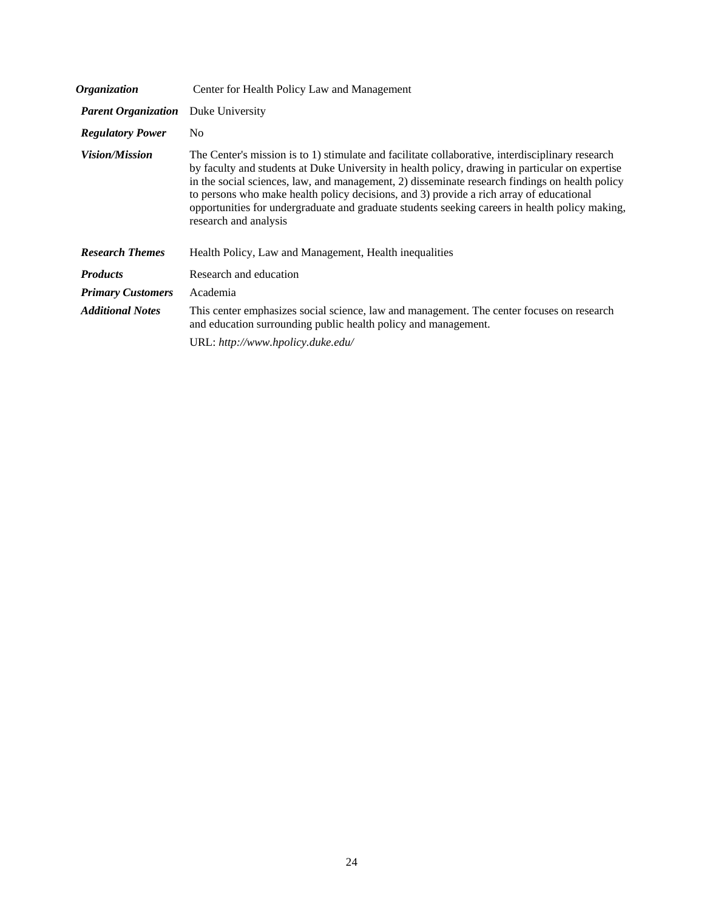| | |
|---|---|
| ***Organization*** | Center for Health Policy Law and Management |
| ***Parent Organization*** | Duke University |
| ***Regulatory Power*** | No |
| ***Vision/Mission*** | The Center's mission is to 1) stimulate and facilitate collaborative, interdisciplinary research by faculty and students at Duke University in health policy, drawing in particular on expertise in the social sciences, law, and management, 2) disseminate research findings on health policy to persons who make health policy decisions, and 3) provide a rich array of educational opportunities for undergraduate and graduate students seeking careers in health policy making, research and analysis |
| ***Research Themes*** | Health Policy, Law and Management, Health inequalities |
| ***Products*** | Research and education |
| ***Primary Customers*** | Academia |
| ***Additional Notes*** | This center emphasizes social science, law and management. The center focuses on research and education surrounding public health policy and management.<br><br>URL: *http://www.hpolicy.duke.edu/* |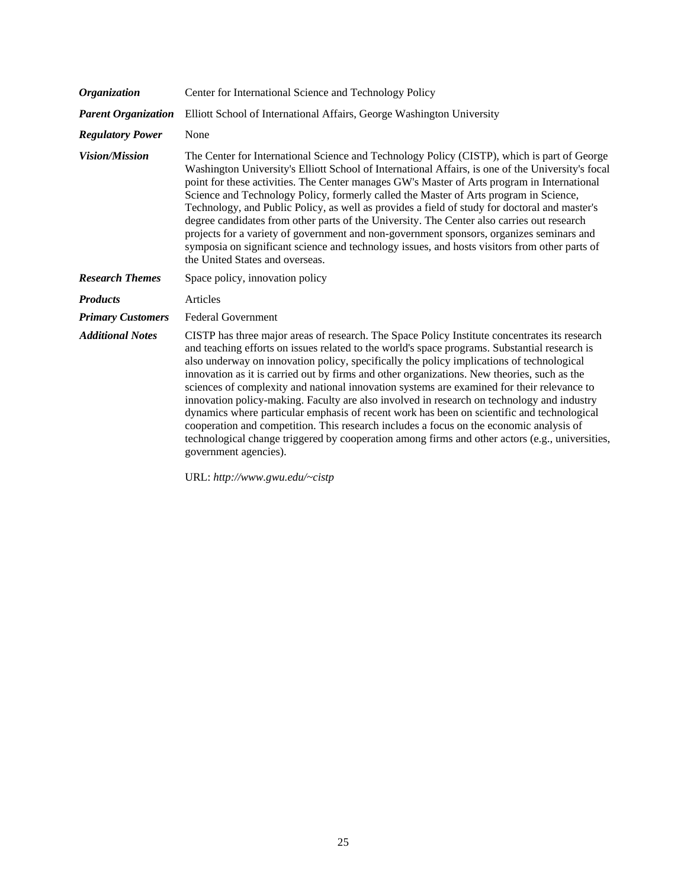| | |
|---|---|
| ***Organization*** | Center for International Science and Technology Policy |
| ***Parent Organization*** | Elliott School of International Affairs, George Washington University |
| ***Regulatory Power*** | None |
| ***Vision/Mission*** | The Center for International Science and Technology Policy (CISTP), which is part of George Washington University's Elliott School of International Affairs, is one of the University's focal point for these activities. The Center manages GW's Master of Arts program in International Science and Technology Policy, formerly called the Master of Arts program in Science, Technology, and Public Policy, as well as provides a field of study for doctoral and master's degree candidates from other parts of the University. The Center also carries out research projects for a variety of government and non-government sponsors, organizes seminars and symposia on significant science and technology issues, and hosts visitors from other parts of the United States and overseas. |
| ***Research Themes*** | Space policy, innovation policy |
| ***Products*** | Articles |
| ***Primary Customers*** | Federal Government |
| ***Additional Notes*** | CISTP has three major areas of research. The Space Policy Institute concentrates its research and teaching efforts on issues related to the world's space programs. Substantial research is also underway on innovation policy, specifically the policy implications of technological innovation as it is carried out by firms and other organizations. New theories, such as the sciences of complexity and national innovation systems are examined for their relevance to innovation policy-making. Faculty are also involved in research on technology and industry dynamics where particular emphasis of recent work has been on scientific and technological cooperation and competition. This research includes a focus on the economic analysis of technological change triggered by cooperation among firms and other actors (e.g., universities, government agencies).<br><br>URL: *http://www.gwu.edu/~cistp* |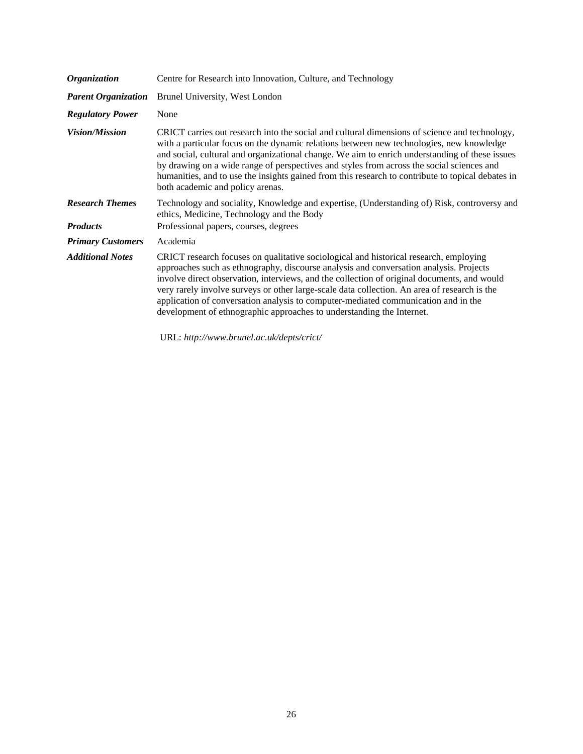| | |
|---|---|
| ***Organization*** | Centre for Research into Innovation, Culture, and Technology |
| ***Parent Organization*** | Brunel University, West London |
| ***Regulatory Power*** | None |
| ***Vision/Mission*** | CRICT carries out research into the social and cultural dimensions of science and technology, with a particular focus on the dynamic relations between new technologies, new knowledge and social, cultural and organizational change. We aim to enrich understanding of these issues by drawing on a wide range of perspectives and styles from across the social sciences and humanities, and to use the insights gained from this research to contribute to topical debates in both academic and policy arenas. |
| ***Research Themes*** | Technology and sociality, Knowledge and expertise, (Understanding of) Risk, controversy and ethics, Medicine, Technology and the Body |
| ***Products*** | Professional papers, courses, degrees |
| ***Primary Customers*** | Academia |
| ***Additional Notes*** | CRICT research focuses on qualitative sociological and historical research, employing approaches such as ethnography, discourse analysis and conversation analysis. Projects involve direct observation, interviews, and the collection of original documents, and would very rarely involve surveys or other large-scale data collection. An area of research is the application of conversation analysis to computer-mediated communication and in the development of ethnographic approaches to understanding the Internet. |

URL: *http://www.brunel.ac.uk/depts/crict/*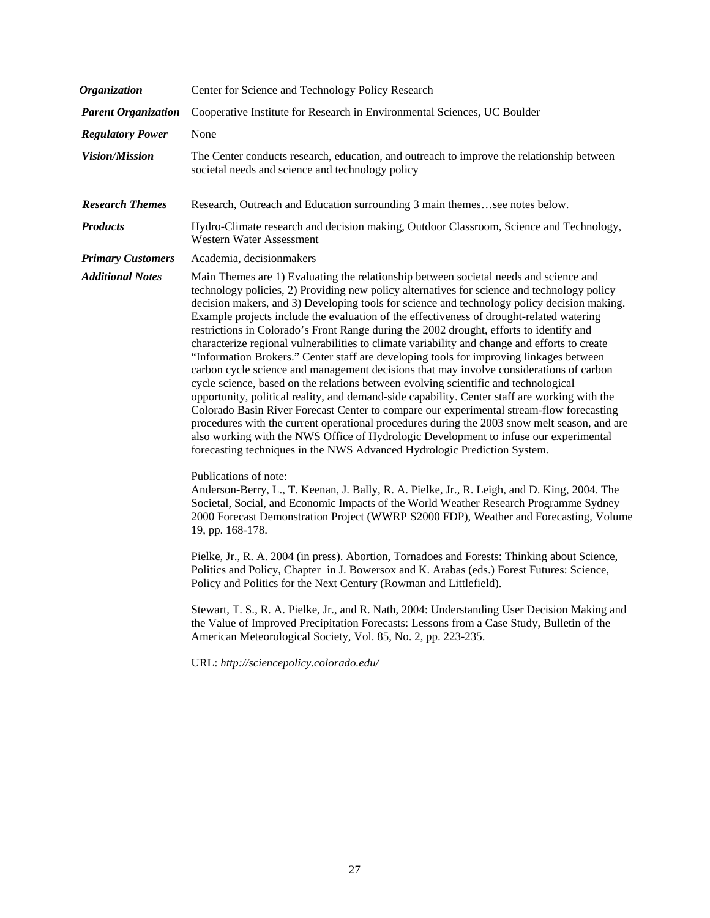| | |
|---|---|
| ***Organization*** | Center for Science and Technology Policy Research |
| ***Parent Organization*** | Cooperative Institute for Research in Environmental Sciences, UC Boulder |
| ***Regulatory Power*** | None |
| ***Vision/Mission*** | The Center conducts research, education, and outreach to improve the relationship between societal needs and science and technology policy |
| ***Research Themes*** | Research, Outreach and Education surrounding 3 main themes…see notes below. |
| ***Products*** | Hydro-Climate research and decision making, Outdoor Classroom, Science and Technology, Western Water Assessment |
| ***Primary Customers*** | Academia, decisionmakers |
| ***Additional Notes*** | Main Themes are 1) Evaluating the relationship between societal needs and science and technology policies, 2) Providing new policy alternatives for science and technology policy decision makers, and 3) Developing tools for science and technology policy decision making. Example projects include the evaluation of the effectiveness of drought-related watering restrictions in Colorado's Front Range during the 2002 drought, efforts to identify and characterize regional vulnerabilities to climate variability and change and efforts to create "Information Brokers." Center staff are developing tools for improving linkages between carbon cycle science and management decisions that may involve considerations of carbon cycle science, based on the relations between evolving scientific and technological opportunity, political reality, and demand-side capability. Center staff are working with the Colorado Basin River Forecast Center to compare our experimental stream-flow forecasting procedures with the current operational procedures during the 2003 snow melt season, and are also working with the NWS Office of Hydrologic Development to infuse our experimental forecasting techniques in the NWS Advanced Hydrologic Prediction System.<br><br>Publications of note:<br>Anderson-Berry, L., T. Keenan, J. Bally, R. A. Pielke, Jr., R. Leigh, and D. King, 2004. The Societal, Social, and Economic Impacts of the World Weather Research Programme Sydney 2000 Forecast Demonstration Project (WWRP S2000 FDP), Weather and Forecasting, Volume 19, pp. 168-178.<br><br>Pielke, Jr., R. A. 2004 (in press). Abortion, Tornadoes and Forests: Thinking about Science, Politics and Policy, Chapter in J. Bowersox and K. Arabas (eds.) Forest Futures: Science, Policy and Politics for the Next Century (Rowman and Littlefield).<br><br>Stewart, T. S., R. A. Pielke, Jr., and R. Nath, 2004: Understanding User Decision Making and the Value of Improved Precipitation Forecasts: Lessons from a Case Study, Bulletin of the American Meteorological Society, Vol. 85, No. 2, pp. 223-235.<br><br>URL: *http://sciencepolicy.colorado.edu/* |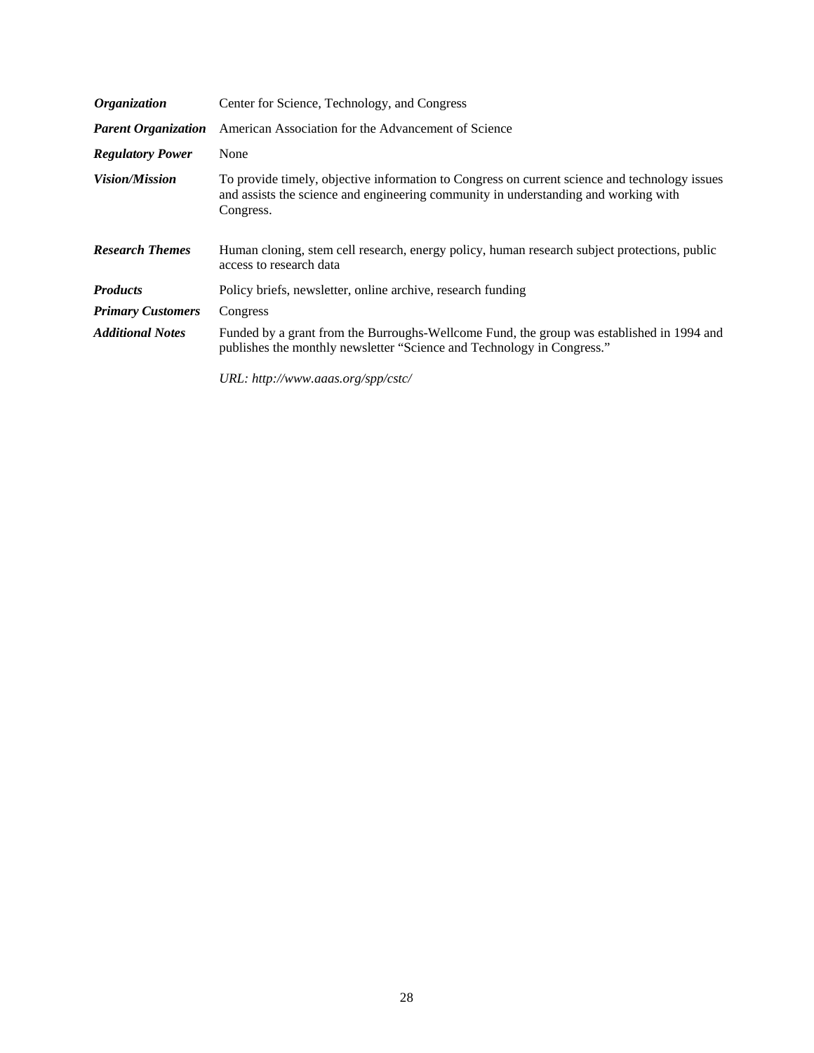| | |
|---|---|
| ***Organization*** | Center for Science, Technology, and Congress |
| ***Parent Organization*** | American Association for the Advancement of Science |
| ***Regulatory Power*** | None |
| ***Vision/Mission*** | To provide timely, objective information to Congress on current science and technology issues and assists the science and engineering community in understanding and working with Congress. |
| ***Research Themes*** | Human cloning, stem cell research, energy policy, human research subject protections, public access to research data |
| ***Products*** | Policy briefs, newsletter, online archive, research funding |
| ***Primary Customers*** | Congress |
| ***Additional Notes*** | Funded by a grant from the Burroughs-Wellcome Fund, the group was established in 1994 and publishes the monthly newsletter "Science and Technology in Congress." <br><br> *URL: http://www.aaas.org/spp/cstc/* |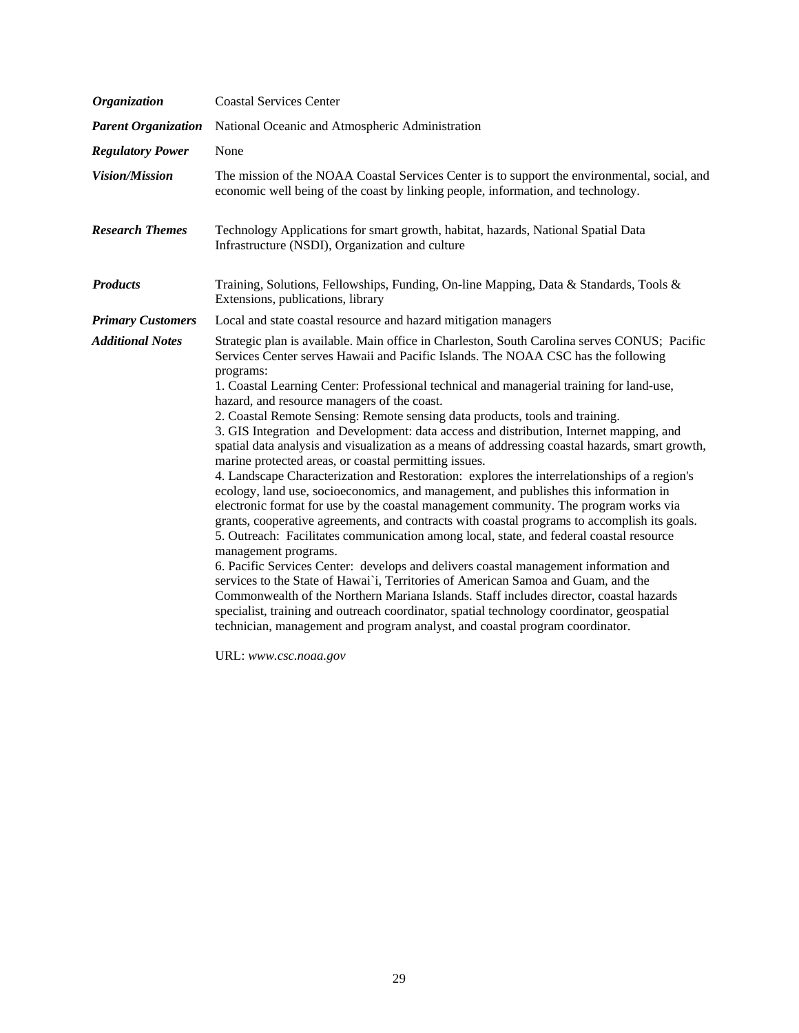| | |
|---|---|
| ***Organization*** | Coastal Services Center |
| ***Parent Organization*** | National Oceanic and Atmospheric Administration |
| ***Regulatory Power*** | None |
| ***Vision/Mission*** | The mission of the NOAA Coastal Services Center is to support the environmental, social, and economic well being of the coast by linking people, information, and technology. |
| ***Research Themes*** | Technology Applications for smart growth, habitat, hazards, National Spatial Data Infrastructure (NSDI), Organization and culture |
| ***Products*** | Training, Solutions, Fellowships, Funding, On-line Mapping, Data & Standards, Tools & Extensions, publications, library |
| ***Primary Customers*** | Local and state coastal resource and hazard mitigation managers |
| ***Additional Notes*** | Strategic plan is available. Main office in Charleston, South Carolina serves CONUS; Pacific Services Center serves Hawaii and Pacific Islands. The NOAA CSC has the following programs:<br>1. Coastal Learning Center: Professional technical and managerial training for land-use, hazard, and resource managers of the coast.<br>2. Coastal Remote Sensing: Remote sensing data products, tools and training.<br>3. GIS Integration and Development: data access and distribution, Internet mapping, and spatial data analysis and visualization as a means of addressing coastal hazards, smart growth, marine protected areas, or coastal permitting issues.<br>4. Landscape Characterization and Restoration: explores the interrelationships of a region's ecology, land use, socioeconomics, and management, and publishes this information in electronic format for use by the coastal management community. The program works via grants, cooperative agreements, and contracts with coastal programs to accomplish its goals.<br>5. Outreach: Facilitates communication among local, state, and federal coastal resource management programs.<br>6. Pacific Services Center: develops and delivers coastal management information and services to the State of Hawai`i, Territories of American Samoa and Guam, and the Commonwealth of the Northern Mariana Islands. Staff includes director, coastal hazards specialist, training and outreach coordinator, spatial technology coordinator, geospatial technician, management and program analyst, and coastal program coordinator.<br><br>URL: *www.csc.noaa.gov* |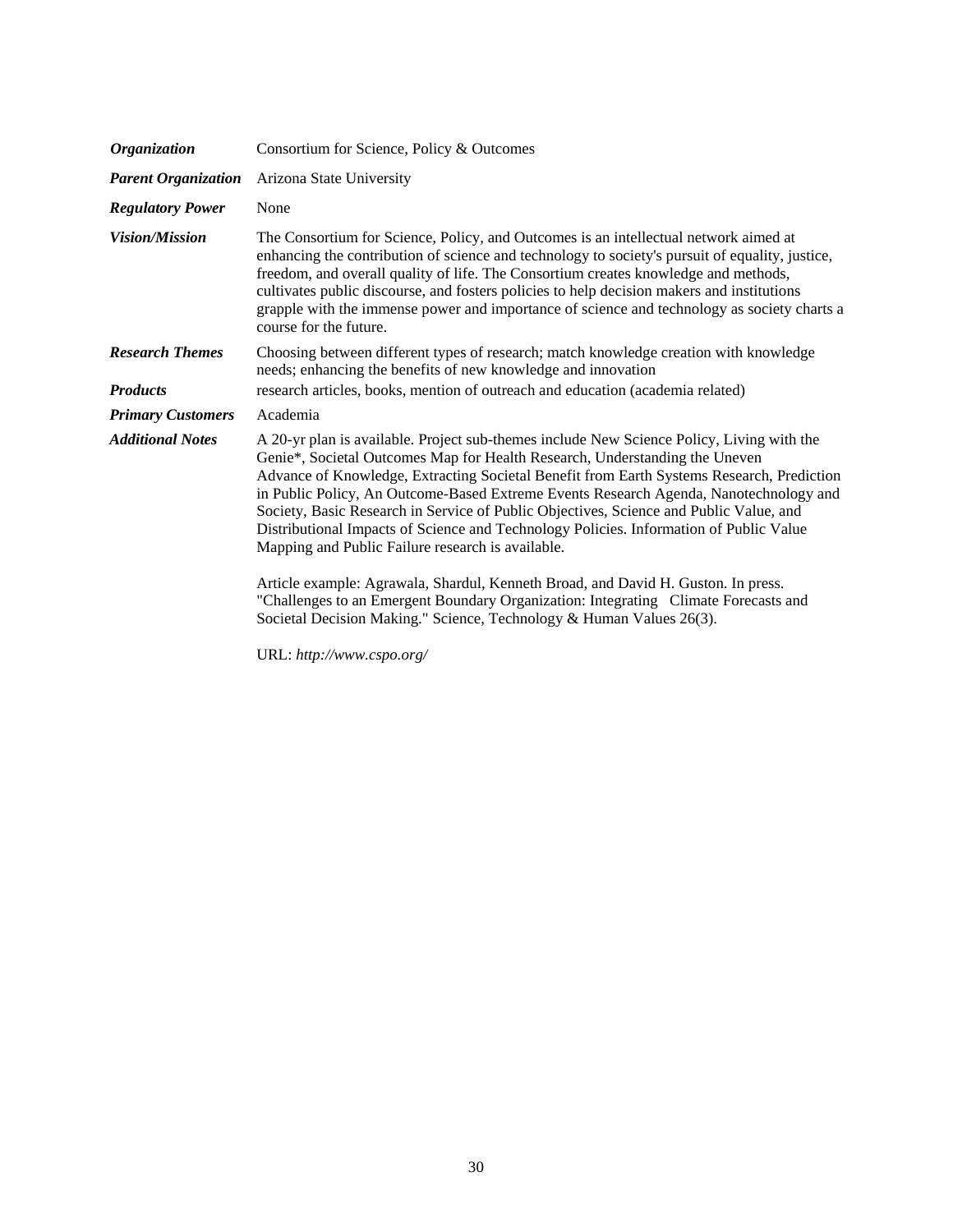| | |
|---|---|
| ***Organization*** | Consortium for Science, Policy & Outcomes |
| ***Parent Organization*** | Arizona State University |
| ***Regulatory Power*** | None |
| ***Vision/Mission*** | The Consortium for Science, Policy, and Outcomes is an intellectual network aimed at enhancing the contribution of science and technology to society's pursuit of equality, justice, freedom, and overall quality of life. The Consortium creates knowledge and methods, cultivates public discourse, and fosters policies to help decision makers and institutions grapple with the immense power and importance of science and technology as society charts a course for the future. |
| ***Research Themes*** | Choosing between different types of research; match knowledge creation with knowledge needs; enhancing the benefits of new knowledge and innovation |
| ***Products*** | research articles, books, mention of outreach and education (academia related) |
| ***Primary Customers*** | Academia |
| ***Additional Notes*** | A 20-yr plan is available. Project sub-themes include New Science Policy, Living with the Genie*, Societal Outcomes Map for Health Research, Understanding the Uneven Advance of Knowledge, Extracting Societal Benefit from Earth Systems Research, Prediction in Public Policy, An Outcome-Based Extreme Events Research Agenda, Nanotechnology and Society, Basic Research in Service of Public Objectives, Science and Public Value, and Distributional Impacts of Science and Technology Policies. Information of Public Value Mapping and Public Failure research is available.<br><br>Article example: Agrawala, Shardul, Kenneth Broad, and David H. Guston. In press. "Challenges to an Emergent Boundary Organization: Integrating Climate Forecasts and Societal Decision Making." Science, Technology & Human Values 26(3).<br><br>URL: *http://www.cspo.org/* |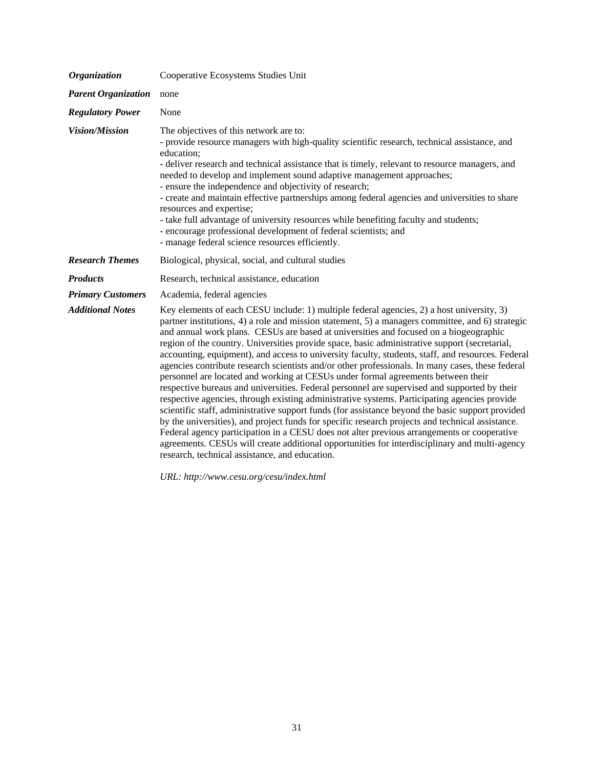| | |
|---|---|
| ***Organization*** | Cooperative Ecosystems Studies Unit |
| ***Parent Organization*** | none |
| ***Regulatory Power*** | None |
| ***Vision/Mission*** | The objectives of this network are to:<br>- provide resource managers with high-quality scientific research, technical assistance, and education;<br>- deliver research and technical assistance that is timely, relevant to resource managers, and needed to develop and implement sound adaptive management approaches;<br>- ensure the independence and objectivity of research;<br>- create and maintain effective partnerships among federal agencies and universities to share resources and expertise;<br>- take full advantage of university resources while benefiting faculty and students;<br>- encourage professional development of federal scientists; and<br>- manage federal science resources efficiently. |
| ***Research Themes*** | Biological, physical, social, and cultural studies |
| ***Products*** | Research, technical assistance, education |
| ***Primary Customers*** | Academia, federal agencies |
| ***Additional Notes*** | Key elements of each CESU include: 1) multiple federal agencies, 2) a host university, 3) partner institutions, 4) a role and mission statement, 5) a managers committee, and 6) strategic and annual work plans. CESUs are based at universities and focused on a biogeographic region of the country. Universities provide space, basic administrative support (secretarial, accounting, equipment), and access to university faculty, students, staff, and resources. Federal agencies contribute research scientists and/or other professionals. In many cases, these federal personnel are located and working at CESUs under formal agreements between their respective bureaus and universities. Federal personnel are supervised and supported by their respective agencies, through existing administrative systems. Participating agencies provide scientific staff, administrative support funds (for assistance beyond the basic support provided by the universities), and project funds for specific research projects and technical assistance. Federal agency participation in a CESU does not alter previous arrangements or cooperative agreements. CESUs will create additional opportunities for interdisciplinary and multi-agency research, technical assistance, and education.<br><br>*URL: http://www.cesu.org/cesu/index.html* |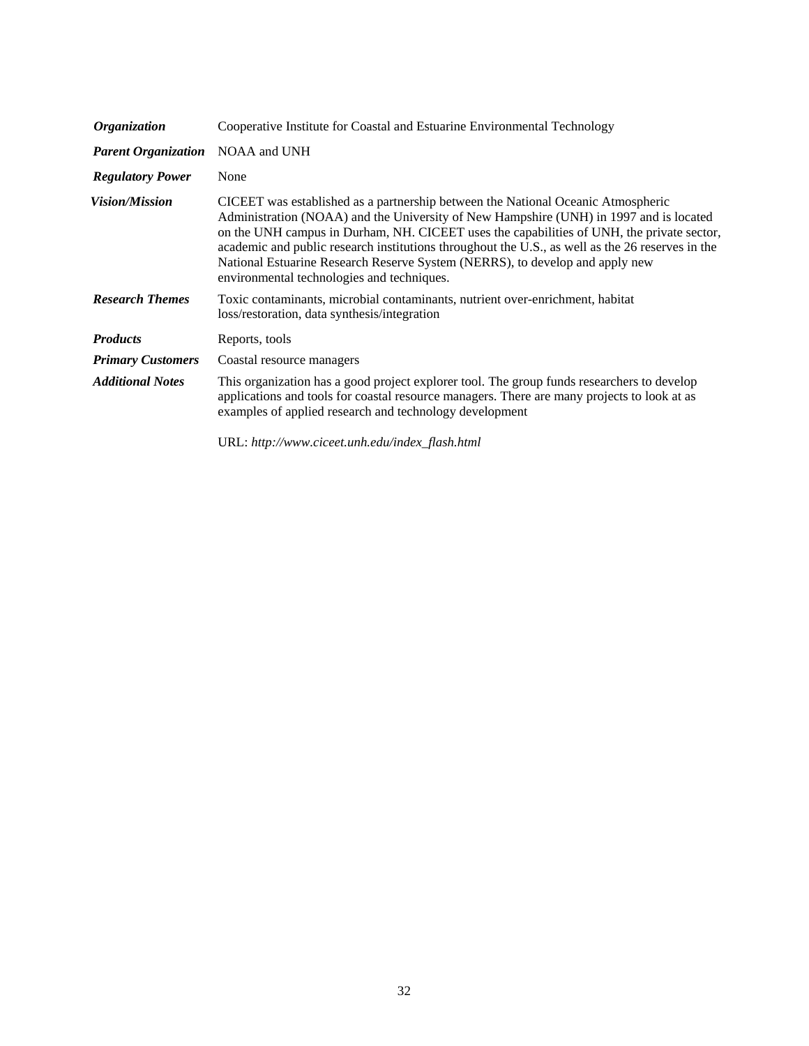| | |
|---|---|
| ***Organization*** | Cooperative Institute for Coastal and Estuarine Environmental Technology |
| ***Parent Organization*** | NOAA and UNH |
| ***Regulatory Power*** | None |
| ***Vision/Mission*** | CICEET was established as a partnership between the National Oceanic Atmospheric Administration (NOAA) and the University of New Hampshire (UNH) in 1997 and is located on the UNH campus in Durham, NH. CICEET uses the capabilities of UNH, the private sector, academic and public research institutions throughout the U.S., as well as the 26 reserves in the National Estuarine Research Reserve System (NERRS), to develop and apply new environmental technologies and techniques. |
| ***Research Themes*** | Toxic contaminants, microbial contaminants, nutrient over-enrichment, habitat loss/restoration, data synthesis/integration |
| ***Products*** | Reports, tools |
| ***Primary Customers*** | Coastal resource managers |
| ***Additional Notes*** | This organization has a good project explorer tool. The group funds researchers to develop applications and tools for coastal resource managers. There are many projects to look at as examples of applied research and technology development<br><br>URL: *http://www.ciceet.unh.edu/index_flash.html* |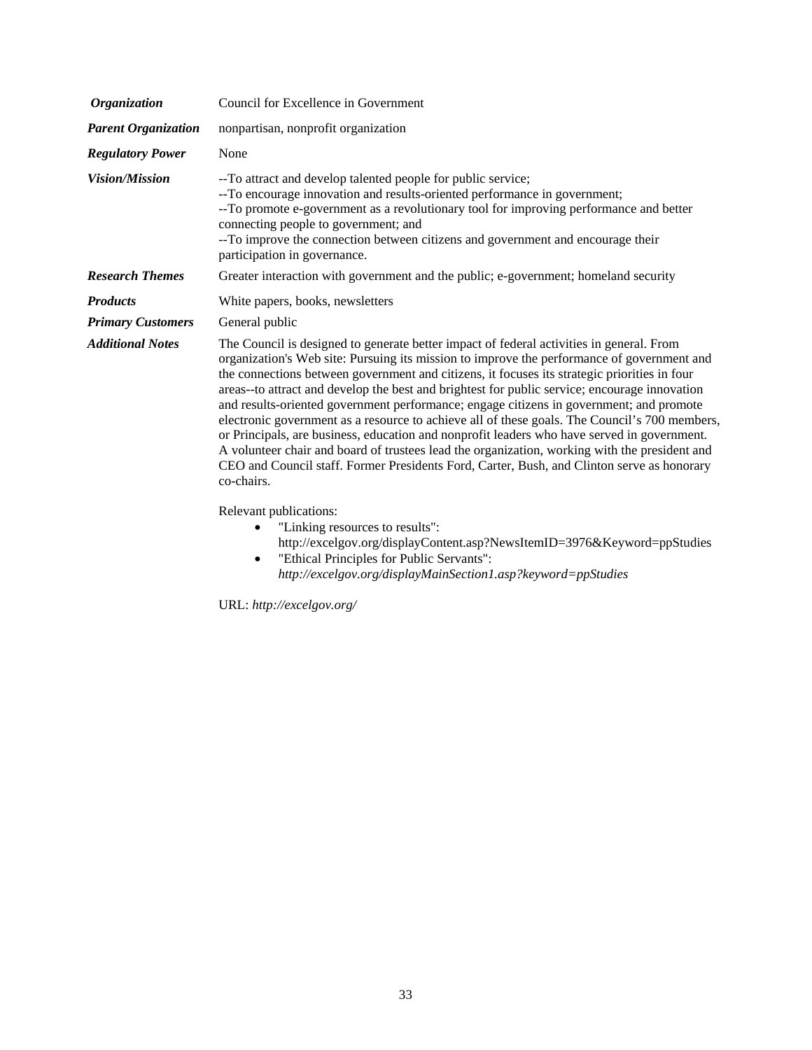| | |
|---|---|
| ***Organization*** | Council for Excellence in Government |
| ***Parent Organization*** | nonpartisan, nonprofit organization |
| ***Regulatory Power*** | None |
| ***Vision/Mission*** | --To attract and develop talented people for public service;<br>--To encourage innovation and results-oriented performance in government;<br>--To promote e-government as a revolutionary tool for improving performance and better connecting people to government; and<br>--To improve the connection between citizens and government and encourage their participation in governance. |
| ***Research Themes*** | Greater interaction with government and the public; e-government; homeland security |
| ***Products*** | White papers, books, newsletters |
| ***Primary Customers*** | General public |
| ***Additional Notes*** | The Council is designed to generate better impact of federal activities in general. From organization's Web site: Pursuing its mission to improve the performance of government and the connections between government and citizens, it focuses its strategic priorities in four areas--to attract and develop the best and brightest for public service; encourage innovation and results-oriented government performance; engage citizens in government; and promote electronic government as a resource to achieve all of these goals. The Council's 700 members, or Principals, are business, education and nonprofit leaders who have served in government. A volunteer chair and board of trustees lead the organization, working with the president and CEO and Council staff. Former Presidents Ford, Carter, Bush, and Clinton serve as honorary co-chairs.<br><br>Relevant publications:<br>• "Linking resources to results": http://excelgov.org/displayContent.asp?NewsItemID=3976&Keyword=ppStudies<br>• "Ethical Principles for Public Servants": *http://excelgov.org/displayMainSection1.asp?keyword=ppStudies*<br><br>URL: *http://excelgov.org/* |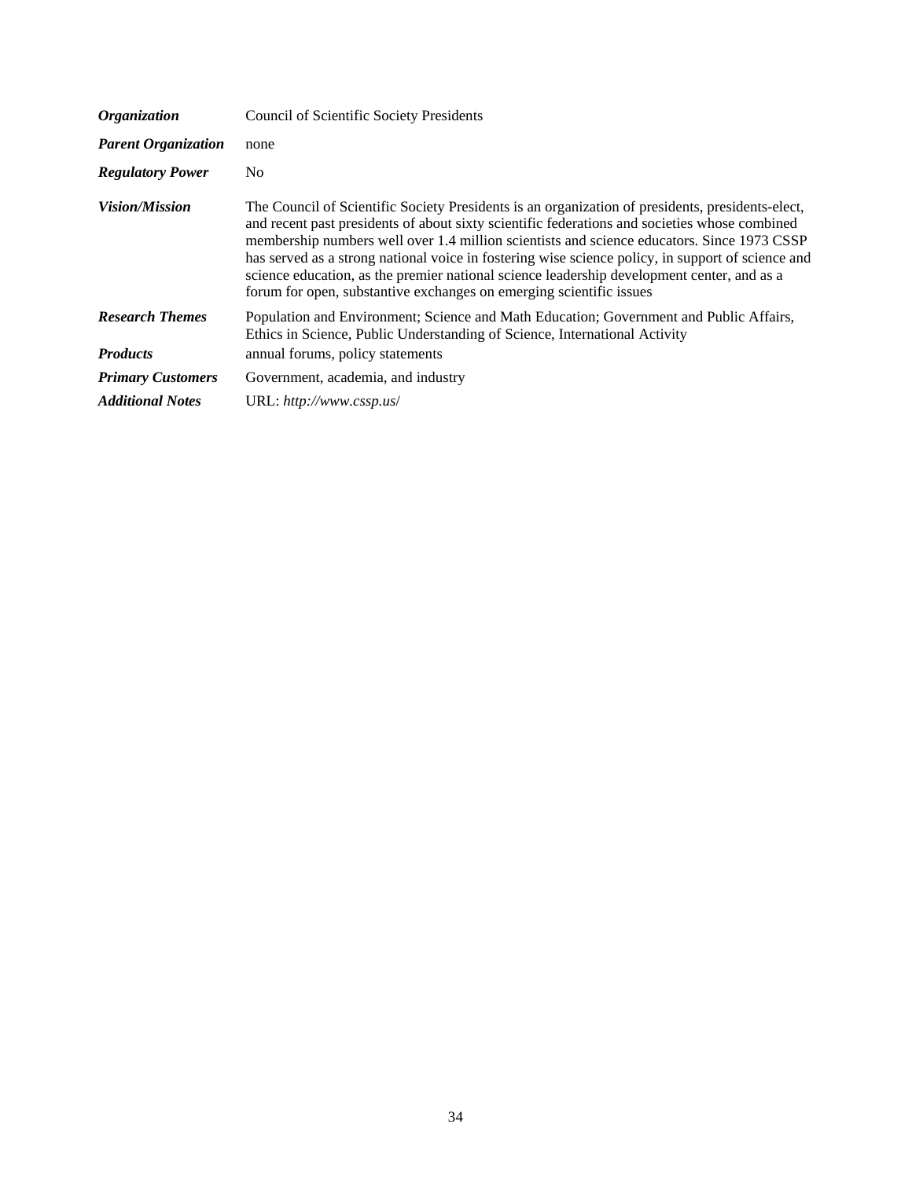| | |
|---|---|
| ***Organization*** | Council of Scientific Society Presidents |
| ***Parent Organization*** | none |
| ***Regulatory Power*** | No |
| ***Vision/Mission*** | The Council of Scientific Society Presidents is an organization of presidents, presidents-elect, and recent past presidents of about sixty scientific federations and societies whose combined membership numbers well over 1.4 million scientists and science educators. Since 1973 CSSP has served as a strong national voice in fostering wise science policy, in support of science and science education, as the premier national science leadership development center, and as a forum for open, substantive exchanges on emerging scientific issues |
| ***Research Themes*** | Population and Environment; Science and Math Education; Government and Public Affairs, Ethics in Science, Public Understanding of Science, International Activity |
| ***Products*** | annual forums, policy statements |
| ***Primary Customers*** | Government, academia, and industry |
| ***Additional Notes*** | URL: *http://www.cssp.us*/ |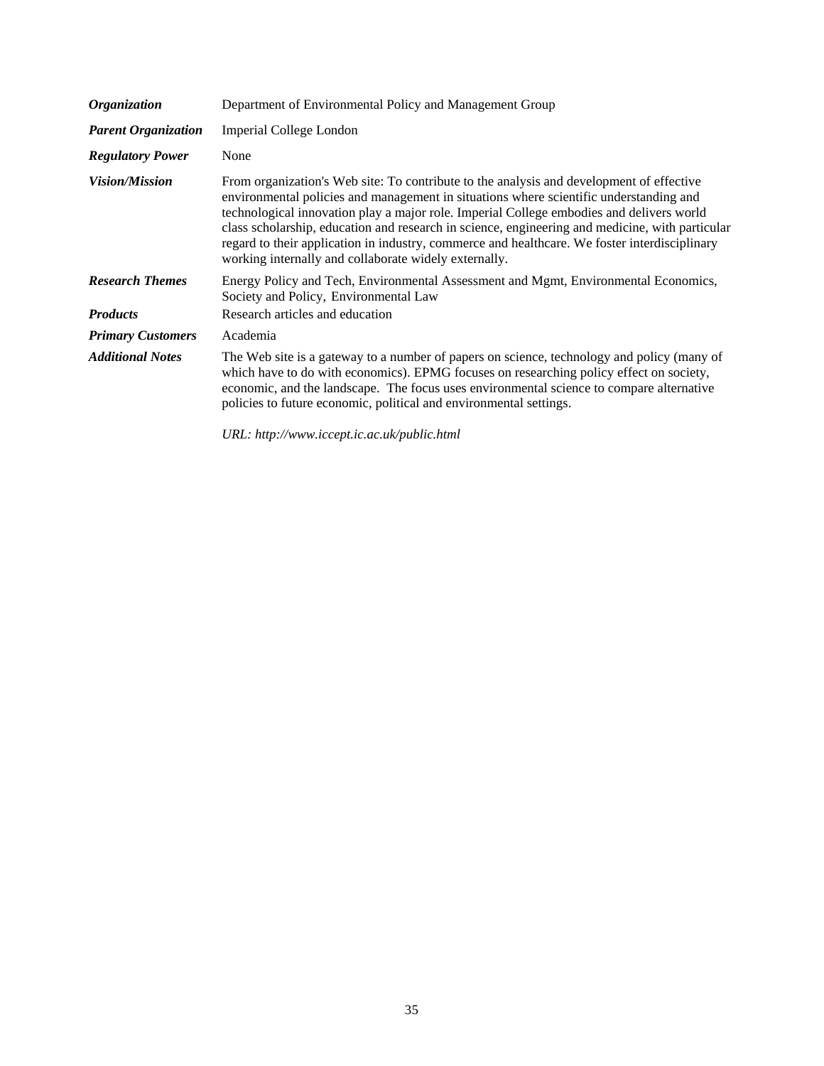| | |
|---|---|
| ***Organization*** | Department of Environmental Policy and Management Group |
| ***Parent Organization*** | Imperial College London |
| ***Regulatory Power*** | None |
| ***Vision/Mission*** | From organization's Web site: To contribute to the analysis and development of effective environmental policies and management in situations where scientific understanding and technological innovation play a major role. Imperial College embodies and delivers world class scholarship, education and research in science, engineering and medicine, with particular regard to their application in industry, commerce and healthcare. We foster interdisciplinary working internally and collaborate widely externally. |
| ***Research Themes*** | Energy Policy and Tech, Environmental Assessment and Mgmt, Environmental Economics, Society and Policy, Environmental Law |
| ***Products*** | Research articles and education |
| ***Primary Customers*** | Academia |
| ***Additional Notes*** | The Web site is a gateway to a number of papers on science, technology and policy (many of which have to do with economics). EPMG focuses on researching policy effect on society, economic, and the landscape. The focus uses environmental science to compare alternative policies to future economic, political and environmental settings.<br><br>*URL: http://www.iccept.ic.ac.uk/public.html* |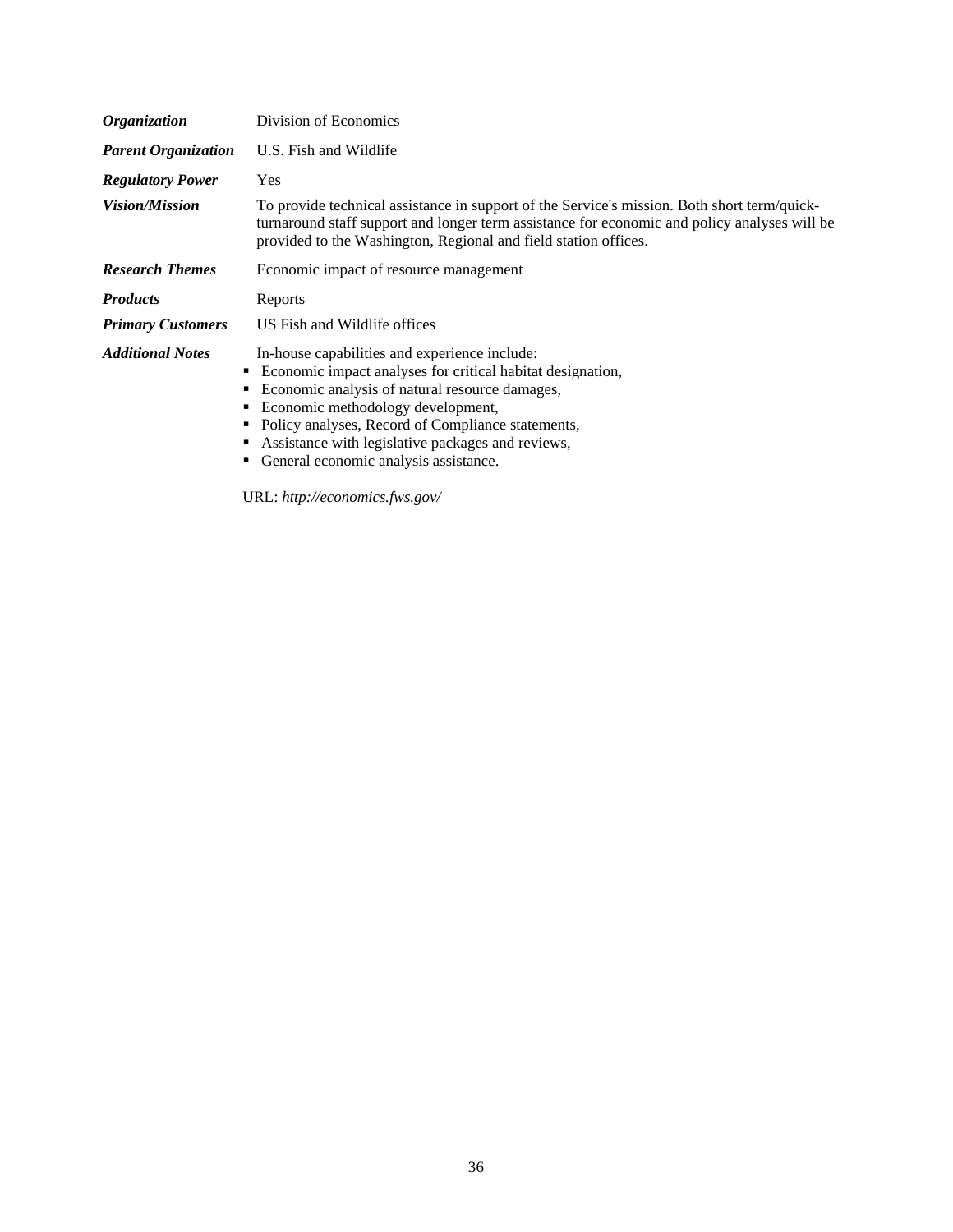| | |
|---|---|
| ***Organization*** | Division of Economics |
| ***Parent Organization*** | U.S. Fish and Wildlife |
| ***Regulatory Power*** | Yes |
| ***Vision/Mission*** | To provide technical assistance in support of the Service's mission. Both short term/quick-turnaround staff support and longer term assistance for economic and policy analyses will be provided to the Washington, Regional and field station offices. |
| ***Research Themes*** | Economic impact of resource management |
| ***Products*** | Reports |
| ***Primary Customers*** | US Fish and Wildlife offices |
| ***Additional Notes*** | In-house capabilities and experience include: <br>▪ Economic impact analyses for critical habitat designation, <br>▪ Economic analysis of natural resource damages, <br>▪ Economic methodology development, <br>▪ Policy analyses, Record of Compliance statements, <br>▪ Assistance with legislative packages and reviews, <br>▪ General economic analysis assistance. <br><br>URL: *http://economics.fws.gov/* |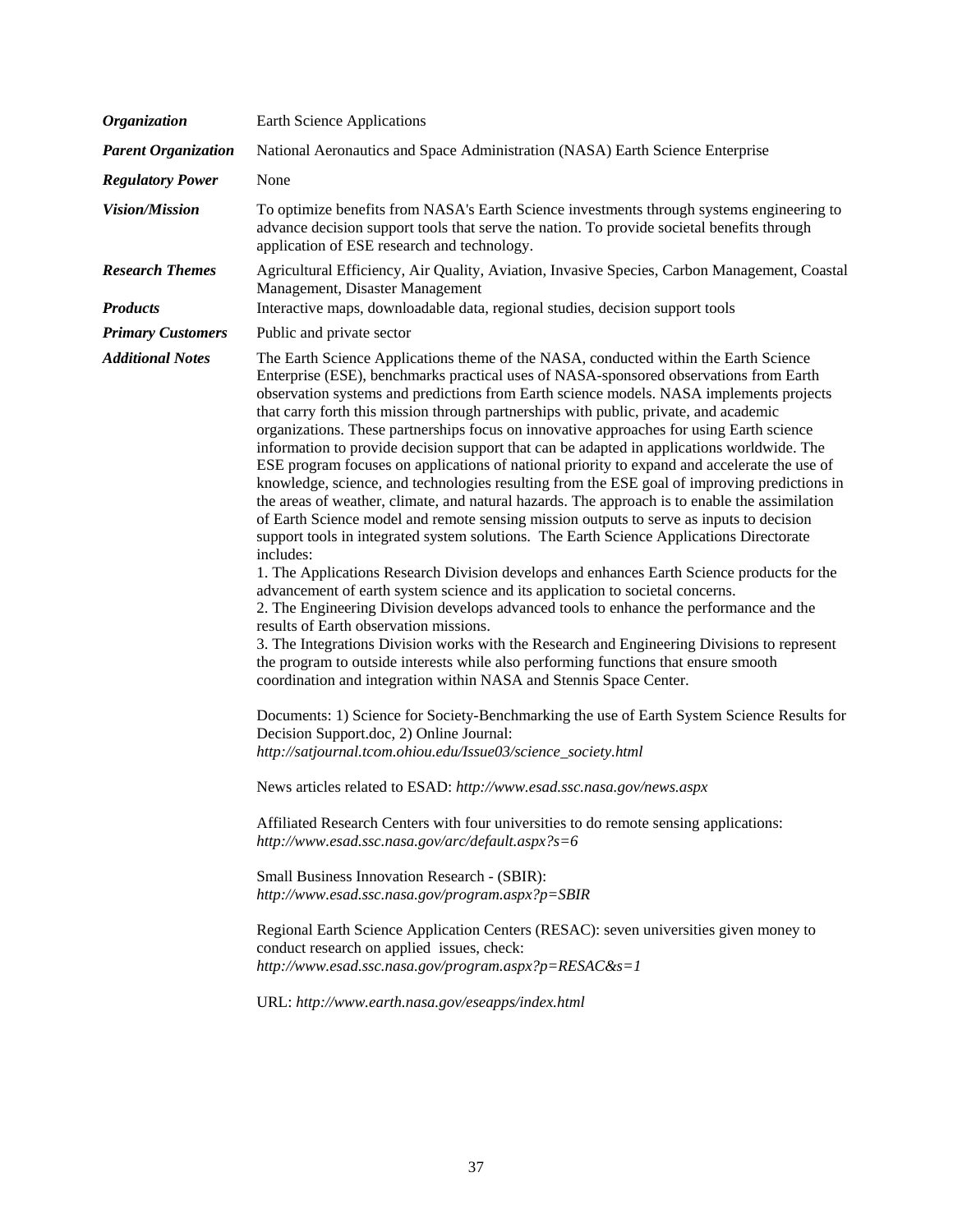| | |
|---|---|
| ***Organization*** | Earth Science Applications |
| ***Parent Organization*** | National Aeronautics and Space Administration (NASA) Earth Science Enterprise |
| ***Regulatory Power*** | None |
| ***Vision/Mission*** | To optimize benefits from NASA's Earth Science investments through systems engineering to advance decision support tools that serve the nation. To provide societal benefits through application of ESE research and technology. |
| ***Research Themes*** | Agricultural Efficiency, Air Quality, Aviation, Invasive Species, Carbon Management, Coastal Management, Disaster Management |
| ***Products*** | Interactive maps, downloadable data, regional studies, decision support tools |
| ***Primary Customers*** | Public and private sector |
| ***Additional Notes*** | The Earth Science Applications theme of the NASA, conducted within the Earth Science Enterprise (ESE), benchmarks practical uses of NASA-sponsored observations from Earth observation systems and predictions from Earth science models. NASA implements projects that carry forth this mission through partnerships with public, private, and academic organizations. These partnerships focus on innovative approaches for using Earth science information to provide decision support that can be adapted in applications worldwide. The ESE program focuses on applications of national priority to expand and accelerate the use of knowledge, science, and technologies resulting from the ESE goal of improving predictions in the areas of weather, climate, and natural hazards. The approach is to enable the assimilation of Earth Science model and remote sensing mission outputs to serve as inputs to decision support tools in integrated system solutions. The Earth Science Applications Directorate includes:<br>1. The Applications Research Division develops and enhances Earth Science products for the advancement of earth system science and its application to societal concerns.<br>2. The Engineering Division develops advanced tools to enhance the performance and the results of Earth observation missions.<br>3. The Integrations Division works with the Research and Engineering Divisions to represent the program to outside interests while also performing functions that ensure smooth coordination and integration within NASA and Stennis Space Center.<br><br>Documents: 1) Science for Society-Benchmarking the use of Earth System Science Results for Decision Support.doc, 2) Online Journal: *http://satjournal.tcom.ohiou.edu/Issue03/science_society.html*<br><br>News articles related to ESAD: *http://www.esad.ssc.nasa.gov/news.aspx*<br><br>Affiliated Research Centers with four universities to do remote sensing applications: *http://www.esad.ssc.nasa.gov/arc/default.aspx?s=6*<br><br>Small Business Innovation Research - (SBIR): *http://www.esad.ssc.nasa.gov/program.aspx?p=SBIR*<br><br>Regional Earth Science Application Centers (RESAC): seven universities given money to conduct research on applied issues, check: *http://www.esad.ssc.nasa.gov/program.aspx?p=RESAC&s=1*<br><br>URL: *http://www.earth.nasa.gov/eseapps/index.html* |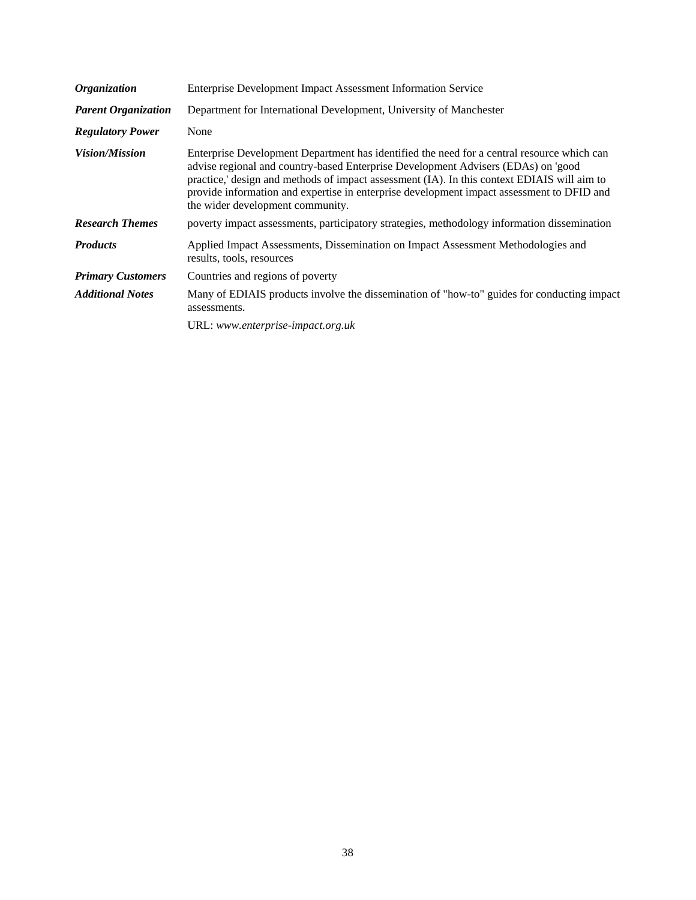| | |
|---|---|
| ***Organization*** | Enterprise Development Impact Assessment Information Service |
| ***Parent Organization*** | Department for International Development, University of Manchester |
| ***Regulatory Power*** | None |
| ***Vision/Mission*** | Enterprise Development Department has identified the need for a central resource which can advise regional and country-based Enterprise Development Advisers (EDAs) on 'good practice,' design and methods of impact assessment (IA). In this context EDIAIS will aim to provide information and expertise in enterprise development impact assessment to DFID and the wider development community. |
| ***Research Themes*** | poverty impact assessments, participatory strategies, methodology information dissemination |
| ***Products*** | Applied Impact Assessments, Dissemination on Impact Assessment Methodologies and results, tools, resources |
| ***Primary Customers*** | Countries and regions of poverty |
| ***Additional Notes*** | Many of EDIAIS products involve the dissemination of "how-to" guides for conducting impact assessments.<br><br>URL: *www.enterprise-impact.org.uk* |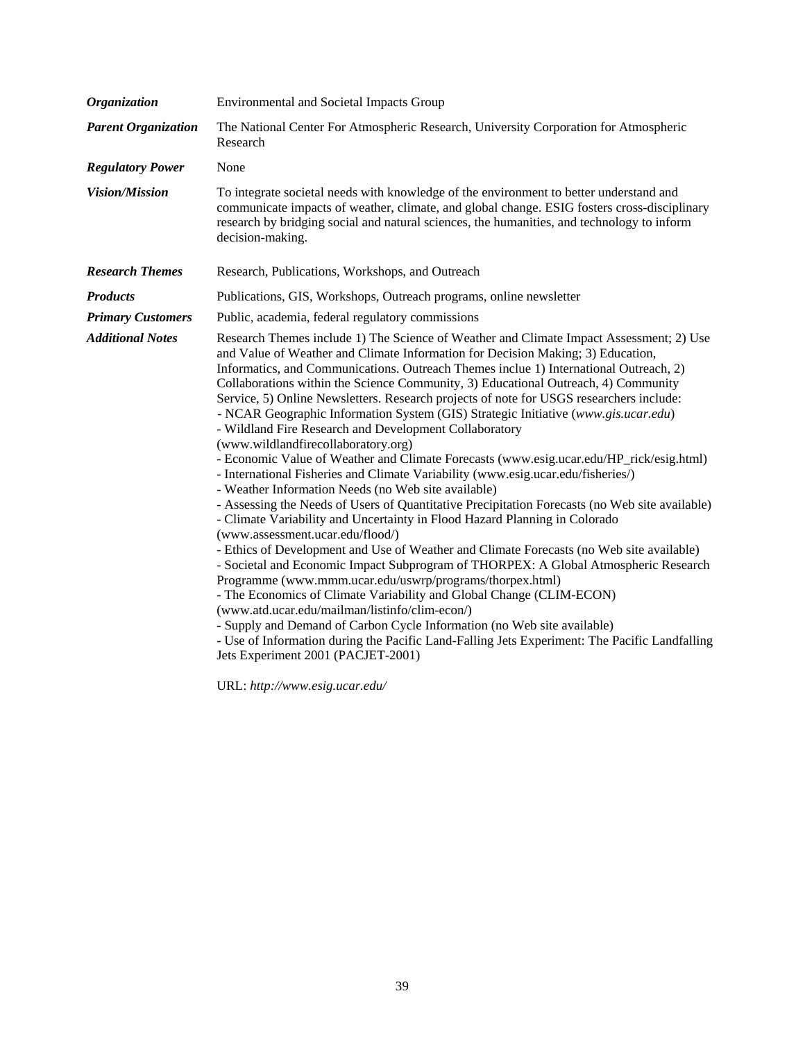| | |
|---|---|
| ***Organization*** | Environmental and Societal Impacts Group |
| ***Parent Organization*** | The National Center For Atmospheric Research, University Corporation for Atmospheric Research |
| ***Regulatory Power*** | None |
| ***Vision/Mission*** | To integrate societal needs with knowledge of the environment to better understand and communicate impacts of weather, climate, and global change. ESIG fosters cross-disciplinary research by bridging social and natural sciences, the humanities, and technology to inform decision-making. |
| ***Research Themes*** | Research, Publications, Workshops, and Outreach |
| ***Products*** | Publications, GIS, Workshops, Outreach programs, online newsletter |
| ***Primary Customers*** | Public, academia, federal regulatory commissions |
| ***Additional Notes*** | Research Themes include 1) The Science of Weather and Climate Impact Assessment; 2) Use and Value of Weather and Climate Information for Decision Making; 3) Education, Informatics, and Communications. Outreach Themes inclue 1) International Outreach, 2) Collaborations within the Science Community, 3) Educational Outreach, 4) Community Service, 5) Online Newsletters. Research projects of note for USGS researchers include:<br>- NCAR Geographic Information System (GIS) Strategic Initiative (*www.gis.ucar.edu*)<br>- Wildland Fire Research and Development Collaboratory (www.wildlandfirecollaboratory.org)<br>- Economic Value of Weather and Climate Forecasts (www.esig.ucar.edu/HP_rick/esig.html)<br>- International Fisheries and Climate Variability (www.esig.ucar.edu/fisheries/)<br>- Weather Information Needs (no Web site available)<br>- Assessing the Needs of Users of Quantitative Precipitation Forecasts (no Web site available)<br>- Climate Variability and Uncertainty in Flood Hazard Planning in Colorado (www.assessment.ucar.edu/flood/)<br>- Ethics of Development and Use of Weather and Climate Forecasts (no Web site available)<br>- Societal and Economic Impact Subprogram of THORPEX: A Global Atmospheric Research Programme (www.mmm.ucar.edu/uswrp/programs/thorpex.html)<br>- The Economics of Climate Variability and Global Change (CLIM-ECON) (www.atd.ucar.edu/mailman/listinfo/clim-econ/)<br>- Supply and Demand of Carbon Cycle Information (no Web site available)<br>- Use of Information during the Pacific Land-Falling Jets Experiment: The Pacific Landfalling Jets Experiment 2001 (PACJET-2001)<br><br>URL: *http://www.esig.ucar.edu/* |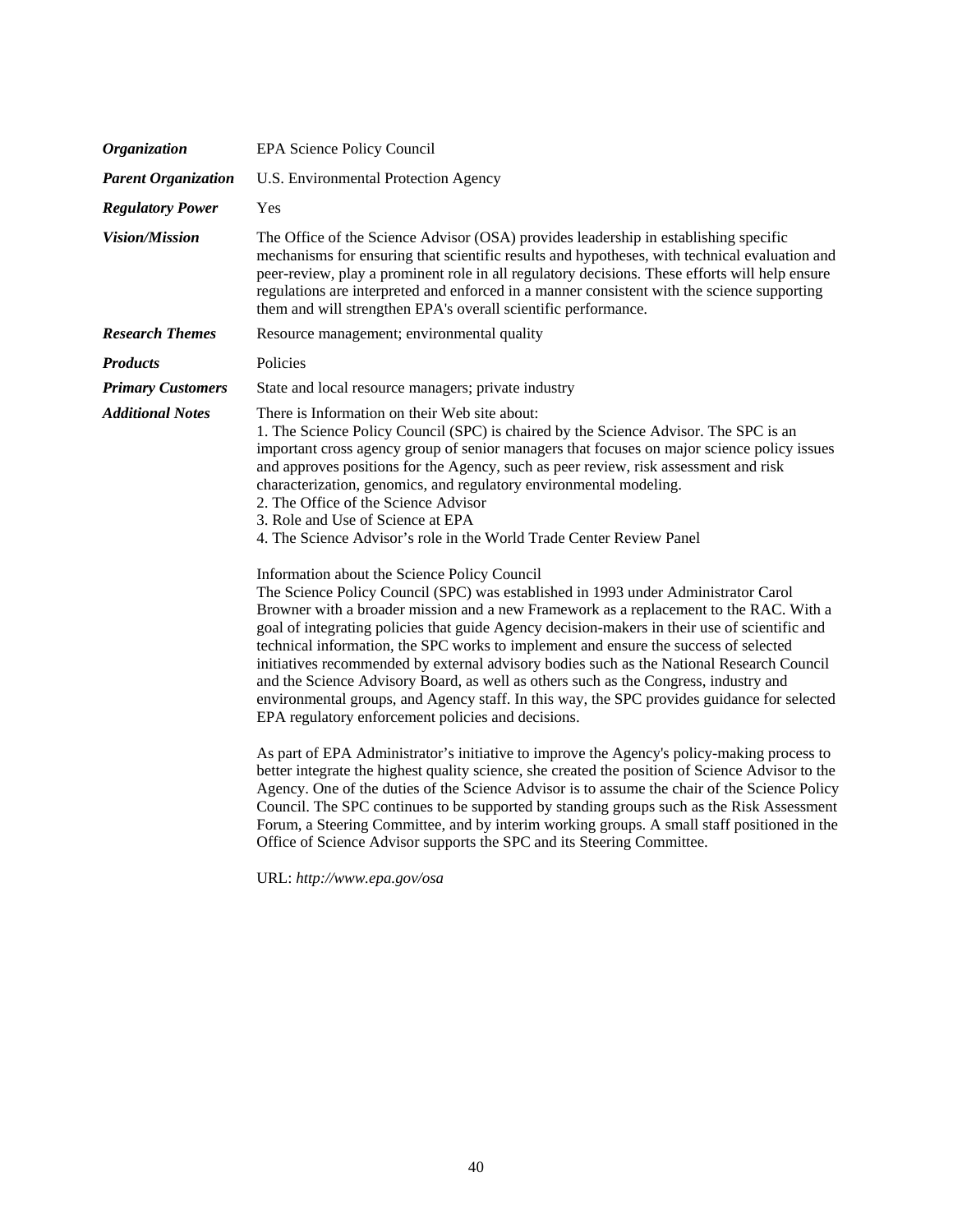| | |
|---|---|
| ***Organization*** | EPA Science Policy Council |
| ***Parent Organization*** | U.S. Environmental Protection Agency |
| ***Regulatory Power*** | Yes |
| ***Vision/Mission*** | The Office of the Science Advisor (OSA) provides leadership in establishing specific mechanisms for ensuring that scientific results and hypotheses, with technical evaluation and peer-review, play a prominent role in all regulatory decisions. These efforts will help ensure regulations are interpreted and enforced in a manner consistent with the science supporting them and will strengthen EPA's overall scientific performance. |
| ***Research Themes*** | Resource management; environmental quality |
| ***Products*** | Policies |
| ***Primary Customers*** | State and local resource managers; private industry |
| ***Additional Notes*** | There is Information on their Web site about:<br>1. The Science Policy Council (SPC) is chaired by the Science Advisor. The SPC is an important cross agency group of senior managers that focuses on major science policy issues and approves positions for the Agency, such as peer review, risk assessment and risk characterization, genomics, and regulatory environmental modeling.<br>2. The Office of the Science Advisor<br>3. Role and Use of Science at EPA<br>4. The Science Advisor's role in the World Trade Center Review Panel<br><br>Information about the Science Policy Council<br>The Science Policy Council (SPC) was established in 1993 under Administrator Carol Browner with a broader mission and a new Framework as a replacement to the RAC. With a goal of integrating policies that guide Agency decision-makers in their use of scientific and technical information, the SPC works to implement and ensure the success of selected initiatives recommended by external advisory bodies such as the National Research Council and the Science Advisory Board, as well as others such as the Congress, industry and environmental groups, and Agency staff. In this way, the SPC provides guidance for selected EPA regulatory enforcement policies and decisions.<br><br>As part of EPA Administrator's initiative to improve the Agency's policy-making process to better integrate the highest quality science, she created the position of Science Advisor to the Agency. One of the duties of the Science Advisor is to assume the chair of the Science Policy Council. The SPC continues to be supported by standing groups such as the Risk Assessment Forum, a Steering Committee, and by interim working groups. A small staff positioned in the Office of Science Advisor supports the SPC and its Steering Committee.<br><br>URL: *http://www.epa.gov/osa* |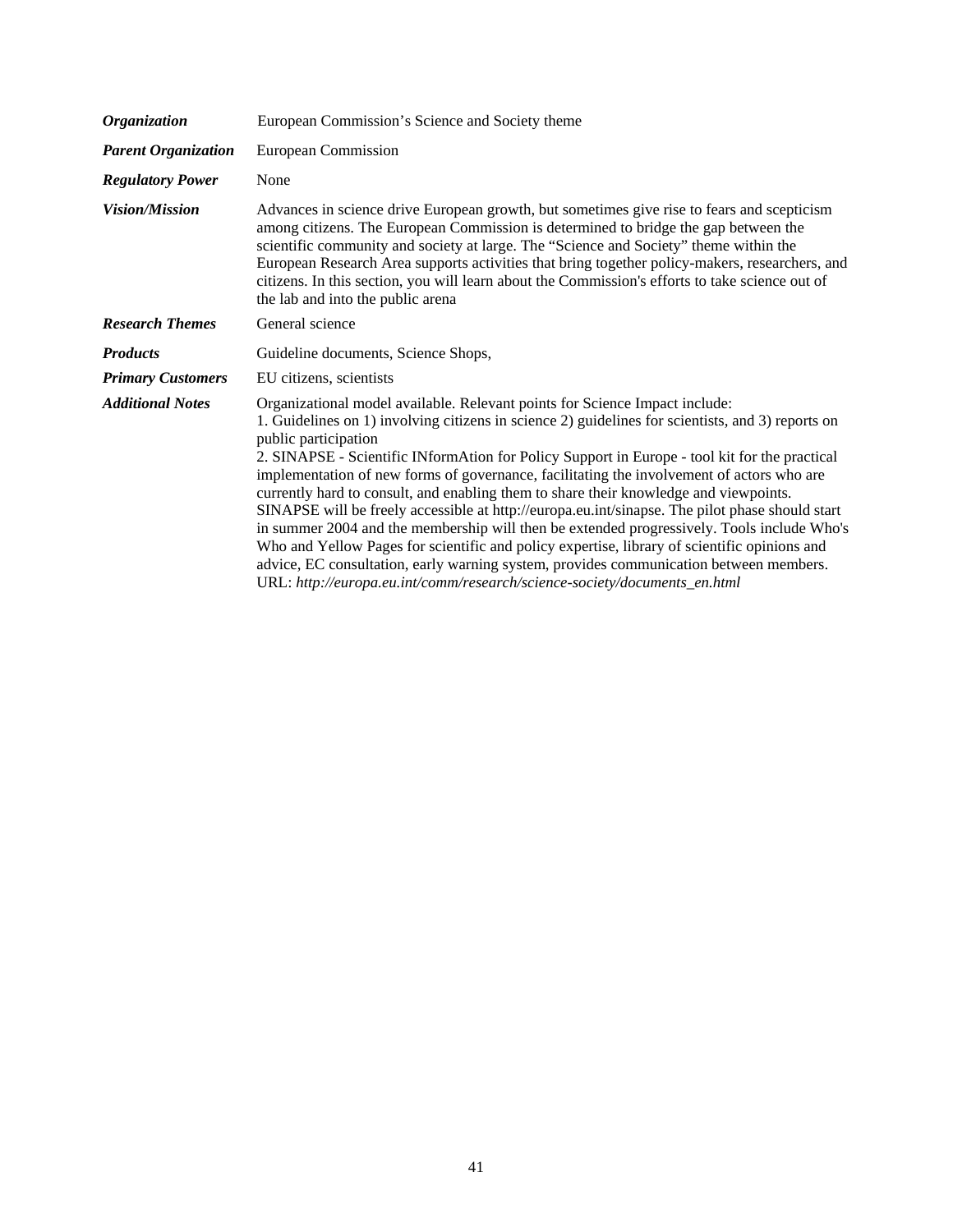| | |
|---|---|
| ***Organization*** | European Commission's Science and Society theme |
| ***Parent Organization*** | European Commission |
| ***Regulatory Power*** | None |
| ***Vision/Mission*** | Advances in science drive European growth, but sometimes give rise to fears and scepticism among citizens. The European Commission is determined to bridge the gap between the scientific community and society at large. The "Science and Society" theme within the European Research Area supports activities that bring together policy-makers, researchers, and citizens. In this section, you will learn about the Commission's efforts to take science out of the lab and into the public arena |
| ***Research Themes*** | General science |
| ***Products*** | Guideline documents, Science Shops, |
| ***Primary Customers*** | EU citizens, scientists |
| ***Additional Notes*** | Organizational model available. Relevant points for Science Impact include:<br>1. Guidelines on 1) involving citizens in science 2) guidelines for scientists, and 3) reports on public participation<br>2. SINAPSE - Scientific INformAtion for Policy Support in Europe - tool kit for the practical implementation of new forms of governance, facilitating the involvement of actors who are currently hard to consult, and enabling them to share their knowledge and viewpoints. SINAPSE will be freely accessible at http://europa.eu.int/sinapse. The pilot phase should start in summer 2004 and the membership will then be extended progressively. Tools include Who's Who and Yellow Pages for scientific and policy expertise, library of scientific opinions and advice, EC consultation, early warning system, provides communication between members.<br>URL: *http://europa.eu.int/comm/research/science-society/documents_en.html* |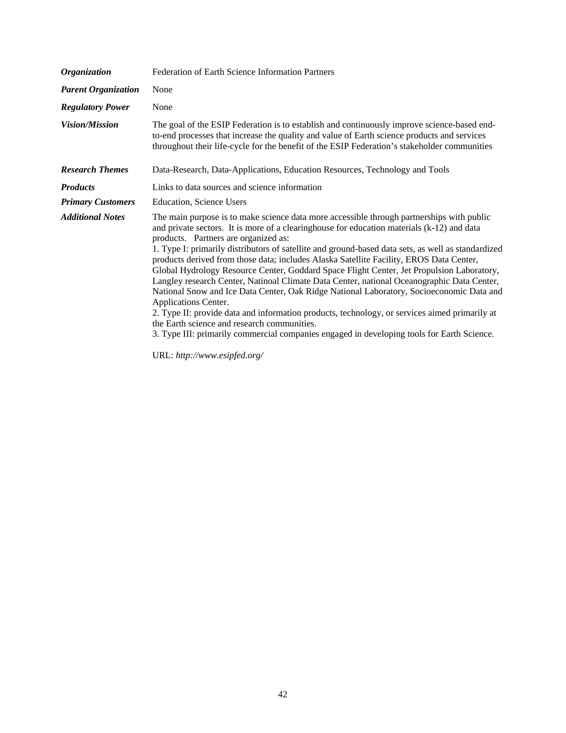| | |
|---|---|
| ***Organization*** | Federation of Earth Science Information Partners |
| ***Parent Organization*** | None |
| ***Regulatory Power*** | None |
| ***Vision/Mission*** | The goal of the ESIP Federation is to establish and continuously improve science-based end-to-end processes that increase the quality and value of Earth science products and services throughout their life-cycle for the benefit of the ESIP Federation's stakeholder communities |
| ***Research Themes*** | Data-Research, Data-Applications, Education Resources, Technology and Tools |
| ***Products*** | Links to data sources and science information |
| ***Primary Customers*** | Education, Science Users |
| ***Additional Notes*** | The main purpose is to make science data more accessible through partnerships with public and private sectors. It is more of a clearinghouse for education materials (k-12) and data products. Partners are organized as:<br>1. Type I: primarily distributors of satellite and ground-based data sets, as well as standardized products derived from those data; includes Alaska Satellite Facility, EROS Data Center, Global Hydrology Resource Center, Goddard Space Flight Center, Jet Propulsion Laboratory, Langley research Center, Natinoal Climate Data Center, national Oceanographic Data Center, National Snow and Ice Data Center, Oak Ridge National Laboratory, Socioeconomic Data and Applications Center.<br>2. Type II: provide data and information products, technology, or services aimed primarily at the Earth science and research communities.<br>3. Type III: primarily commercial companies engaged in developing tools for Earth Science.<br><br>URL: *http://www.esipfed.org/* |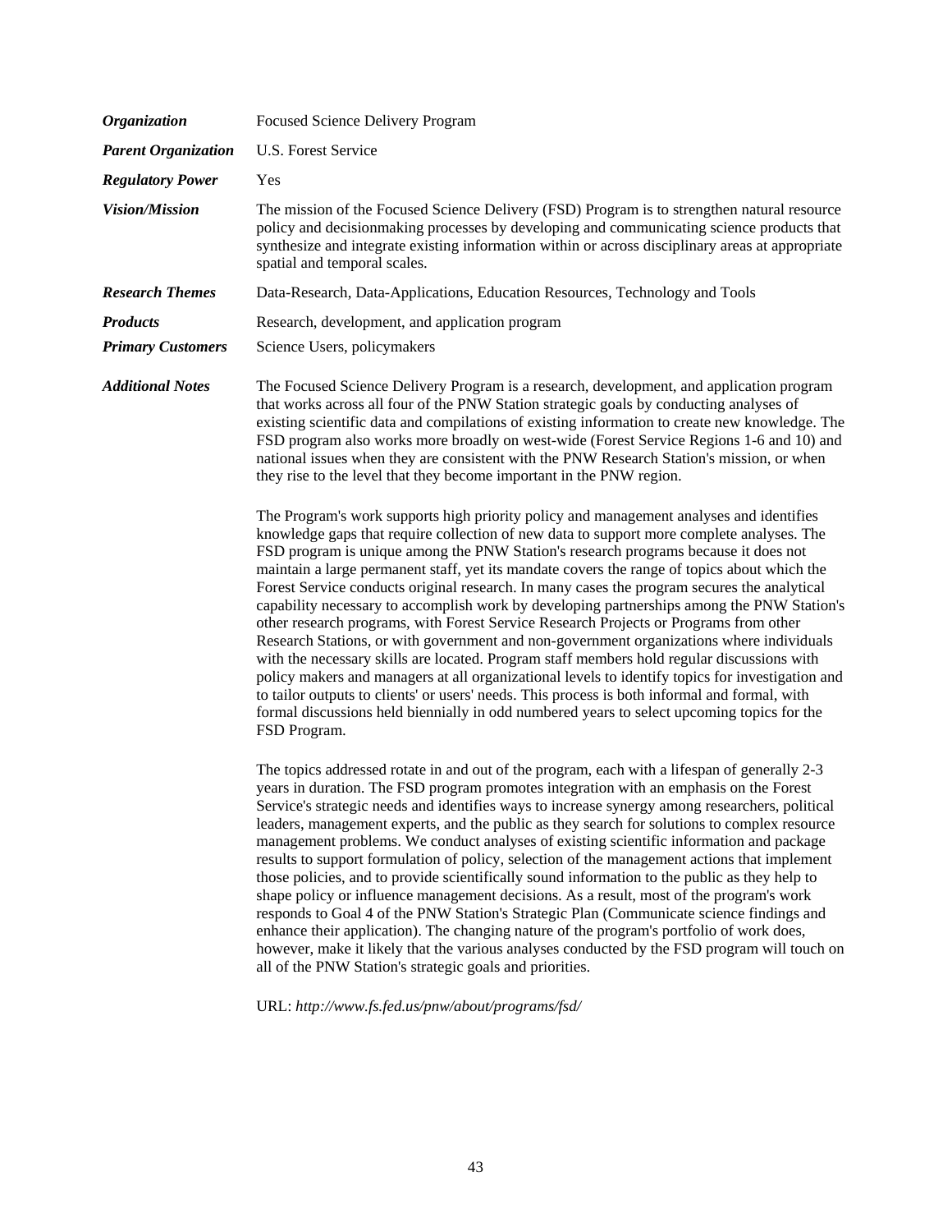| | |
|---|---|
| ***Organization*** | Focused Science Delivery Program |
| ***Parent Organization*** | U.S. Forest Service |
| ***Regulatory Power*** | Yes |
| ***Vision/Mission*** | The mission of the Focused Science Delivery (FSD) Program is to strengthen natural resource policy and decisionmaking processes by developing and communicating science products that synthesize and integrate existing information within or across disciplinary areas at appropriate spatial and temporal scales. |
| ***Research Themes*** | Data-Research, Data-Applications, Education Resources, Technology and Tools |
| ***Products*** | Research, development, and application program |
| ***Primary Customers*** | Science Users, policymakers |
| ***Additional Notes*** | The Focused Science Delivery Program is a research, development, and application program that works across all four of the PNW Station strategic goals by conducting analyses of existing scientific data and compilations of existing information to create new knowledge. The FSD program also works more broadly on west-wide (Forest Service Regions 1-6 and 10) and national issues when they are consistent with the PNW Research Station's mission, or when they rise to the level that they become important in the PNW region.<br><br>The Program's work supports high priority policy and management analyses and identifies knowledge gaps that require collection of new data to support more complete analyses. The FSD program is unique among the PNW Station's research programs because it does not maintain a large permanent staff, yet its mandate covers the range of topics about which the Forest Service conducts original research. In many cases the program secures the analytical capability necessary to accomplish work by developing partnerships among the PNW Station's other research programs, with Forest Service Research Projects or Programs from other Research Stations, or with government and non-government organizations where individuals with the necessary skills are located. Program staff members hold regular discussions with policy makers and managers at all organizational levels to identify topics for investigation and to tailor outputs to clients' or users' needs. This process is both informal and formal, with formal discussions held biennially in odd numbered years to select upcoming topics for the FSD Program.<br><br>The topics addressed rotate in and out of the program, each with a lifespan of generally 2-3 years in duration. The FSD program promotes integration with an emphasis on the Forest Service's strategic needs and identifies ways to increase synergy among researchers, political leaders, management experts, and the public as they search for solutions to complex resource management problems. We conduct analyses of existing scientific information and package results to support formulation of policy, selection of the management actions that implement those policies, and to provide scientifically sound information to the public as they help to shape policy or influence management decisions. As a result, most of the program's work responds to Goal 4 of the PNW Station's Strategic Plan (Communicate science findings and enhance their application). The changing nature of the program's portfolio of work does, however, make it likely that the various analyses conducted by the FSD program will touch on all of the PNW Station's strategic goals and priorities.<br><br>URL: *http://www.fs.fed.us/pnw/about/programs/fsd/* |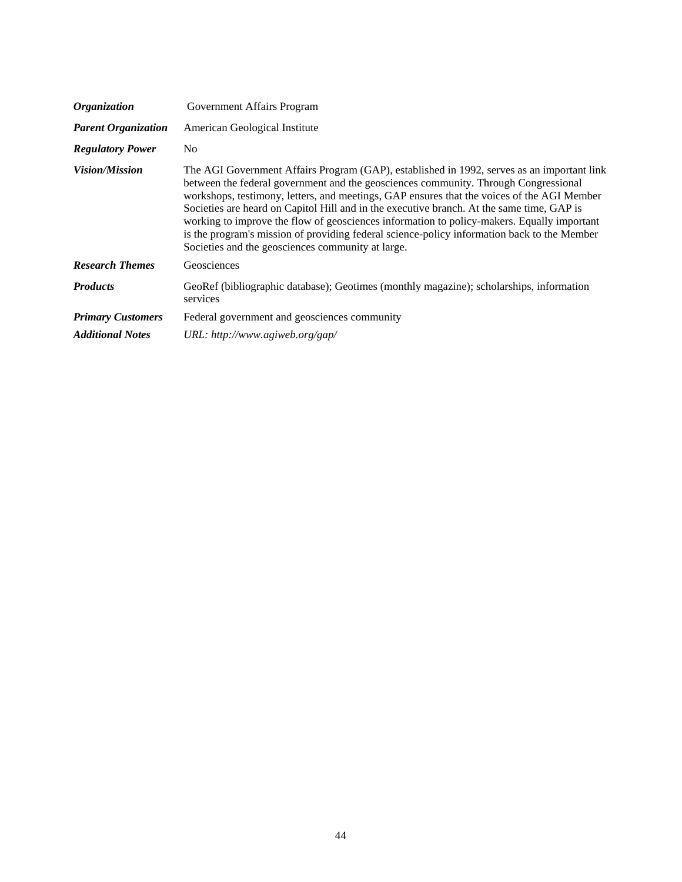| | |
|---|---|
| ***Organization*** | Government Affairs Program |
| ***Parent Organization*** | American Geological Institute |
| ***Regulatory Power*** | No |
| ***Vision/Mission*** | The AGI Government Affairs Program (GAP), established in 1992, serves as an important link between the federal government and the geosciences community. Through Congressional workshops, testimony, letters, and meetings, GAP ensures that the voices of the AGI Member Societies are heard on Capitol Hill and in the executive branch. At the same time, GAP is working to improve the flow of geosciences information to policy-makers. Equally important is the program's mission of providing federal science-policy information back to the Member Societies and the geosciences community at large. |
| ***Research Themes*** | Geosciences |
| ***Products*** | GeoRef (bibliographic database); Geotimes (monthly magazine); scholarships, information services |
| ***Primary Customers*** | Federal government and geosciences community |
| ***Additional Notes*** | *URL: http://www.agiweb.org/gap/* |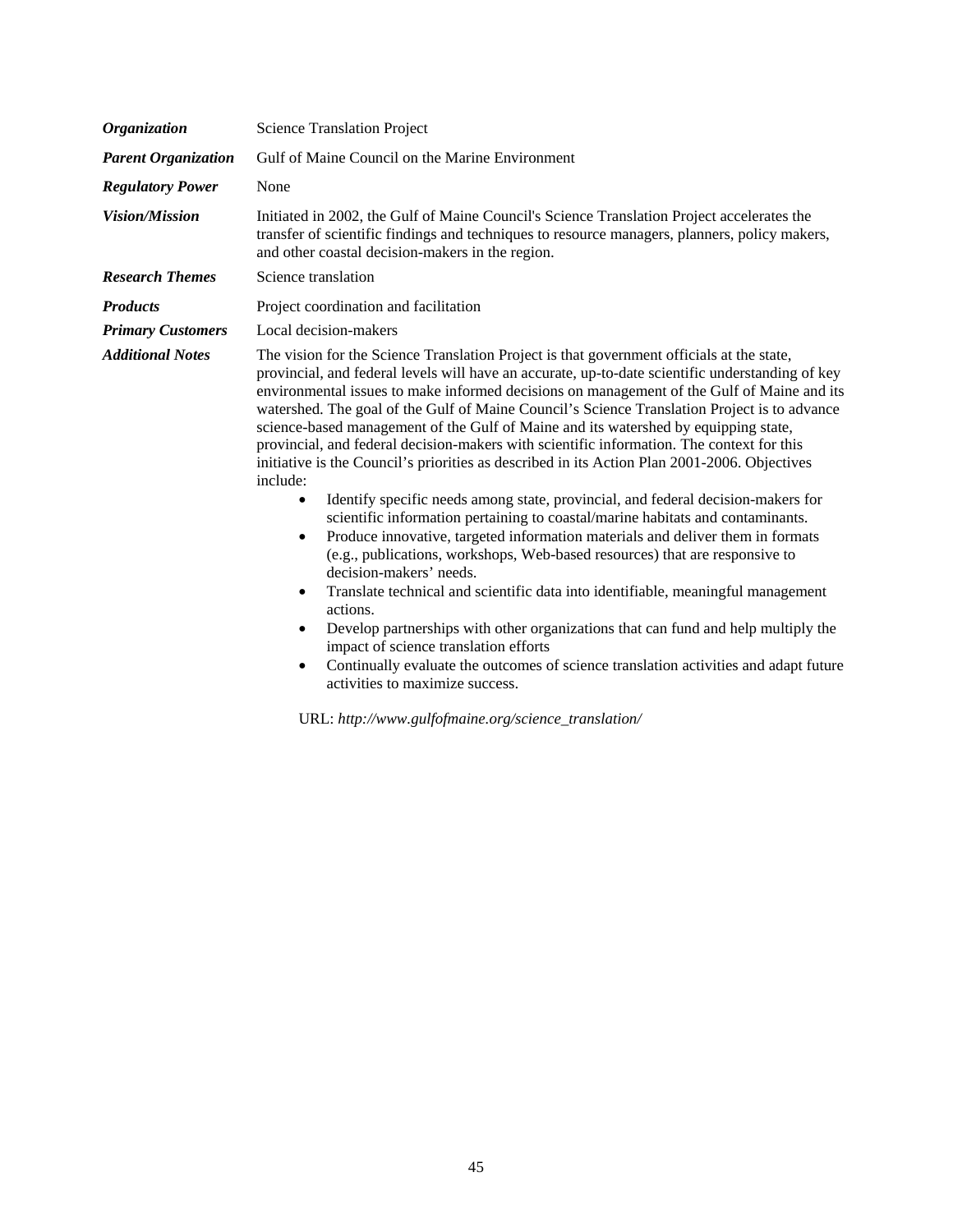| | |
|---|---|
| ***Organization*** | Science Translation Project |
| ***Parent Organization*** | Gulf of Maine Council on the Marine Environment |
| ***Regulatory Power*** | None |
| ***Vision/Mission*** | Initiated in 2002, the Gulf of Maine Council's Science Translation Project accelerates the transfer of scientific findings and techniques to resource managers, planners, policy makers, and other coastal decision-makers in the region. |
| ***Research Themes*** | Science translation |
| ***Products*** | Project coordination and facilitation |
| ***Primary Customers*** | Local decision-makers |
| ***Additional Notes*** | The vision for the Science Translation Project is that government officials at the state, provincial, and federal levels will have an accurate, up-to-date scientific understanding of key environmental issues to make informed decisions on management of the Gulf of Maine and its watershed. The goal of the Gulf of Maine Council's Science Translation Project is to advance science-based management of the Gulf of Maine and its watershed by equipping state, provincial, and federal decision-makers with scientific information. The context for this initiative is the Council's priorities as described in its Action Plan 2001-2006. Objectives include: <br>• Identify specific needs among state, provincial, and federal decision-makers for scientific information pertaining to coastal/marine habitats and contaminants. <br>• Produce innovative, targeted information materials and deliver them in formats (e.g., publications, workshops, Web-based resources) that are responsive to decision-makers' needs. <br>• Translate technical and scientific data into identifiable, meaningful management actions. <br>• Develop partnerships with other organizations that can fund and help multiply the impact of science translation efforts <br>• Continually evaluate the outcomes of science translation activities and adapt future activities to maximize success. <br><br>URL: *http://www.gulfofmaine.org/science_translation/* |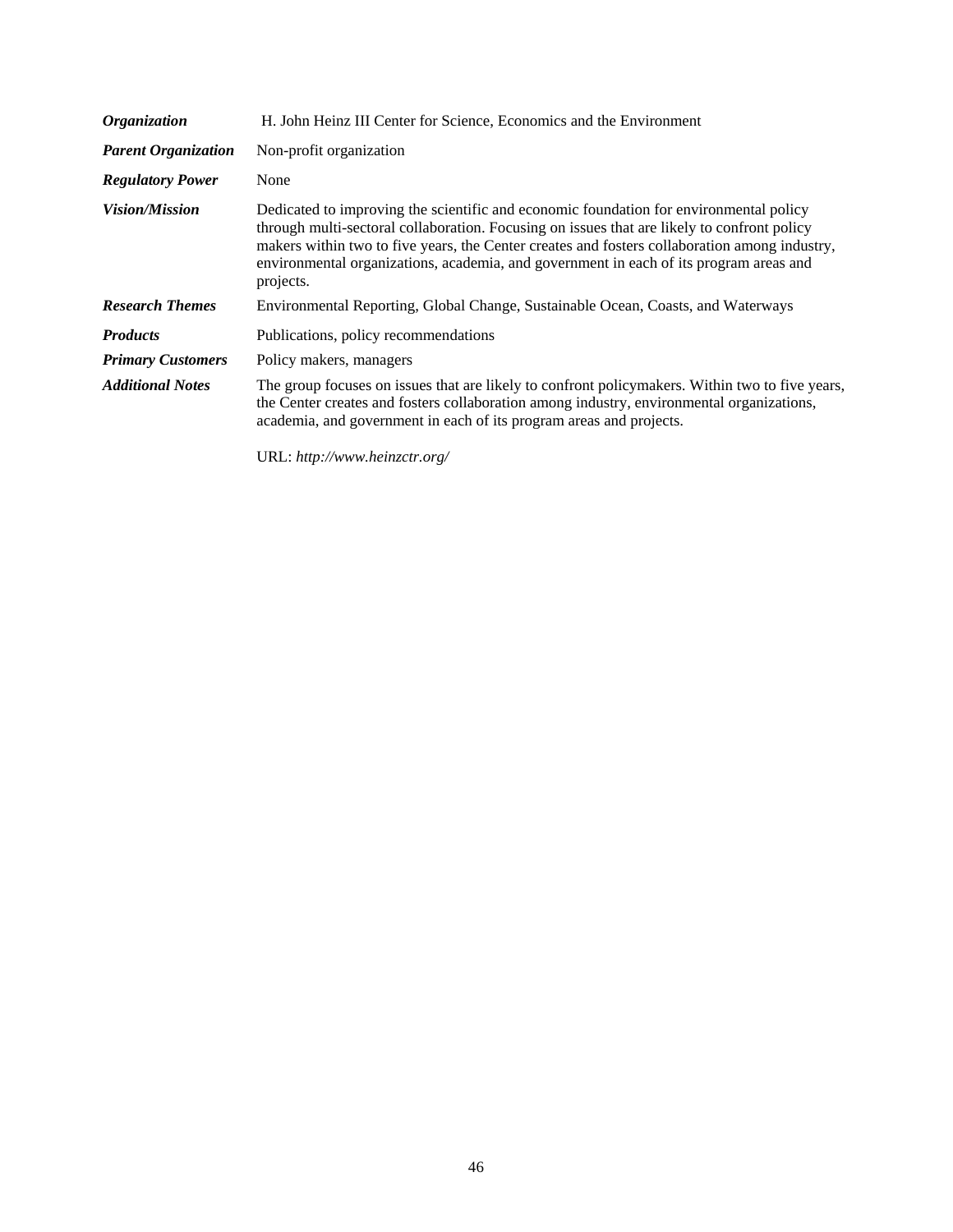| | |
|---|---|
| ***Organization*** | H. John Heinz III Center for Science, Economics and the Environment |
| ***Parent Organization*** | Non-profit organization |
| ***Regulatory Power*** | None |
| ***Vision/Mission*** | Dedicated to improving the scientific and economic foundation for environmental policy through multi-sectoral collaboration. Focusing on issues that are likely to confront policy makers within two to five years, the Center creates and fosters collaboration among industry, environmental organizations, academia, and government in each of its program areas and projects. |
| ***Research Themes*** | Environmental Reporting, Global Change, Sustainable Ocean, Coasts, and Waterways |
| ***Products*** | Publications, policy recommendations |
| ***Primary Customers*** | Policy makers, managers |
| ***Additional Notes*** | The group focuses on issues that are likely to confront policymakers. Within two to five years, the Center creates and fosters collaboration among industry, environmental organizations, academia, and government in each of its program areas and projects.<br><br>URL: *http://www.heinzctr.org/* |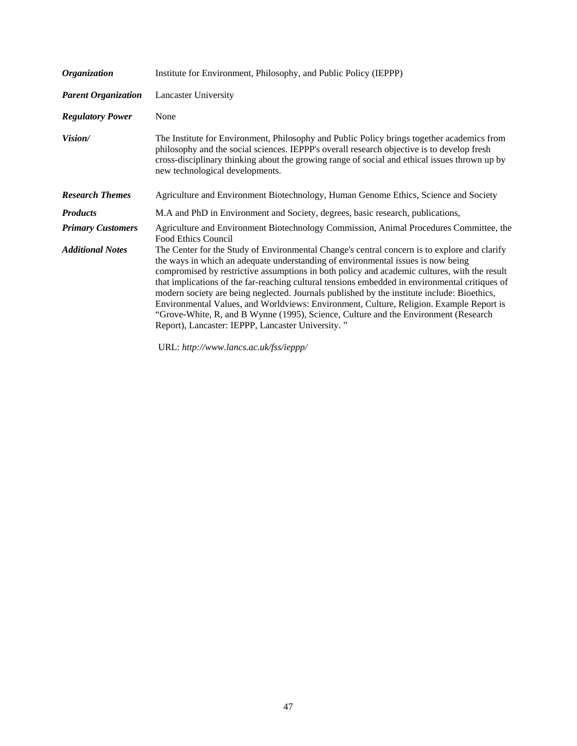| | |
|---|---|
| ***Organization*** | Institute for Environment, Philosophy, and Public Policy (IEPPP) |
| ***Parent Organization*** | Lancaster University |
| ***Regulatory Power*** | None |
| ***Vision/*** | The Institute for Environment, Philosophy and Public Policy brings together academics from philosophy and the social sciences. IEPPP's overall research objective is to develop fresh cross-disciplinary thinking about the growing range of social and ethical issues thrown up by new technological developments. |
| ***Research Themes*** | Agriculture and Environment Biotechnology, Human Genome Ethics, Science and Society |
| ***Products*** | M.A and PhD in Environment and Society, degrees, basic research, publications, |
| ***Primary Customers*** | Agriculture and Environment Biotechnology Commission, Animal Procedures Committee, the Food Ethics Council |
| ***Additional Notes*** | The Center for the Study of Environmental Change's central concern is to explore and clarify the ways in which an adequate understanding of environmental issues is now being compromised by restrictive assumptions in both policy and academic cultures, with the result that implications of the far-reaching cultural tensions embedded in environmental critiques of modern society are being neglected. Journals published by the institute include: Bioethics, Environmental Values, and Worldviews: Environment, Culture, Religion. Example Report is "Grove-White, R, and B Wynne (1995), Science, Culture and the Environment (Research Report), Lancaster: IEPPP, Lancaster University. " |

URL: *http://www.lancs.ac.uk/fss/ieppp/*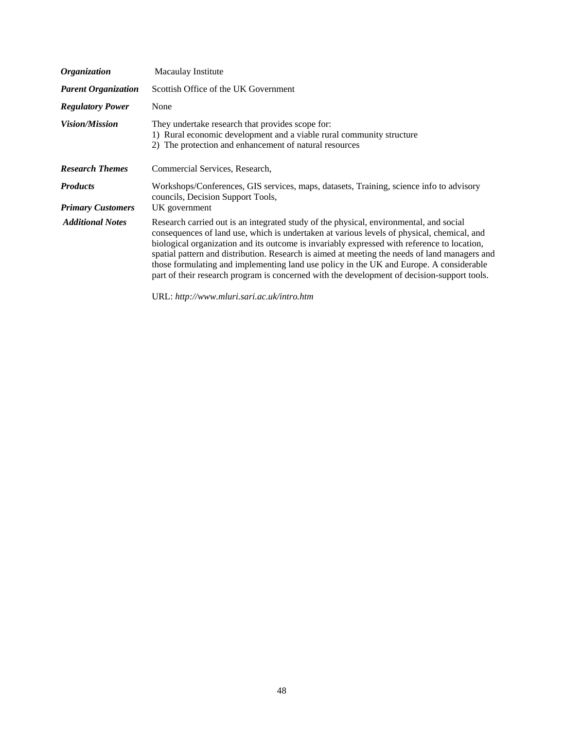| | |
|---|---|
| ***Organization*** | Macaulay Institute |
| ***Parent Organization*** | Scottish Office of the UK Government |
| ***Regulatory Power*** | None |
| ***Vision/Mission*** | They undertake research that provides scope for:<br>1) Rural economic development and a viable rural community structure<br>2) The protection and enhancement of natural resources |
| ***Research Themes*** | Commercial Services, Research, |
| ***Products*** | Workshops/Conferences, GIS services, maps, datasets, Training, science info to advisory councils, Decision Support Tools, |
| ***Primary Customers*** | UK government |
| ***Additional Notes*** | Research carried out is an integrated study of the physical, environmental, and social consequences of land use, which is undertaken at various levels of physical, chemical, and biological organization and its outcome is invariably expressed with reference to location, spatial pattern and distribution. Research is aimed at meeting the needs of land managers and those formulating and implementing land use policy in the UK and Europe. A considerable part of their research program is concerned with the development of decision-support tools.<br><br>URL: *http://www.mluri.sari.ac.uk/intro.htm* |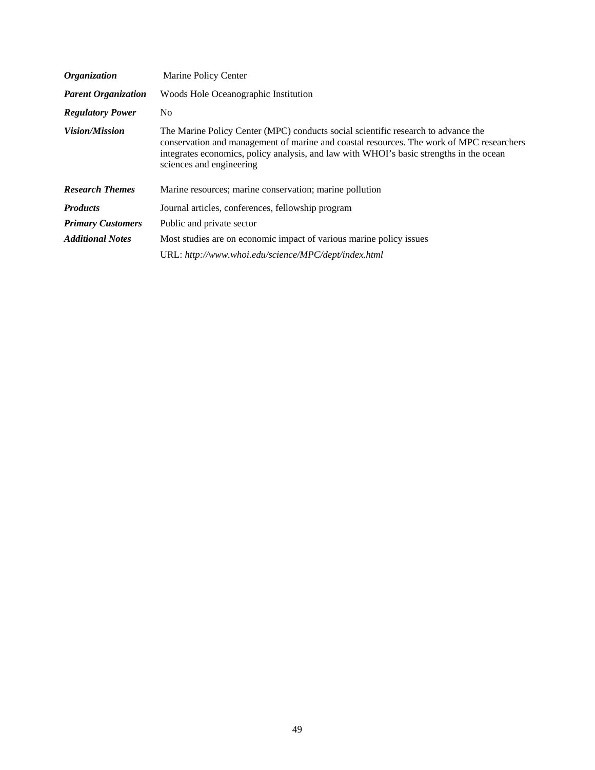| | |
|---|---|
| ***Organization*** | Marine Policy Center |
| ***Parent Organization*** | Woods Hole Oceanographic Institution |
| ***Regulatory Power*** | No |
| ***Vision/Mission*** | The Marine Policy Center (MPC) conducts social scientific research to advance the conservation and management of marine and coastal resources. The work of MPC researchers integrates economics, policy analysis, and law with WHOI's basic strengths in the ocean sciences and engineering |
| ***Research Themes*** | Marine resources; marine conservation; marine pollution |
| ***Products*** | Journal articles, conferences, fellowship program |
| ***Primary Customers*** | Public and private sector |
| ***Additional Notes*** | Most studies are on economic impact of various marine policy issues |
| | URL: *http://www.whoi.edu/science/MPC/dept/index.html* |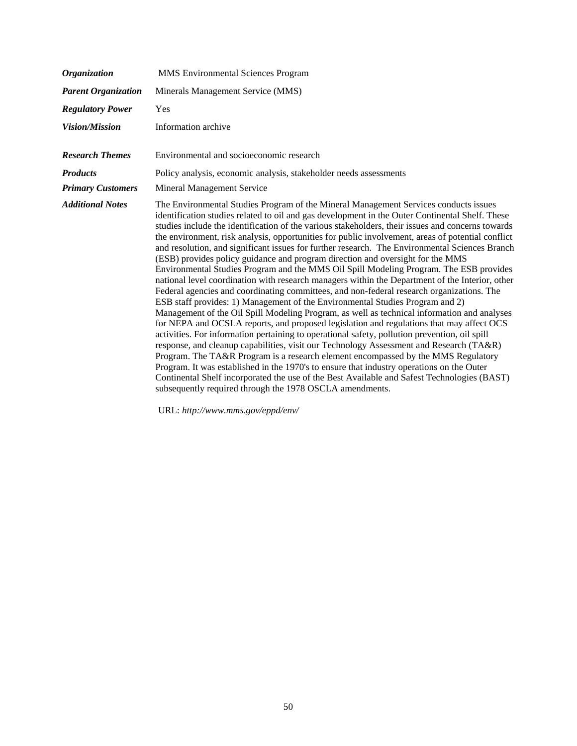| | |
|---|---|
| ***Organization*** | MMS Environmental Sciences Program |
| ***Parent Organization*** | Minerals Management Service (MMS) |
| ***Regulatory Power*** | Yes |
| ***Vision/Mission*** | Information archive |
| ***Research Themes*** | Environmental and socioeconomic research |
| ***Products*** | Policy analysis, economic analysis, stakeholder needs assessments |
| ***Primary Customers*** | Mineral Management Service |
| ***Additional Notes*** | The Environmental Studies Program of the Mineral Management Services conducts issues identification studies related to oil and gas development in the Outer Continental Shelf. These studies include the identification of the various stakeholders, their issues and concerns towards the environment, risk analysis, opportunities for public involvement, areas of potential conflict and resolution, and significant issues for further research. The Environmental Sciences Branch (ESB) provides policy guidance and program direction and oversight for the MMS Environmental Studies Program and the MMS Oil Spill Modeling Program. The ESB provides national level coordination with research managers within the Department of the Interior, other Federal agencies and coordinating committees, and non-federal research organizations. The ESB staff provides: 1) Management of the Environmental Studies Program and 2) Management of the Oil Spill Modeling Program, as well as technical information and analyses for NEPA and OCSLA reports, and proposed legislation and regulations that may affect OCS activities. For information pertaining to operational safety, pollution prevention, oil spill response, and cleanup capabilities, visit our Technology Assessment and Research (TA&R) Program. The TA&R Program is a research element encompassed by the MMS Regulatory Program. It was established in the 1970's to ensure that industry operations on the Outer Continental Shelf incorporated the use of the Best Available and Safest Technologies (BAST) subsequently required through the 1978 OSCLA amendments. |

URL: *http://www.mms.gov/eppd/env/*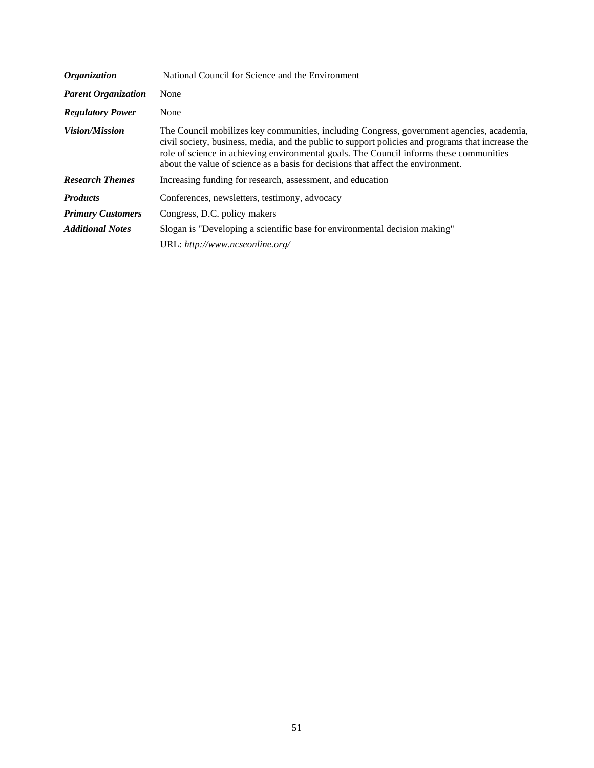| | |
|---|---|
| ***Organization*** | National Council for Science and the Environment |
| ***Parent Organization*** | None |
| ***Regulatory Power*** | None |
| ***Vision/Mission*** | The Council mobilizes key communities, including Congress, government agencies, academia, civil society, business, media, and the public to support policies and programs that increase the role of science in achieving environmental goals. The Council informs these communities about the value of science as a basis for decisions that affect the environment. |
| ***Research Themes*** | Increasing funding for research, assessment, and education |
| ***Products*** | Conferences, newsletters, testimony, advocacy |
| ***Primary Customers*** | Congress, D.C. policy makers |
| ***Additional Notes*** | Slogan is "Developing a scientific base for environmental decision making" |
| | URL: *http://www.ncseonline.org/* |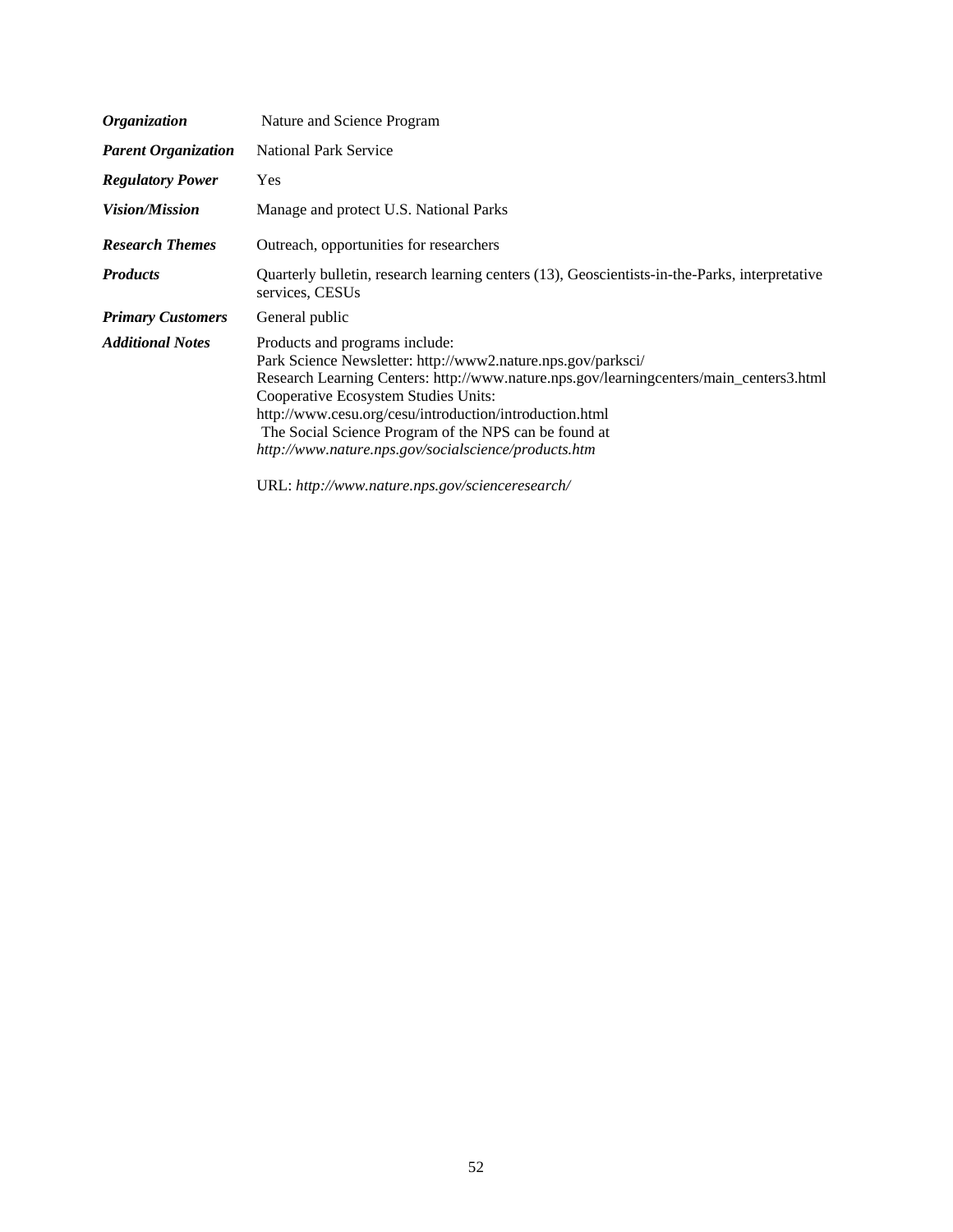| | |
|---|---|
| ***Organization*** | Nature and Science Program |
| ***Parent Organization*** | National Park Service |
| ***Regulatory Power*** | Yes |
| ***Vision/Mission*** | Manage and protect U.S. National Parks |
| ***Research Themes*** | Outreach, opportunities for researchers |
| ***Products*** | Quarterly bulletin, research learning centers (13), Geoscientists-in-the-Parks, interpretative services, CESUs |
| ***Primary Customers*** | General public |
| ***Additional Notes*** | Products and programs include:<br>Park Science Newsletter: http://www2.nature.nps.gov/parksci/<br>Research Learning Centers: http://www.nature.nps.gov/learningcenters/main_centers3.html<br>Cooperative Ecosystem Studies Units:<br>http://www.cesu.org/cesu/introduction/introduction.html<br>The Social Science Program of the NPS can be found at<br>*http://www.nature.nps.gov/socialscience/products.htm*<br><br>URL: *http://www.nature.nps.gov/scienceresearch/* |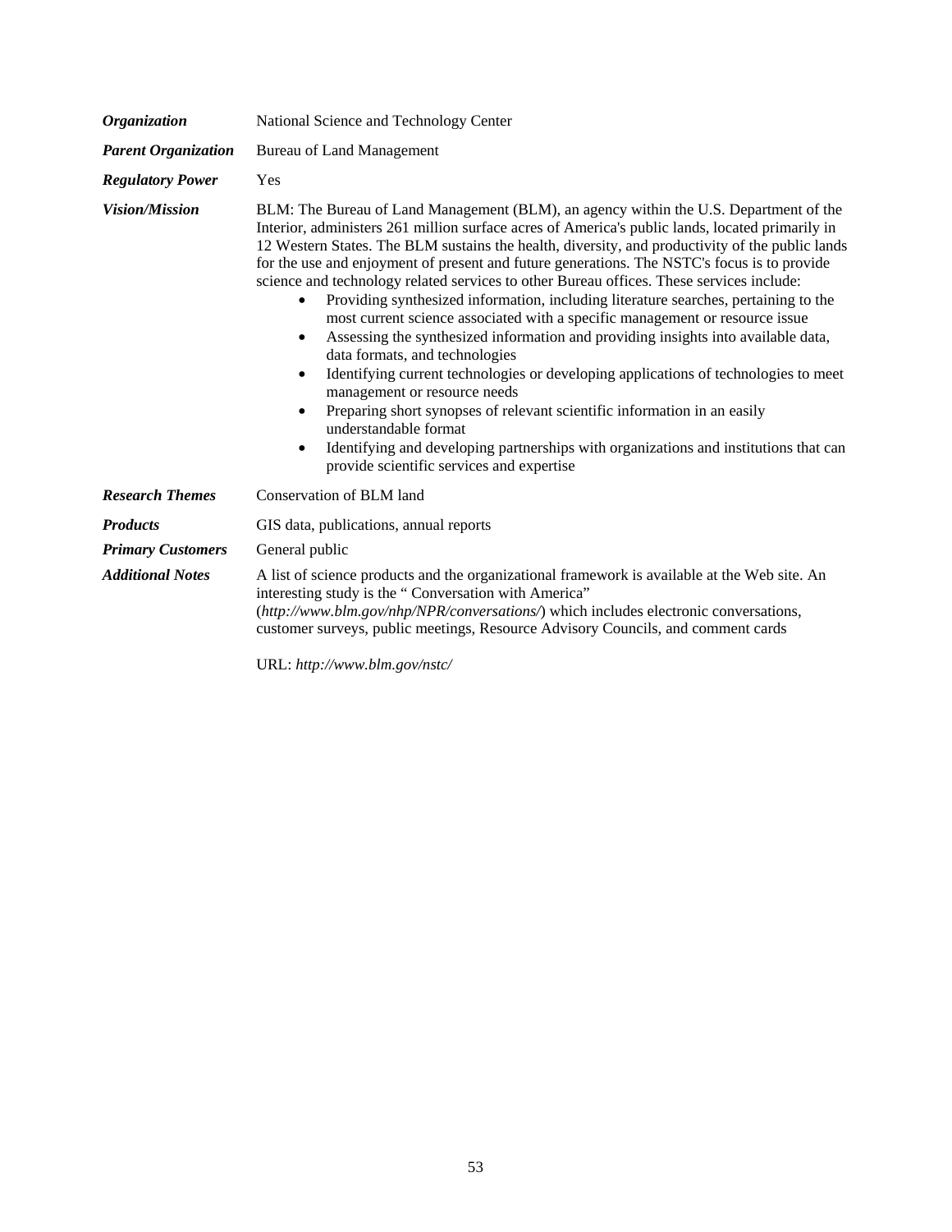| | |
|---|---|
| ***Organization*** | National Science and Technology Center |
| ***Parent Organization*** | Bureau of Land Management |
| ***Regulatory Power*** | Yes |
| ***Vision/Mission*** | BLM: The Bureau of Land Management (BLM), an agency within the U.S. Department of the Interior, administers 261 million surface acres of America's public lands, located primarily in 12 Western States. The BLM sustains the health, diversity, and productivity of the public lands for the use and enjoyment of present and future generations. The NSTC's focus is to provide science and technology related services to other Bureau offices. These services include:<br>• Providing synthesized information, including literature searches, pertaining to the most current science associated with a specific management or resource issue<br>• Assessing the synthesized information and providing insights into available data, data formats, and technologies<br>• Identifying current technologies or developing applications of technologies to meet management or resource needs<br>• Preparing short synopses of relevant scientific information in an easily understandable format<br>• Identifying and developing partnerships with organizations and institutions that can provide scientific services and expertise |
| ***Research Themes*** | Conservation of BLM land |
| ***Products*** | GIS data, publications, annual reports |
| ***Primary Customers*** | General public |
| ***Additional Notes*** | A list of science products and the organizational framework is available at the Web site. An interesting study is the " Conversation with America" (*http://www.blm.gov/nhp/NPR/conversations/*) which includes electronic conversations, customer surveys, public meetings, Resource Advisory Councils, and comment cards<br><br>URL: *http://www.blm.gov/nstc/* |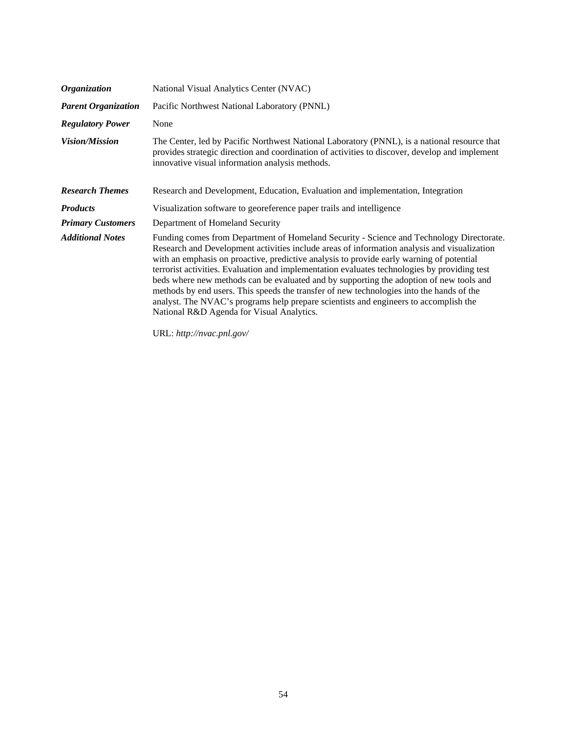| | |
|---|---|
| ***Organization*** | National Visual Analytics Center (NVAC) |
| ***Parent Organization*** | Pacific Northwest National Laboratory (PNNL) |
| ***Regulatory Power*** | None |
| ***Vision/Mission*** | The Center, led by Pacific Northwest National Laboratory (PNNL), is a national resource that provides strategic direction and coordination of activities to discover, develop and implement innovative visual information analysis methods. |
| ***Research Themes*** | Research and Development, Education, Evaluation and implementation, Integration |
| ***Products*** | Visualization software to georeference paper trails and intelligence |
| ***Primary Customers*** | Department of Homeland Security |
| ***Additional Notes*** | Funding comes from Department of Homeland Security - Science and Technology Directorate. Research and Development activities include areas of information analysis and visualization with an emphasis on proactive, predictive analysis to provide early warning of potential terrorist activities. Evaluation and implementation evaluates technologies by providing test beds where new methods can be evaluated and by supporting the adoption of new tools and methods by end users. This speeds the transfer of new technologies into the hands of the analyst. The NVAC's programs help prepare scientists and engineers to accomplish the National R&D Agenda for Visual Analytics.<br><br>URL: *http://nvac.pnl.gov/* |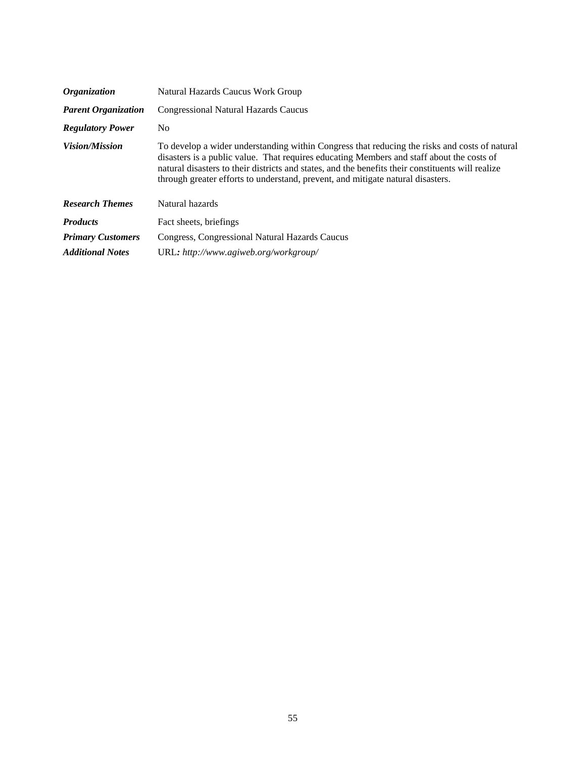| | |
|---|---|
| ***Organization*** | Natural Hazards Caucus Work Group |
| ***Parent Organization*** | Congressional Natural Hazards Caucus |
| ***Regulatory Power*** | No |
| ***Vision/Mission*** | To develop a wider understanding within Congress that reducing the risks and costs of natural disasters is a public value. That requires educating Members and staff about the costs of natural disasters to their districts and states, and the benefits their constituents will realize through greater efforts to understand, prevent, and mitigate natural disasters. |
| ***Research Themes*** | Natural hazards |
| ***Products*** | Fact sheets, briefings |
| ***Primary Customers*** | Congress, Congressional Natural Hazards Caucus |
| ***Additional Notes*** | URL***:*** *http://www.agiweb.org/workgroup/* |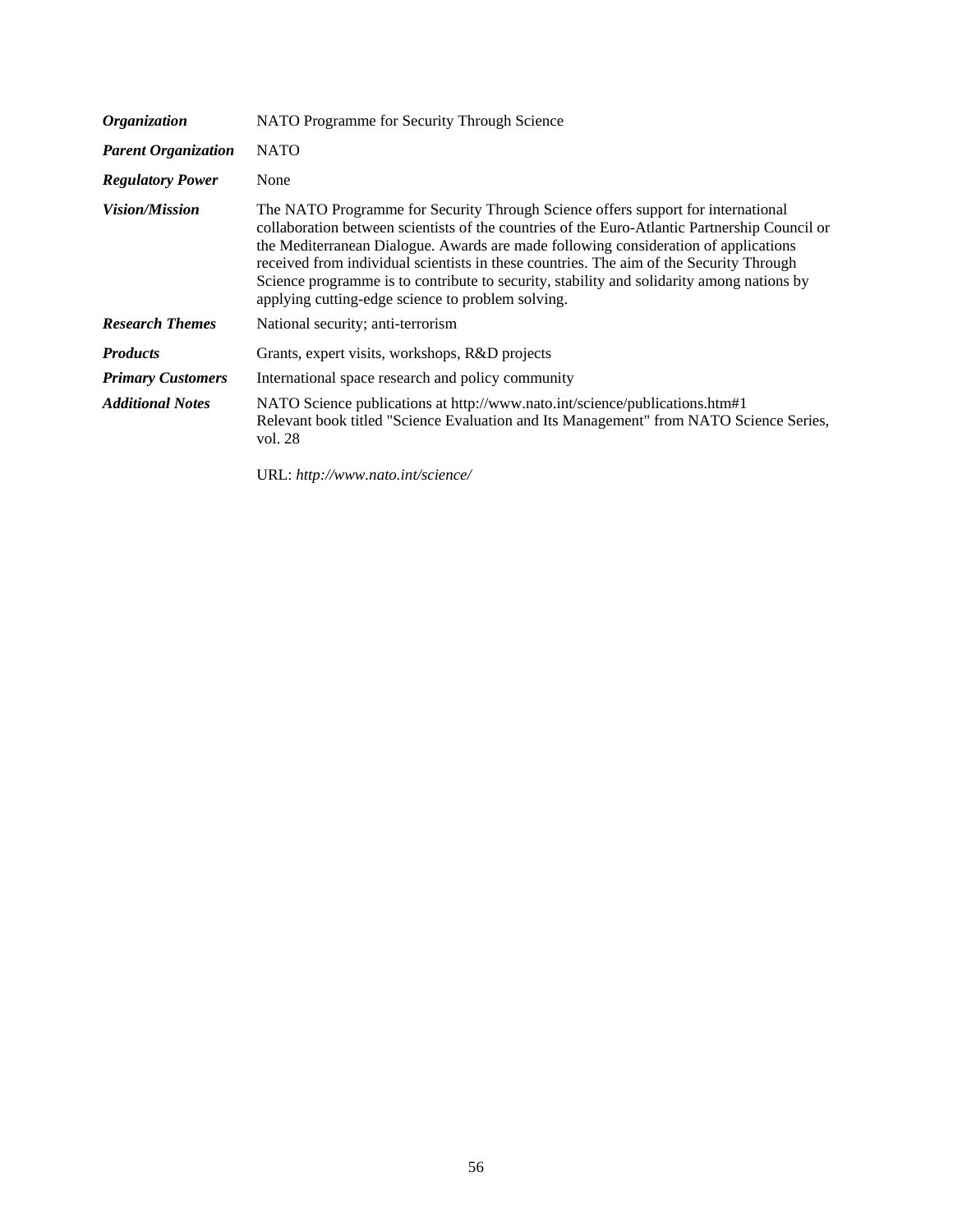| | |
|---|---|
| ***Organization*** | NATO Programme for Security Through Science |
| ***Parent Organization*** | NATO |
| ***Regulatory Power*** | None |
| ***Vision/Mission*** | The NATO Programme for Security Through Science offers support for international collaboration between scientists of the countries of the Euro-Atlantic Partnership Council or the Mediterranean Dialogue. Awards are made following consideration of applications received from individual scientists in these countries. The aim of the Security Through Science programme is to contribute to security, stability and solidarity among nations by applying cutting-edge science to problem solving. |
| ***Research Themes*** | National security; anti-terrorism |
| ***Products*** | Grants, expert visits, workshops, R&D projects |
| ***Primary Customers*** | International space research and policy community |
| ***Additional Notes*** | NATO Science publications at http://www.nato.int/science/publications.htm#1<br>Relevant book titled "Science Evaluation and Its Management" from NATO Science Series, vol. 28<br><br>URL: *http://www.nato.int/science/* |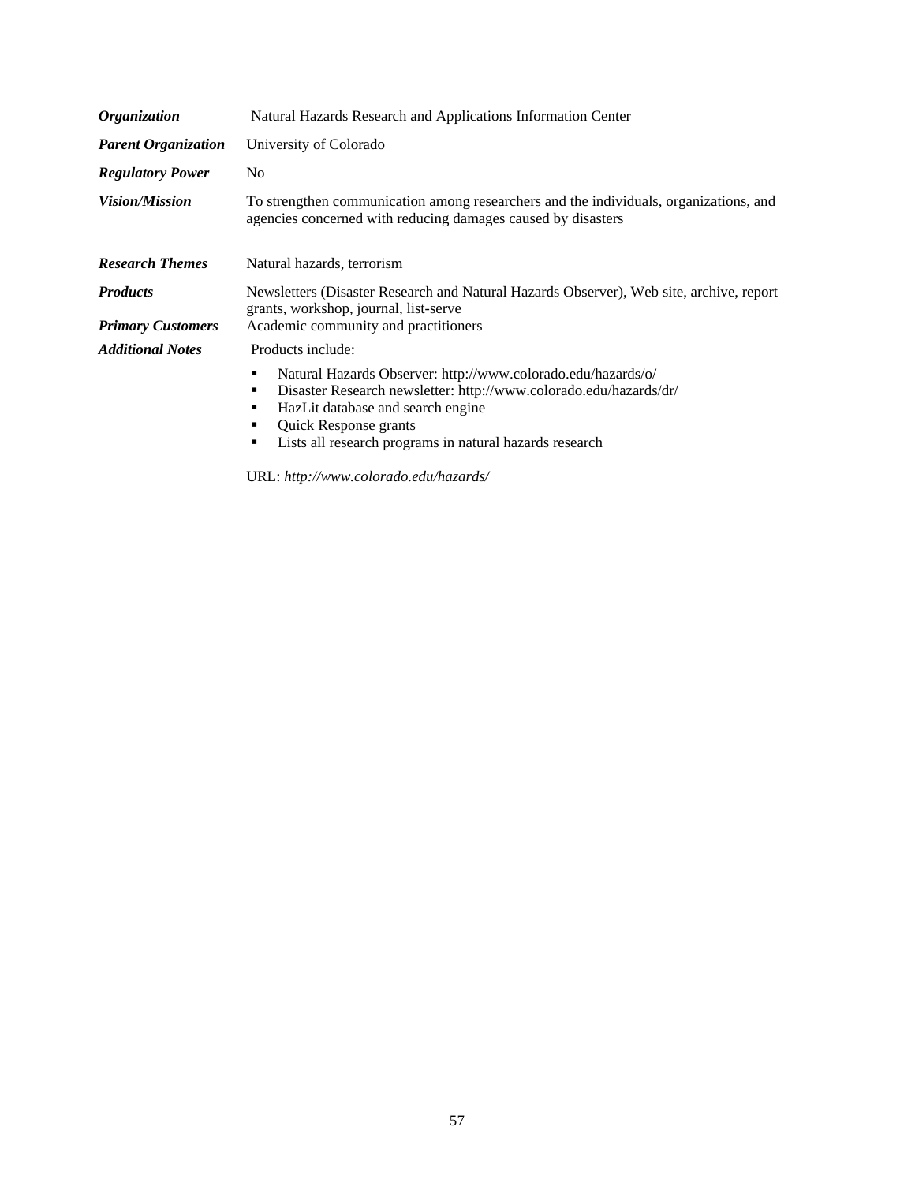| | |
|---|---|
| ***Organization*** | Natural Hazards Research and Applications Information Center |
| ***Parent Organization*** | University of Colorado |
| ***Regulatory Power*** | No |
| ***Vision/Mission*** | To strengthen communication among researchers and the individuals, organizations, and agencies concerned with reducing damages caused by disasters |
| ***Research Themes*** | Natural hazards, terrorism |
| ***Products*** | Newsletters (Disaster Research and Natural Hazards Observer), Web site, archive, report grants, workshop, journal, list-serve |
| ***Primary Customers*** | Academic community and practitioners |
| ***Additional Notes*** | Products include:<br>▪ Natural Hazards Observer: http://www.colorado.edu/hazards/o/<br>▪ Disaster Research newsletter: http://www.colorado.edu/hazards/dr/<br>▪ HazLit database and search engine<br>▪ Quick Response grants<br>▪ Lists all research programs in natural hazards research<br><br>URL: *http://www.colorado.edu/hazards/* |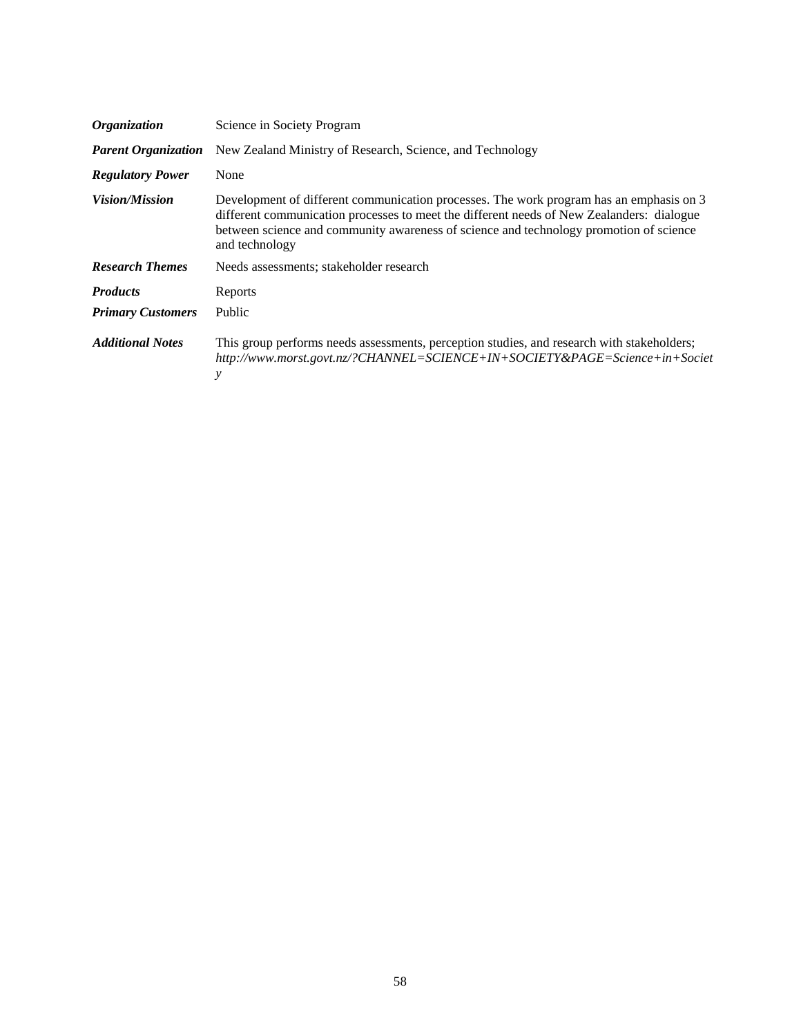| | |
|---|---|
| ***Organization*** | Science in Society Program |
| ***Parent Organization*** | New Zealand Ministry of Research, Science, and Technology |
| ***Regulatory Power*** | None |
| ***Vision/Mission*** | Development of different communication processes. The work program has an emphasis on 3 different communication processes to meet the different needs of New Zealanders: dialogue between science and community awareness of science and technology promotion of science and technology |
| ***Research Themes*** | Needs assessments; stakeholder research |
| ***Products*** | Reports |
| ***Primary Customers*** | Public |
| ***Additional Notes*** | This group performs needs assessments, perception studies, and research with stakeholders; *http://www.morst.govt.nz/?CHANNEL=SCIENCE+IN+SOCIETY&PAGE=Science+in+Society* |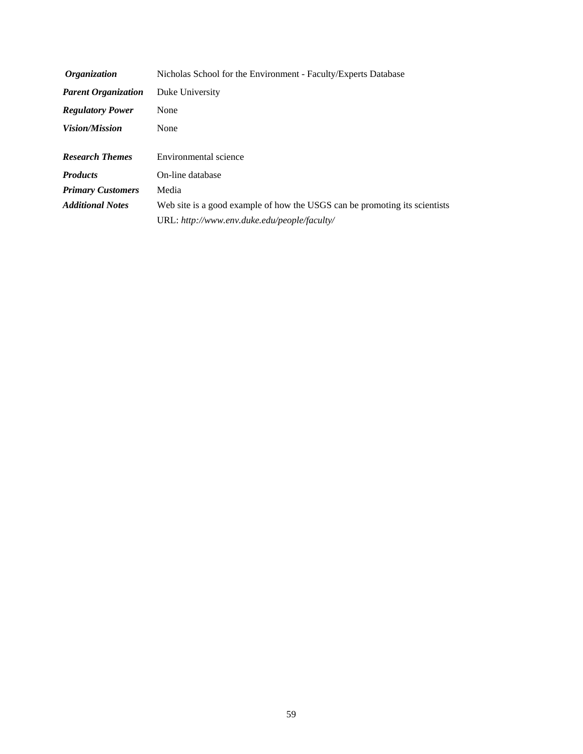| | |
|---|---|
| ***Organization*** | Nicholas School for the Environment - Faculty/Experts Database |
| ***Parent Organization*** | Duke University |
| ***Regulatory Power*** | None |
| ***Vision/Mission*** | None |
| ***Research Themes*** | Environmental science |
| ***Products*** | On-line database |
| ***Primary Customers*** | Media |
| ***Additional Notes*** | Web site is a good example of how the USGS can be promoting its scientists<br>URL: *http://www.env.duke.edu/people/faculty/* |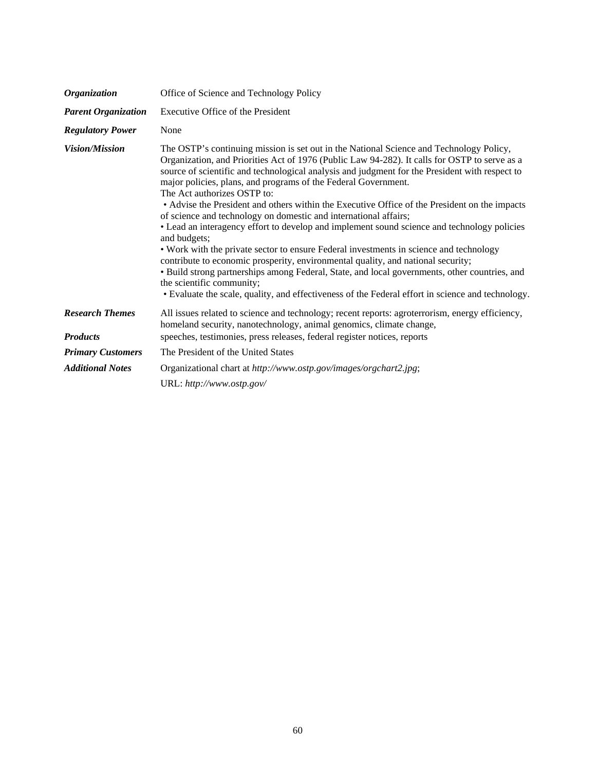| | |
|---|---|
| ***Organization*** | Office of Science and Technology Policy |
| ***Parent Organization*** | Executive Office of the President |
| ***Regulatory Power*** | None |
| ***Vision/Mission*** | The OSTP's continuing mission is set out in the National Science and Technology Policy, Organization, and Priorities Act of 1976 (Public Law 94-282). It calls for OSTP to serve as a source of scientific and technological analysis and judgment for the President with respect to major policies, plans, and programs of the Federal Government.<br>The Act authorizes OSTP to:<br>• Advise the President and others within the Executive Office of the President on the impacts of science and technology on domestic and international affairs;<br>• Lead an interagency effort to develop and implement sound science and technology policies and budgets;<br>• Work with the private sector to ensure Federal investments in science and technology contribute to economic prosperity, environmental quality, and national security;<br>• Build strong partnerships among Federal, State, and local governments, other countries, and the scientific community;<br>• Evaluate the scale, quality, and effectiveness of the Federal effort in science and technology. |
| ***Research Themes*** | All issues related to science and technology; recent reports: agroterrorism, energy efficiency, homeland security, nanotechnology, animal genomics, climate change, |
| ***Products*** | speeches, testimonies, press releases, federal register notices, reports |
| ***Primary Customers*** | The President of the United States |
| ***Additional Notes*** | Organizational chart at *http://www.ostp.gov/images/orgchart2.jpg*;<br>URL: *http://www.ostp.gov/* |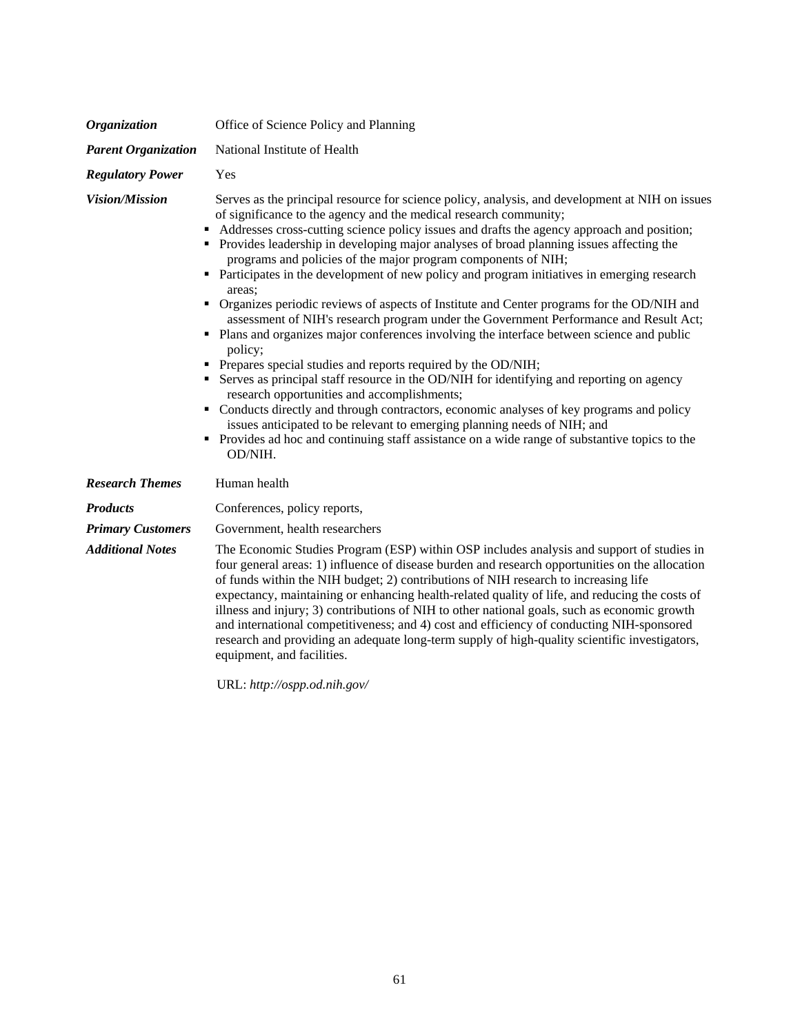| | |
|---|---|
| ***Organization*** | Office of Science Policy and Planning |
| ***Parent Organization*** | National Institute of Health |
| ***Regulatory Power*** | Yes |
| ***Vision/Mission*** | Serves as the principal resource for science policy, analysis, and development at NIH on issues of significance to the agency and the medical research community;<br>▪ Addresses cross-cutting science policy issues and drafts the agency approach and position;<br>▪ Provides leadership in developing major analyses of broad planning issues affecting the programs and policies of the major program components of NIH;<br>▪ Participates in the development of new policy and program initiatives in emerging research areas;<br>▪ Organizes periodic reviews of aspects of Institute and Center programs for the OD/NIH and assessment of NIH's research program under the Government Performance and Result Act;<br>▪ Plans and organizes major conferences involving the interface between science and public policy;<br>▪ Prepares special studies and reports required by the OD/NIH;<br>▪ Serves as principal staff resource in the OD/NIH for identifying and reporting on agency research opportunities and accomplishments;<br>▪ Conducts directly and through contractors, economic analyses of key programs and policy issues anticipated to be relevant to emerging planning needs of NIH; and<br>▪ Provides ad hoc and continuing staff assistance on a wide range of substantive topics to the OD/NIH. |
| ***Research Themes*** | Human health |
| ***Products*** | Conferences, policy reports, |
| ***Primary Customers*** | Government, health researchers |
| ***Additional Notes*** | The Economic Studies Program (ESP) within OSP includes analysis and support of studies in four general areas: 1) influence of disease burden and research opportunities on the allocation of funds within the NIH budget; 2) contributions of NIH research to increasing life expectancy, maintaining or enhancing health-related quality of life, and reducing the costs of illness and injury; 3) contributions of NIH to other national goals, such as economic growth and international competitiveness; and 4) cost and efficiency of conducting NIH-sponsored research and providing an adequate long-term supply of high-quality scientific investigators, equipment, and facilities.<br><br>URL: *http://ospp.od.nih.gov/* |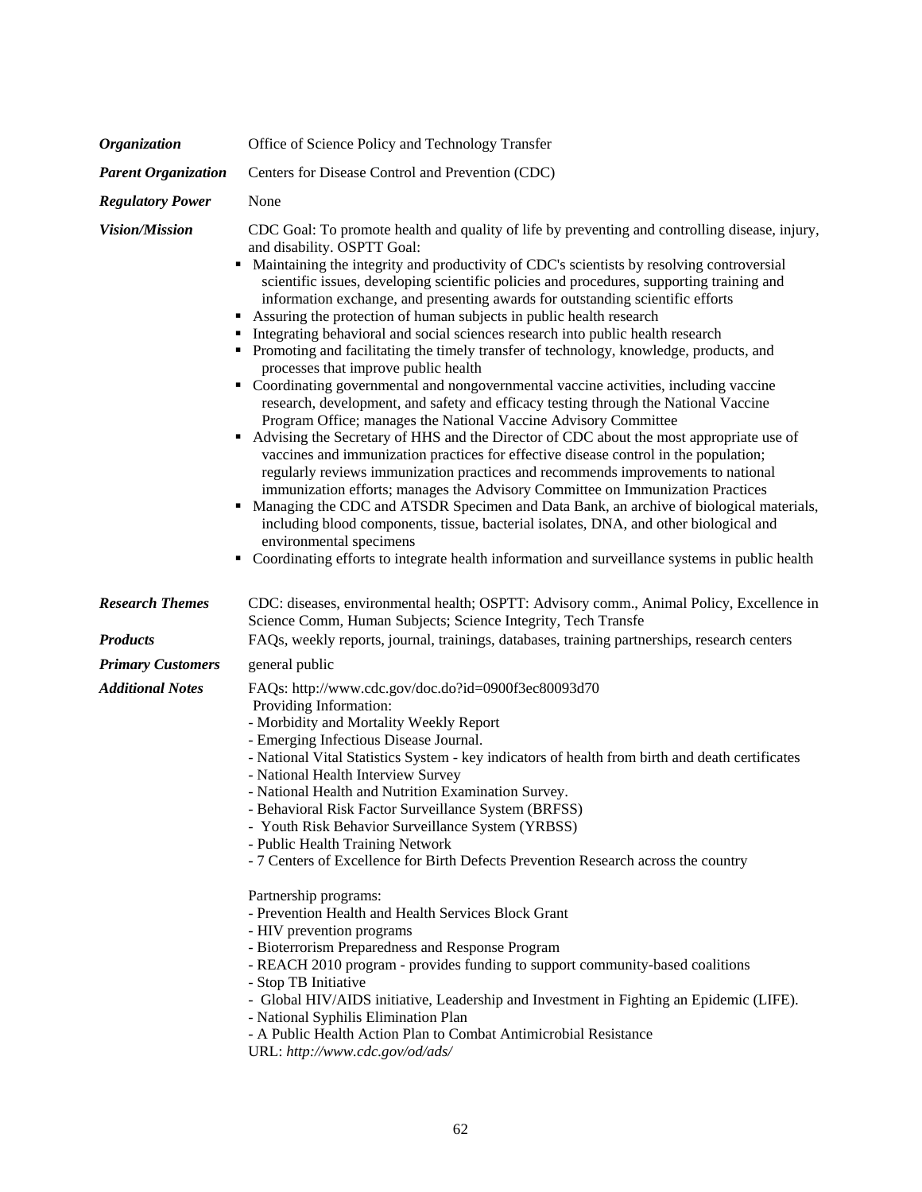| | |
|---|---|
| ***Organization*** | Office of Science Policy and Technology Transfer |
| ***Parent Organization*** | Centers for Disease Control and Prevention (CDC) |
| ***Regulatory Power*** | None |
| ***Vision/Mission*** | CDC Goal: To promote health and quality of life by preventing and controlling disease, injury, and disability. OSPTT Goal:<br>▪ Maintaining the integrity and productivity of CDC's scientists by resolving controversial scientific issues, developing scientific policies and procedures, supporting training and information exchange, and presenting awards for outstanding scientific efforts<br>▪ Assuring the protection of human subjects in public health research<br>▪ Integrating behavioral and social sciences research into public health research<br>▪ Promoting and facilitating the timely transfer of technology, knowledge, products, and processes that improve public health<br>▪ Coordinating governmental and nongovernmental vaccine activities, including vaccine research, development, and safety and efficacy testing through the National Vaccine Program Office; manages the National Vaccine Advisory Committee<br>▪ Advising the Secretary of HHS and the Director of CDC about the most appropriate use of vaccines and immunization practices for effective disease control in the population; regularly reviews immunization practices and recommends improvements to national immunization efforts; manages the Advisory Committee on Immunization Practices<br>▪ Managing the CDC and ATSDR Specimen and Data Bank, an archive of biological materials, including blood components, tissue, bacterial isolates, DNA, and other biological and environmental specimens<br>▪ Coordinating efforts to integrate health information and surveillance systems in public health |
| ***Research Themes*** | CDC: diseases, environmental health; OSPTT: Advisory comm., Animal Policy, Excellence in Science Comm, Human Subjects; Science Integrity, Tech Transfe |
| ***Products*** | FAQs, weekly reports, journal, trainings, databases, training partnerships, research centers |
| ***Primary Customers*** | general public |
| ***Additional Notes*** | FAQs: http://www.cdc.gov/doc.do?id=0900f3ec80093d70<br>Providing Information:<br>- Morbidity and Mortality Weekly Report<br>- Emerging Infectious Disease Journal.<br>- National Vital Statistics System - key indicators of health from birth and death certificates<br>- National Health Interview Survey<br>- National Health and Nutrition Examination Survey.<br>- Behavioral Risk Factor Surveillance System (BRFSS)<br>- Youth Risk Behavior Surveillance System (YRBSS)<br>- Public Health Training Network<br>- 7 Centers of Excellence for Birth Defects Prevention Research across the country<br><br>Partnership programs:<br>- Prevention Health and Health Services Block Grant<br>- HIV prevention programs<br>- Bioterrorism Preparedness and Response Program<br>- REACH 2010 program - provides funding to support community-based coalitions<br>- Stop TB Initiative<br>- Global HIV/AIDS initiative, Leadership and Investment in Fighting an Epidemic (LIFE).<br>- National Syphilis Elimination Plan<br>- A Public Health Action Plan to Combat Antimicrobial Resistance<br>URL: *http://www.cdc.gov/od/ads/* |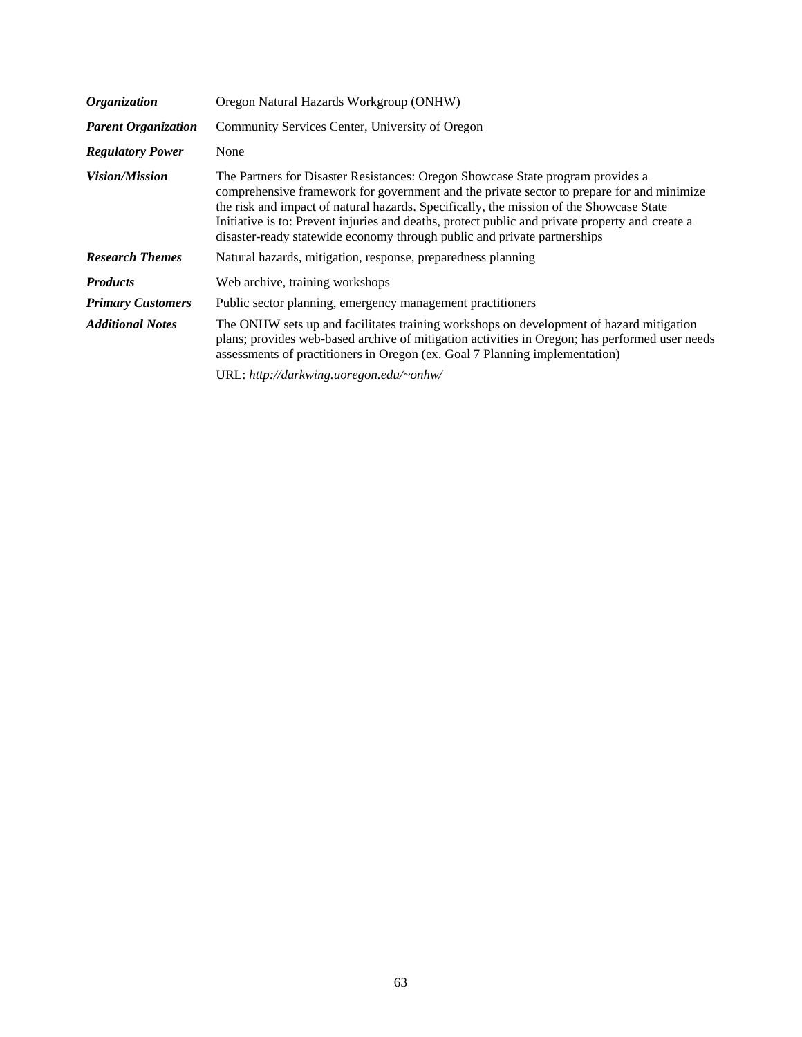| | |
|---|---|
| ***Organization*** | Oregon Natural Hazards Workgroup (ONHW) |
| ***Parent Organization*** | Community Services Center, University of Oregon |
| ***Regulatory Power*** | None |
| ***Vision/Mission*** | The Partners for Disaster Resistances: Oregon Showcase State program provides a comprehensive framework for government and the private sector to prepare for and minimize the risk and impact of natural hazards. Specifically, the mission of the Showcase State Initiative is to: Prevent injuries and deaths, protect public and private property and create a disaster-ready statewide economy through public and private partnerships |
| ***Research Themes*** | Natural hazards, mitigation, response, preparedness planning |
| ***Products*** | Web archive, training workshops |
| ***Primary Customers*** | Public sector planning, emergency management practitioners |
| ***Additional Notes*** | The ONHW sets up and facilitates training workshops on development of hazard mitigation plans; provides web-based archive of mitigation activities in Oregon; has performed user needs assessments of practitioners in Oregon (ex. Goal 7 Planning implementation)<br><br>URL: *http://darkwing.uoregon.edu/~onhw/* |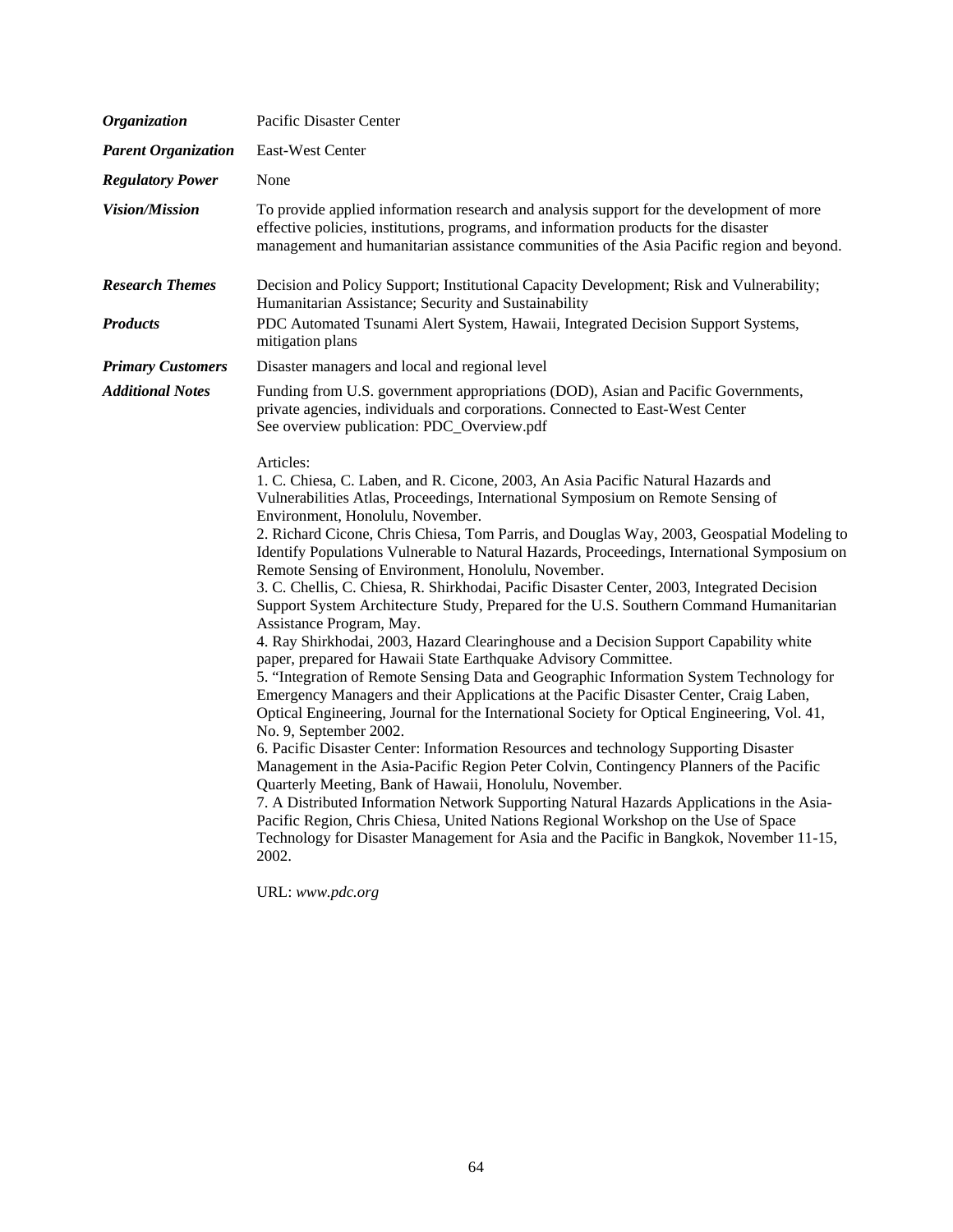| | |
|---|---|
| ***Organization*** | Pacific Disaster Center |
| ***Parent Organization*** | East-West Center |
| ***Regulatory Power*** | None |
| ***Vision/Mission*** | To provide applied information research and analysis support for the development of more effective policies, institutions, programs, and information products for the disaster management and humanitarian assistance communities of the Asia Pacific region and beyond. |
| ***Research Themes*** | Decision and Policy Support; Institutional Capacity Development; Risk and Vulnerability; Humanitarian Assistance; Security and Sustainability |
| ***Products*** | PDC Automated Tsunami Alert System, Hawaii, Integrated Decision Support Systems, mitigation plans |
| ***Primary Customers*** | Disaster managers and local and regional level |
| ***Additional Notes*** | Funding from U.S. government appropriations (DOD), Asian and Pacific Governments, private agencies, individuals and corporations. Connected to East-West Center<br>See overview publication: PDC_Overview.pdf<br><br>Articles:<br>1. C. Chiesa, C. Laben, and R. Cicone, 2003, An Asia Pacific Natural Hazards and Vulnerabilities Atlas, Proceedings, International Symposium on Remote Sensing of Environment, Honolulu, November.<br>2. Richard Cicone, Chris Chiesa, Tom Parris, and Douglas Way, 2003, Geospatial Modeling to Identify Populations Vulnerable to Natural Hazards, Proceedings, International Symposium on Remote Sensing of Environment, Honolulu, November.<br>3. C. Chellis, C. Chiesa, R. Shirkhodai, Pacific Disaster Center, 2003, Integrated Decision Support System Architecture Study, Prepared for the U.S. Southern Command Humanitarian Assistance Program, May.<br>4. Ray Shirkhodai, 2003, Hazard Clearinghouse and a Decision Support Capability white paper, prepared for Hawaii State Earthquake Advisory Committee.<br>5. "Integration of Remote Sensing Data and Geographic Information System Technology for Emergency Managers and their Applications at the Pacific Disaster Center, Craig Laben, Optical Engineering, Journal for the International Society for Optical Engineering, Vol. 41, No. 9, September 2002.<br>6. Pacific Disaster Center: Information Resources and technology Supporting Disaster Management in the Asia-Pacific Region Peter Colvin, Contingency Planners of the Pacific Quarterly Meeting, Bank of Hawaii, Honolulu, November.<br>7. A Distributed Information Network Supporting Natural Hazards Applications in the Asia-Pacific Region, Chris Chiesa, United Nations Regional Workshop on the Use of Space Technology for Disaster Management for Asia and the Pacific in Bangkok, November 11-15, 2002.<br><br>URL: *www.pdc.org* |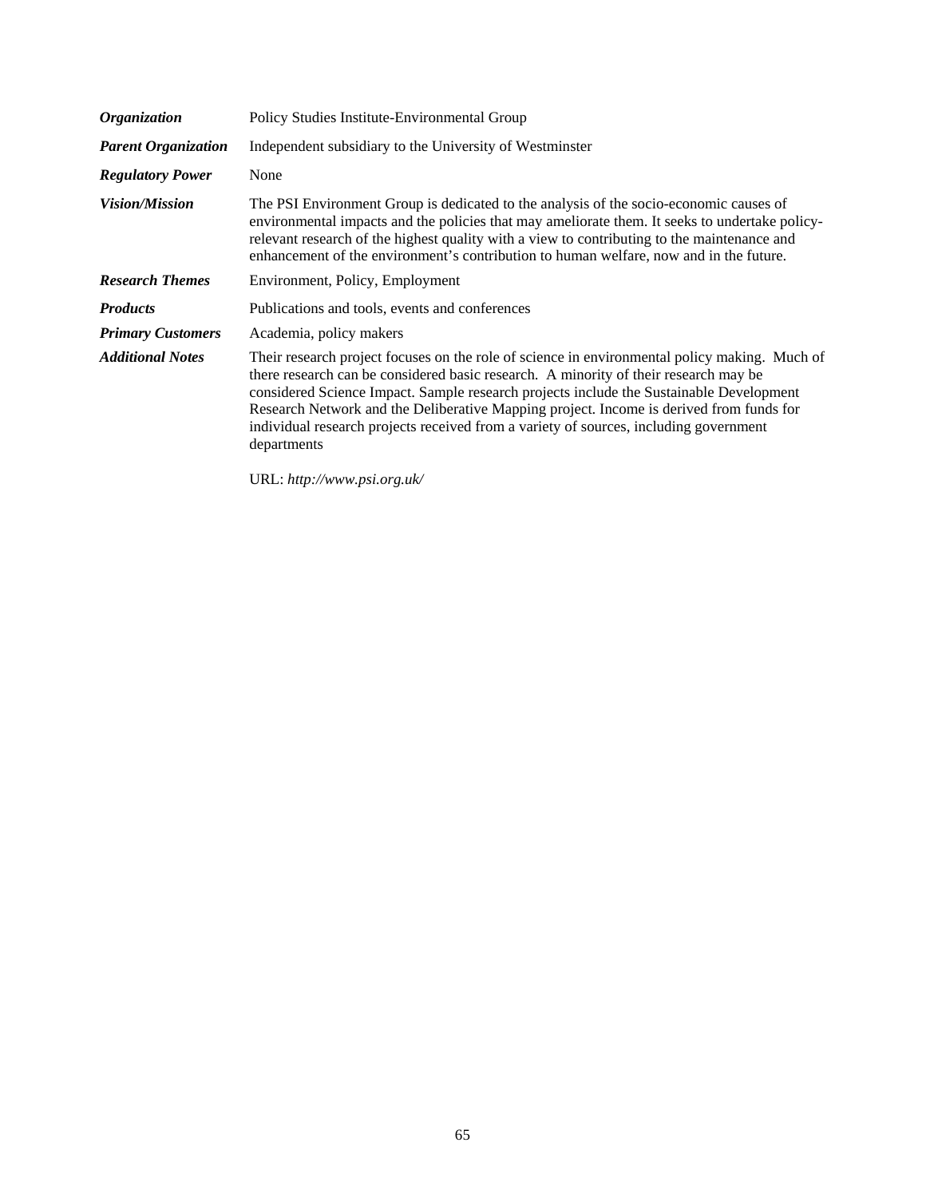| | |
|---|---|
| ***Organization*** | Policy Studies Institute-Environmental Group |
| ***Parent Organization*** | Independent subsidiary to the University of Westminster |
| ***Regulatory Power*** | None |
| ***Vision/Mission*** | The PSI Environment Group is dedicated to the analysis of the socio-economic causes of environmental impacts and the policies that may ameliorate them. It seeks to undertake policy-relevant research of the highest quality with a view to contributing to the maintenance and enhancement of the environment's contribution to human welfare, now and in the future. |
| ***Research Themes*** | Environment, Policy, Employment |
| ***Products*** | Publications and tools, events and conferences |
| ***Primary Customers*** | Academia, policy makers |
| ***Additional Notes*** | Their research project focuses on the role of science in environmental policy making. Much of there research can be considered basic research. A minority of their research may be considered Science Impact. Sample research projects include the Sustainable Development Research Network and the Deliberative Mapping project. Income is derived from funds for individual research projects received from a variety of sources, including government departments<br><br>URL: *http://www.psi.org.uk/* |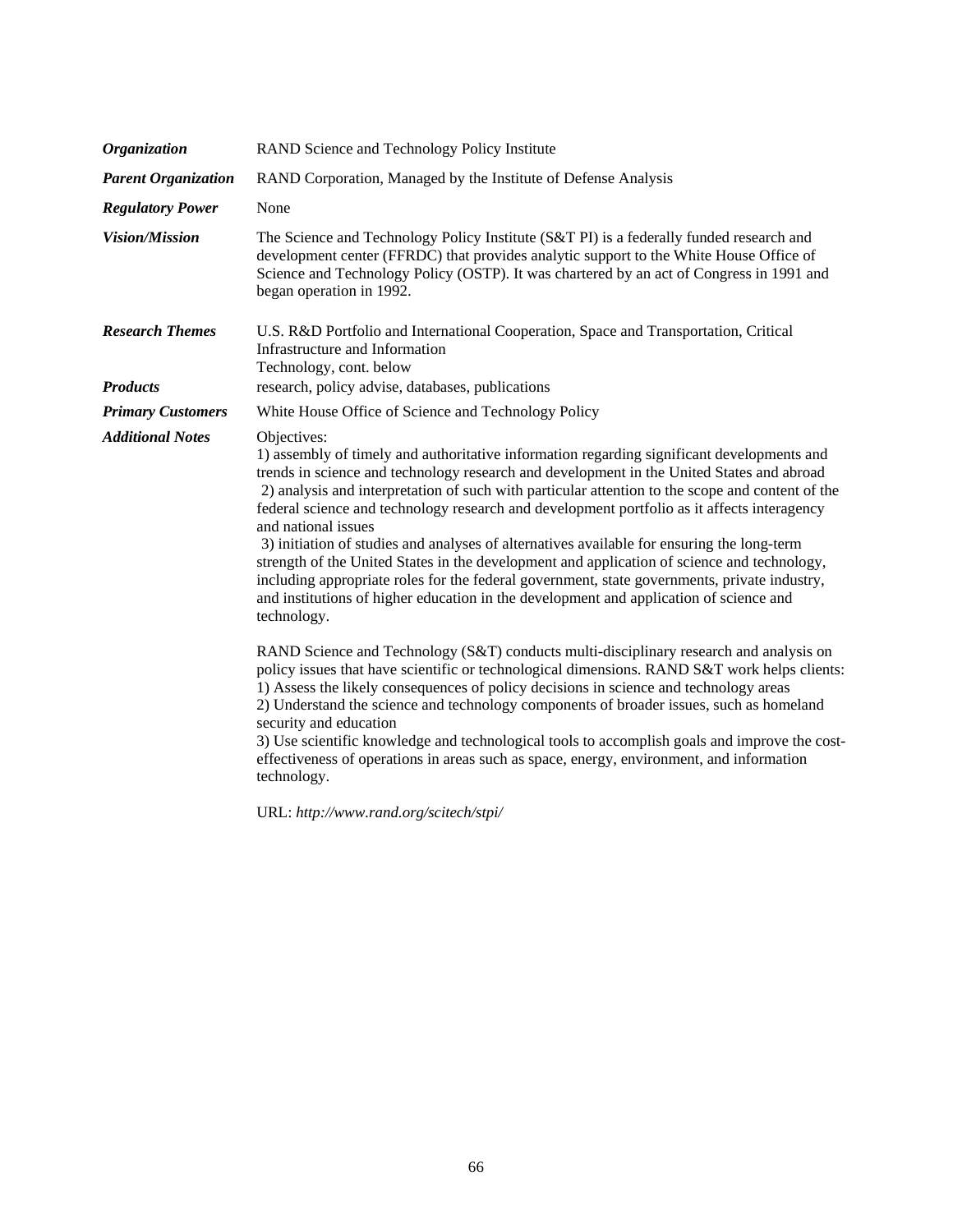| | |
|---|---|
| ***Organization*** | RAND Science and Technology Policy Institute |
| ***Parent Organization*** | RAND Corporation, Managed by the Institute of Defense Analysis |
| ***Regulatory Power*** | None |
| ***Vision/Mission*** | The Science and Technology Policy Institute (S&T PI) is a federally funded research and development center (FFRDC) that provides analytic support to the White House Office of Science and Technology Policy (OSTP). It was chartered by an act of Congress in 1991 and began operation in 1992. |
| ***Research Themes*** | U.S. R&D Portfolio and International Cooperation, Space and Transportation, Critical Infrastructure and Information Technology, cont. below |
| ***Products*** | research, policy advise, databases, publications |
| ***Primary Customers*** | White House Office of Science and Technology Policy |
| ***Additional Notes*** | Objectives:<br>1) assembly of timely and authoritative information regarding significant developments and trends in science and technology research and development in the United States and abroad<br>2) analysis and interpretation of such with particular attention to the scope and content of the federal science and technology research and development portfolio as it affects interagency and national issues<br>3) initiation of studies and analyses of alternatives available for ensuring the long-term strength of the United States in the development and application of science and technology, including appropriate roles for the federal government, state governments, private industry, and institutions of higher education in the development and application of science and technology.<br><br>RAND Science and Technology (S&T) conducts multi-disciplinary research and analysis on policy issues that have scientific or technological dimensions. RAND S&T work helps clients:<br>1) Assess the likely consequences of policy decisions in science and technology areas<br>2) Understand the science and technology components of broader issues, such as homeland security and education<br>3) Use scientific knowledge and technological tools to accomplish goals and improve the cost-effectiveness of operations in areas such as space, energy, environment, and information technology.<br><br>URL: *http://www.rand.org/scitech/stpi/* |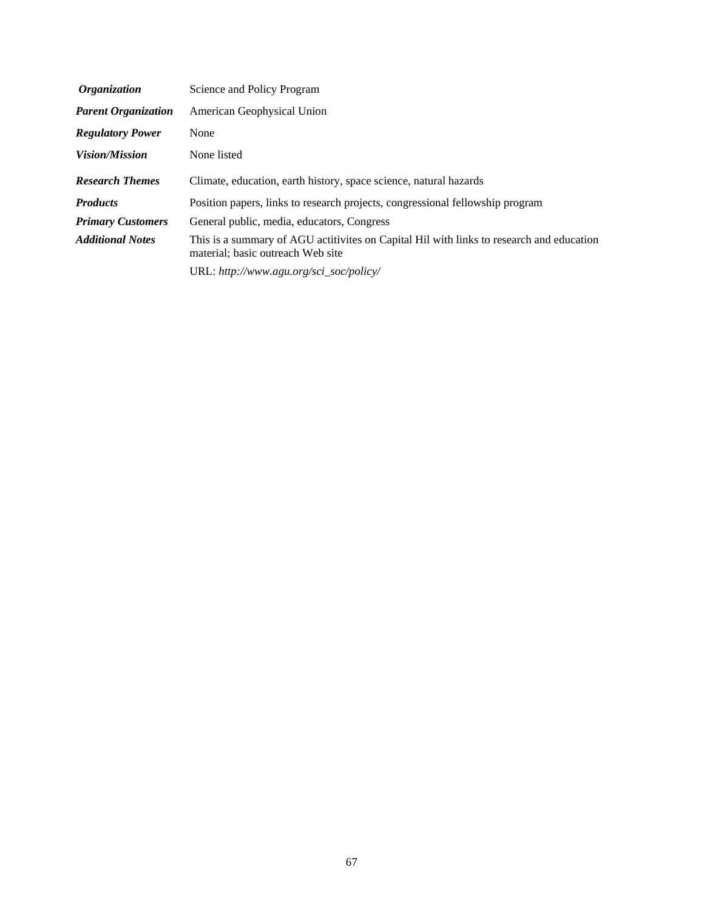| | |
|---|---|
| ***Organization*** | Science and Policy Program |
| ***Parent Organization*** | American Geophysical Union |
| ***Regulatory Power*** | None |
| ***Vision/Mission*** | None listed |
| ***Research Themes*** | Climate, education, earth history, space science, natural hazards |
| ***Products*** | Position papers, links to research projects, congressional fellowship program |
| ***Primary Customers*** | General public, media, educators, Congress |
| ***Additional Notes*** | This is a summary of AGU actitivites on Capital Hil with links to research and education material; basic outreach Web site |
| | URL: *http://www.agu.org/sci_soc/policy/* |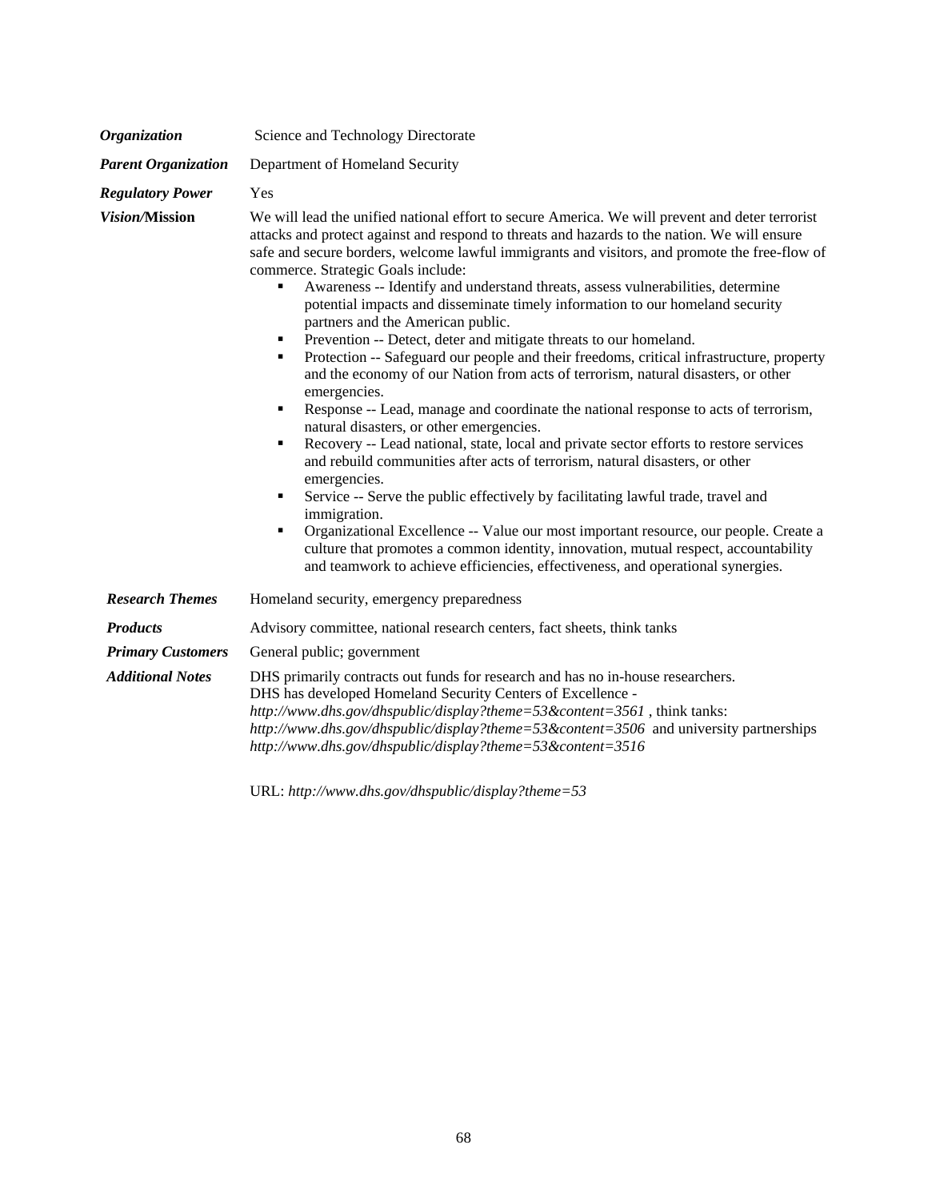| | |
|---|---|
| ***Organization*** | Science and Technology Directorate |
| ***Parent Organization*** | Department of Homeland Security |
| ***Regulatory Power*** | Yes |
| ***Vision*/Mission** | We will lead the unified national effort to secure America. We will prevent and deter terrorist attacks and protect against and respond to threats and hazards to the nation. We will ensure safe and secure borders, welcome lawful immigrants and visitors, and promote the free-flow of commerce. Strategic Goals include:<br>▪ Awareness -- Identify and understand threats, assess vulnerabilities, determine potential impacts and disseminate timely information to our homeland security partners and the American public.<br>▪ Prevention -- Detect, deter and mitigate threats to our homeland.<br>▪ Protection -- Safeguard our people and their freedoms, critical infrastructure, property and the economy of our Nation from acts of terrorism, natural disasters, or other emergencies.<br>▪ Response -- Lead, manage and coordinate the national response to acts of terrorism, natural disasters, or other emergencies.<br>▪ Recovery -- Lead national, state, local and private sector efforts to restore services and rebuild communities after acts of terrorism, natural disasters, or other emergencies.<br>▪ Service -- Serve the public effectively by facilitating lawful trade, travel and immigration.<br>▪ Organizational Excellence -- Value our most important resource, our people. Create a culture that promotes a common identity, innovation, mutual respect, accountability and teamwork to achieve efficiencies, effectiveness, and operational synergies. |
| ***Research Themes*** | Homeland security, emergency preparedness |
| ***Products*** | Advisory committee, national research centers, fact sheets, think tanks |
| ***Primary Customers*** | General public; government |
| ***Additional Notes*** | DHS primarily contracts out funds for research and has no in-house researchers.<br>DHS has developed Homeland Security Centers of Excellence - *http://www.dhs.gov/dhspublic/display?theme=53&content=3561* , think tanks: *http://www.dhs.gov/dhspublic/display?theme=53&content=3506* and university partnerships *http://www.dhs.gov/dhspublic/display?theme=53&content=3516*<br><br>URL: *http://www.dhs.gov/dhspublic/display?theme=53* |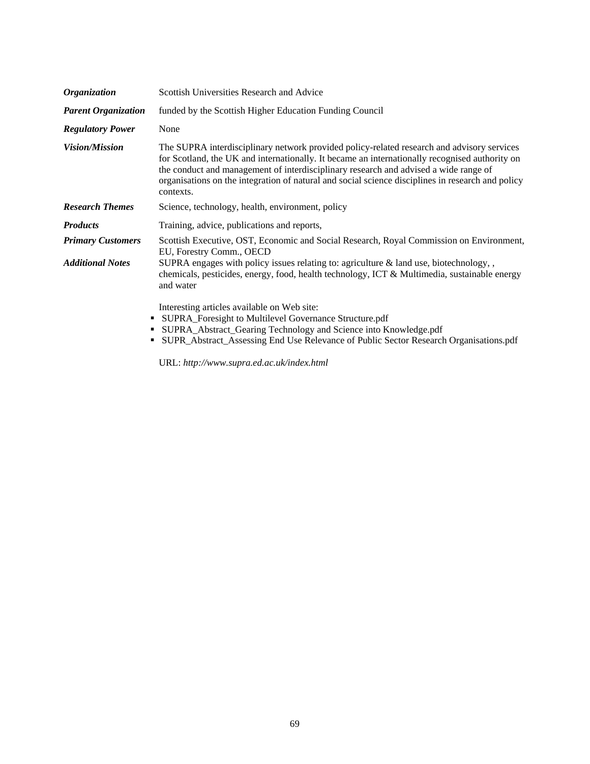| | |
|---|---|
| ***Organization*** | Scottish Universities Research and Advice |
| ***Parent Organization*** | funded by the Scottish Higher Education Funding Council |
| ***Regulatory Power*** | None |
| ***Vision/Mission*** | The SUPRA interdisciplinary network provided policy-related research and advisory services for Scotland, the UK and internationally. It became an internationally recognised authority on the conduct and management of interdisciplinary research and advised a wide range of organisations on the integration of natural and social science disciplines in research and policy contexts. |
| ***Research Themes*** | Science, technology, health, environment, policy |
| ***Products*** | Training, advice, publications and reports, |
| ***Primary Customers*** | Scottish Executive, OST, Economic and Social Research, Royal Commission on Environment, EU, Forestry Comm., OECD |
| ***Additional Notes*** | SUPRA engages with policy issues relating to: agriculture & land use, biotechnology, , chemicals, pesticides, energy, food, health technology, ICT & Multimedia, sustainable energy and water<br><br>Interesting articles available on Web site:<br>▪ SUPRA_Foresight to Multilevel Governance Structure.pdf<br>▪ SUPRA_Abstract_Gearing Technology and Science into Knowledge.pdf<br>▪ SUPR_Abstract_Assessing End Use Relevance of Public Sector Research Organisations.pdf<br><br>URL: *http://www.supra.ed.ac.uk/index.html* |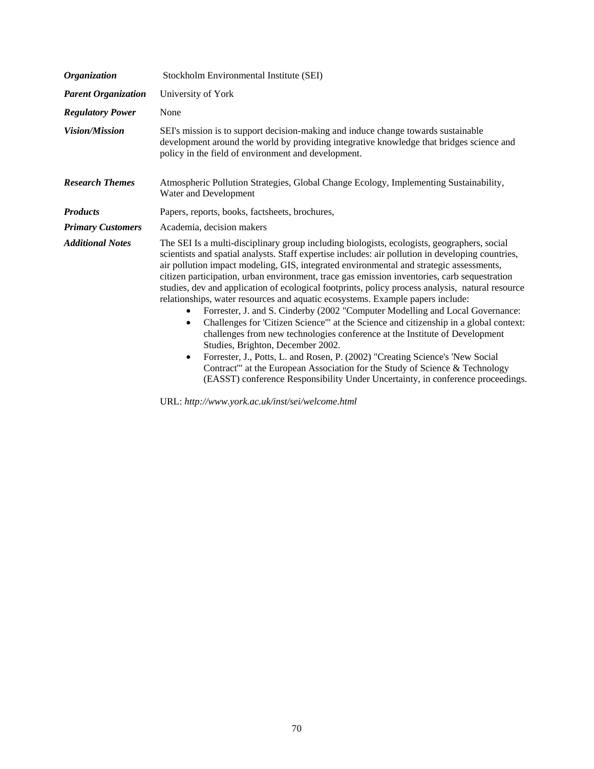| | |
|---|---|
| ***Organization*** | Stockholm Environmental Institute (SEI) |
| ***Parent Organization*** | University of York |
| ***Regulatory Power*** | None |
| ***Vision/Mission*** | SEI's mission is to support decision-making and induce change towards sustainable development around the world by providing integrative knowledge that bridges science and policy in the field of environment and development. |
| ***Research Themes*** | Atmospheric Pollution Strategies, Global Change Ecology, Implementing Sustainability, Water and Development |
| ***Products*** | Papers, reports, books, factsheets, brochures, |
| ***Primary Customers*** | Academia, decision makers |
| ***Additional Notes*** | The SEI Is a multi-disciplinary group including biologists, ecologists, geographers, social scientists and spatial analysts. Staff expertise includes: air pollution in developing countries, air pollution impact modeling, GIS, integrated environmental and strategic assessments, citizen participation, urban environment, trace gas emission inventories, carb sequestration studies, dev and application of ecological footprints, policy process analysis, natural resource relationships, water resources and aquatic ecosystems. Example papers include: <br>• Forrester, J. and S. Cinderby (2002 "Computer Modelling and Local Governance: <br>• Challenges for 'Citizen Science'" at the Science and citizenship in a global context: challenges from new technologies conference at the Institute of Development Studies, Brighton, December 2002. <br>• Forrester, J., Potts, L. and Rosen, P. (2002) "Creating Science's 'New Social Contract'" at the European Association for the Study of Science & Technology (EASST) conference Responsibility Under Uncertainty, in conference proceedings. <br><br>URL: *http://www.york.ac.uk/inst/sei/welcome.html* |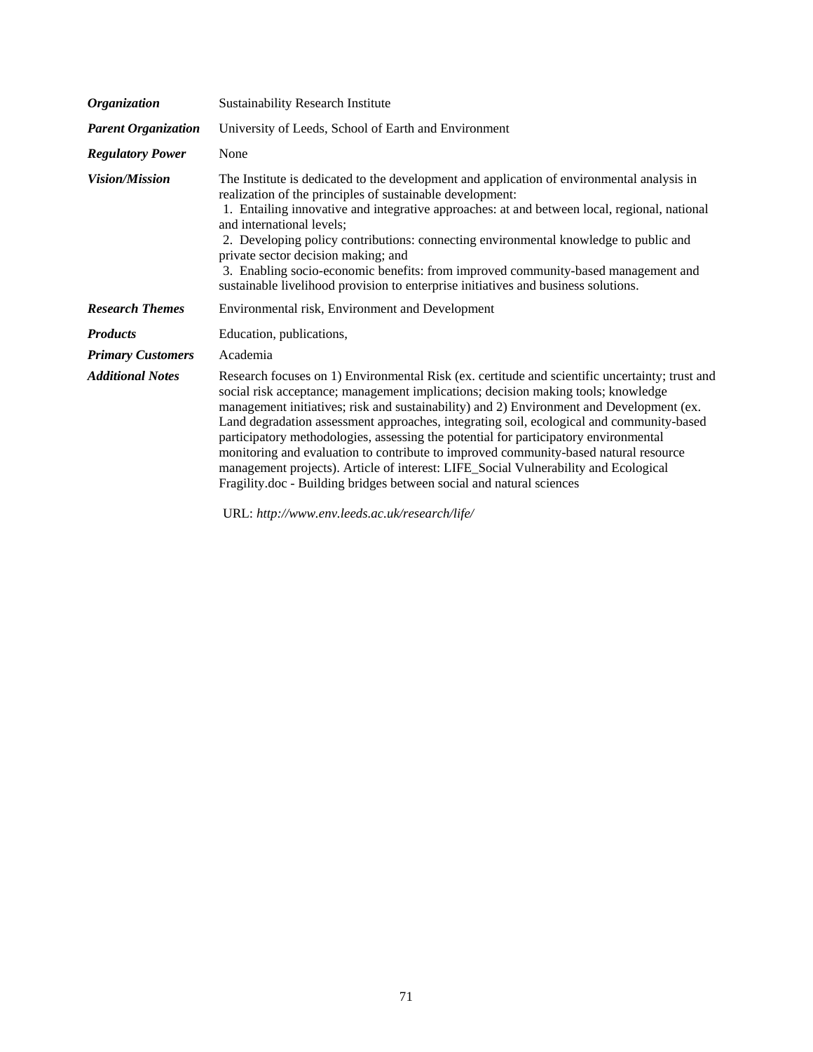| | |
|---|---|
| ***Organization*** | Sustainability Research Institute |
| ***Parent Organization*** | University of Leeds, School of Earth and Environment |
| ***Regulatory Power*** | None |
| ***Vision/Mission*** | The Institute is dedicated to the development and application of environmental analysis in realization of the principles of sustainable development:<br>1. Entailing innovative and integrative approaches: at and between local, regional, national and international levels;<br>2. Developing policy contributions: connecting environmental knowledge to public and private sector decision making; and<br>3. Enabling socio-economic benefits: from improved community-based management and sustainable livelihood provision to enterprise initiatives and business solutions. |
| ***Research Themes*** | Environmental risk, Environment and Development |
| ***Products*** | Education, publications, |
| ***Primary Customers*** | Academia |
| ***Additional Notes*** | Research focuses on 1) Environmental Risk (ex. certitude and scientific uncertainty; trust and social risk acceptance; management implications; decision making tools; knowledge management initiatives; risk and sustainability) and 2) Environment and Development (ex. Land degradation assessment approaches, integrating soil, ecological and community-based participatory methodologies, assessing the potential for participatory environmental monitoring and evaluation to contribute to improved community-based natural resource management projects). Article of interest: LIFE_Social Vulnerability and Ecological Fragility.doc - Building bridges between social and natural sciences<br><br>URL: *http://www.env.leeds.ac.uk/research/life/* |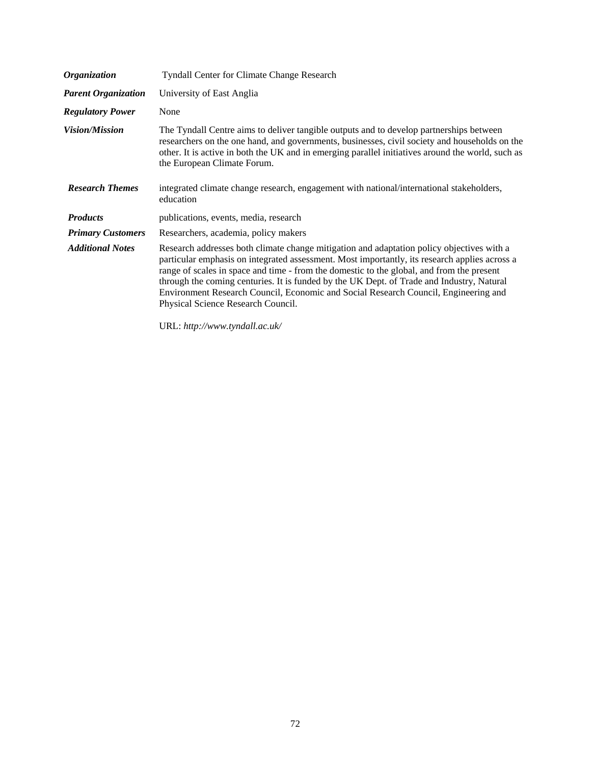| | |
|---|---|
| ***Organization*** | Tyndall Center for Climate Change Research |
| ***Parent Organization*** | University of East Anglia |
| ***Regulatory Power*** | None |
| ***Vision/Mission*** | The Tyndall Centre aims to deliver tangible outputs and to develop partnerships between researchers on the one hand, and governments, businesses, civil society and households on the other. It is active in both the UK and in emerging parallel initiatives around the world, such as the European Climate Forum. |
| ***Research Themes*** | integrated climate change research, engagement with national/international stakeholders, education |
| ***Products*** | publications, events, media, research |
| ***Primary Customers*** | Researchers, academia, policy makers |
| ***Additional Notes*** | Research addresses both climate change mitigation and adaptation policy objectives with a particular emphasis on integrated assessment. Most importantly, its research applies across a range of scales in space and time - from the domestic to the global, and from the present through the coming centuries. It is funded by the UK Dept. of Trade and Industry, Natural Environment Research Council, Economic and Social Research Council, Engineering and Physical Science Research Council.<br><br>URL: *http://www.tyndall.ac.uk/* |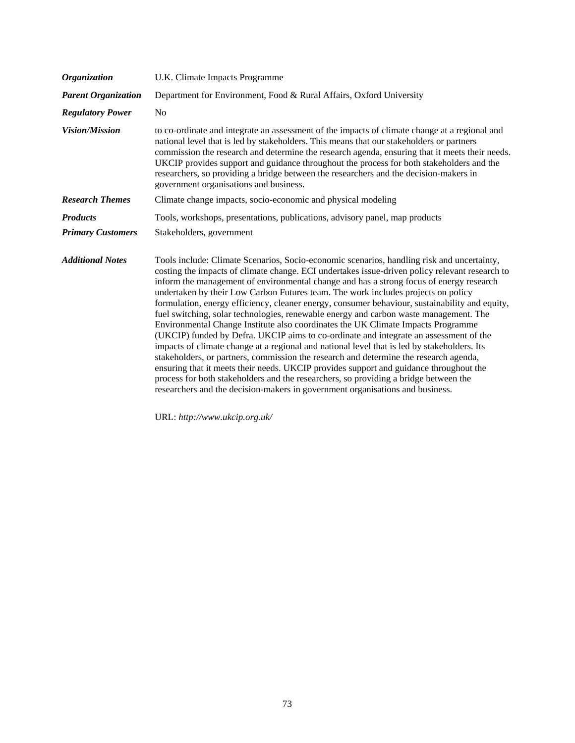| | |
|---|---|
| ***Organization*** | U.K. Climate Impacts Programme |
| ***Parent Organization*** | Department for Environment, Food & Rural Affairs, Oxford University |
| ***Regulatory Power*** | No |
| ***Vision/Mission*** | to co-ordinate and integrate an assessment of the impacts of climate change at a regional and national level that is led by stakeholders. This means that our stakeholders or partners commission the research and determine the research agenda, ensuring that it meets their needs. UKCIP provides support and guidance throughout the process for both stakeholders and the researchers, so providing a bridge between the researchers and the decision-makers in government organisations and business. |
| ***Research Themes*** | Climate change impacts, socio-economic and physical modeling |
| ***Products*** | Tools, workshops, presentations, publications, advisory panel, map products |
| ***Primary Customers*** | Stakeholders, government |
| ***Additional Notes*** | Tools include: Climate Scenarios, Socio-economic scenarios, handling risk and uncertainty, costing the impacts of climate change. ECI undertakes issue-driven policy relevant research to inform the management of environmental change and has a strong focus of energy research undertaken by their Low Carbon Futures team. The work includes projects on policy formulation, energy efficiency, cleaner energy, consumer behaviour, sustainability and equity, fuel switching, solar technologies, renewable energy and carbon waste management. The Environmental Change Institute also coordinates the UK Climate Impacts Programme (UKCIP) funded by Defra. UKCIP aims to co-ordinate and integrate an assessment of the impacts of climate change at a regional and national level that is led by stakeholders. Its stakeholders, or partners, commission the research and determine the research agenda, ensuring that it meets their needs. UKCIP provides support and guidance throughout the process for both stakeholders and the researchers, so providing a bridge between the researchers and the decision-makers in government organisations and business.<br><br>URL: *http://www.ukcip.org.uk/* |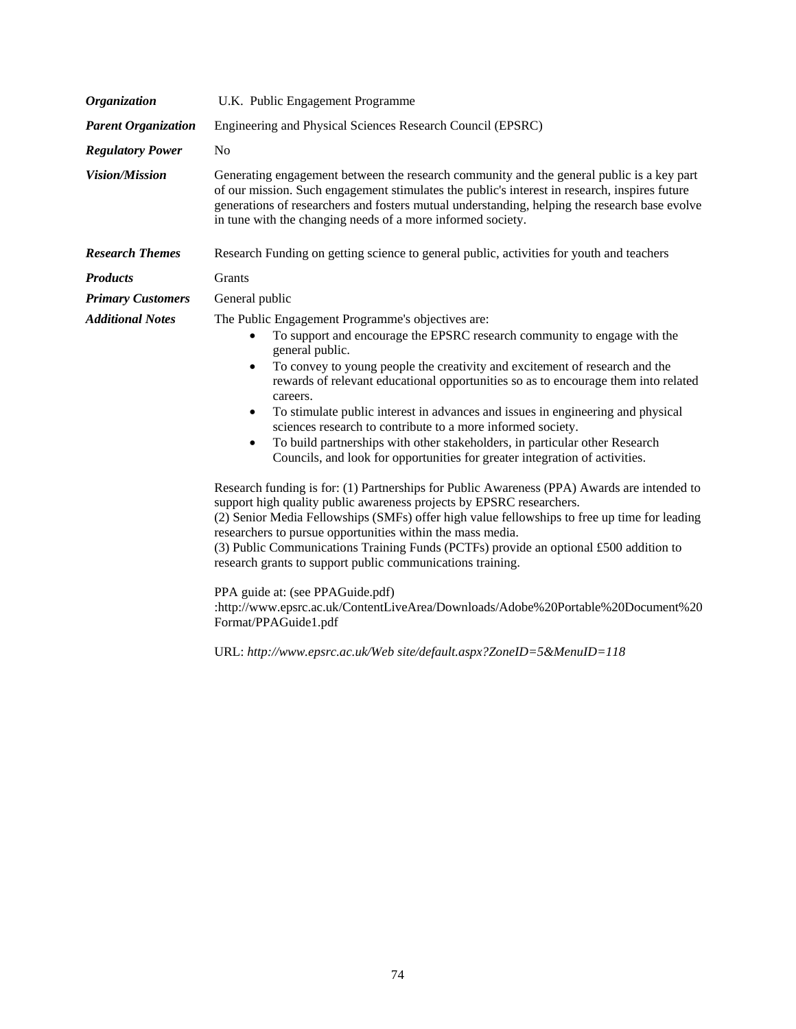| | |
|---|---|
| ***Organization*** | U.K. Public Engagement Programme |
| ***Parent Organization*** | Engineering and Physical Sciences Research Council (EPSRC) |
| ***Regulatory Power*** | No |
| ***Vision/Mission*** | Generating engagement between the research community and the general public is a key part of our mission. Such engagement stimulates the public's interest in research, inspires future generations of researchers and fosters mutual understanding, helping the research base evolve in tune with the changing needs of a more informed society. |
| ***Research Themes*** | Research Funding on getting science to general public, activities for youth and teachers |
| ***Products*** | Grants |
| ***Primary Customers*** | General public |
| ***Additional Notes*** | The Public Engagement Programme's objectives are:<br>• To support and encourage the EPSRC research community to engage with the general public.<br>• To convey to young people the creativity and excitement of research and the rewards of relevant educational opportunities so as to encourage them into related careers.<br>• To stimulate public interest in advances and issues in engineering and physical sciences research to contribute to a more informed society.<br>• To build partnerships with other stakeholders, in particular other Research Councils, and look for opportunities for greater integration of activities.<br><br>Research funding is for: (1) Partnerships for Public Awareness (PPA) Awards are intended to support high quality public awareness projects by EPSRC researchers.<br>(2) Senior Media Fellowships (SMFs) offer high value fellowships to free up time for leading researchers to pursue opportunities within the mass media.<br>(3) Public Communications Training Funds (PCTFs) provide an optional £500 addition to research grants to support public communications training.<br><br>PPA guide at: (see PPAGuide.pdf)<br>:http://www.epsrc.ac.uk/ContentLiveArea/Downloads/Adobe%20Portable%20Document%20Format/PPAGuide1.pdf<br><br>URL: *http://www.epsrc.ac.uk/Web site/default.aspx?ZoneID=5&MenuID=118* |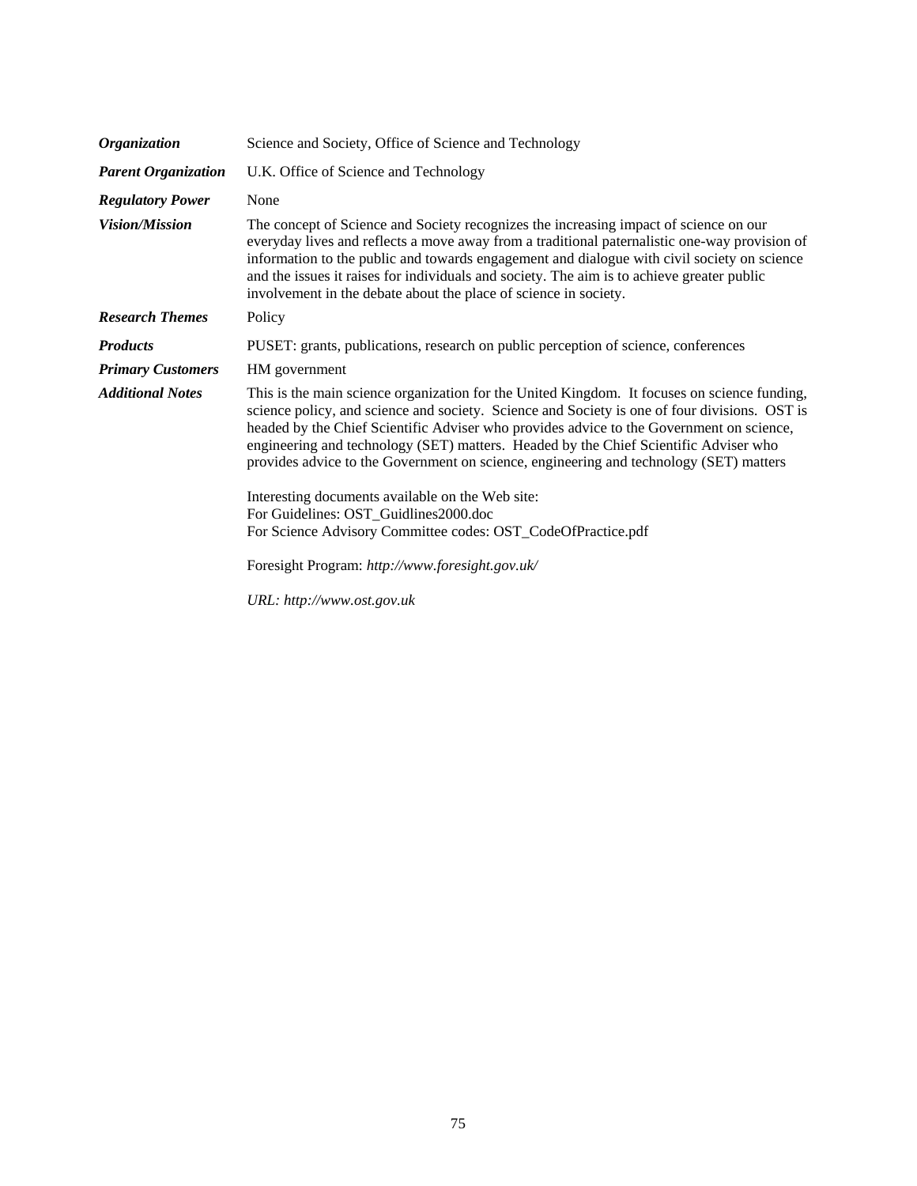| | |
|---|---|
| ***Organization*** | Science and Society, Office of Science and Technology |
| ***Parent Organization*** | U.K. Office of Science and Technology |
| ***Regulatory Power*** | None |
| ***Vision/Mission*** | The concept of Science and Society recognizes the increasing impact of science on our everyday lives and reflects a move away from a traditional paternalistic one-way provision of information to the public and towards engagement and dialogue with civil society on science and the issues it raises for individuals and society. The aim is to achieve greater public involvement in the debate about the place of science in society. |
| ***Research Themes*** | Policy |
| ***Products*** | PUSET: grants, publications, research on public perception of science, conferences |
| ***Primary Customers*** | HM government |
| ***Additional Notes*** | This is the main science organization for the United Kingdom. It focuses on science funding, science policy, and science and society. Science and Society is one of four divisions. OST is headed by the Chief Scientific Adviser who provides advice to the Government on science, engineering and technology (SET) matters. Headed by the Chief Scientific Adviser who provides advice to the Government on science, engineering and technology (SET) matters<br><br>Interesting documents available on the Web site:<br>For Guidelines: OST_Guidlines2000.doc<br>For Science Advisory Committee codes: OST_CodeOfPractice.pdf<br><br>Foresight Program: *http://www.foresight.gov.uk/*<br><br>*URL: http://www.ost.gov.uk* |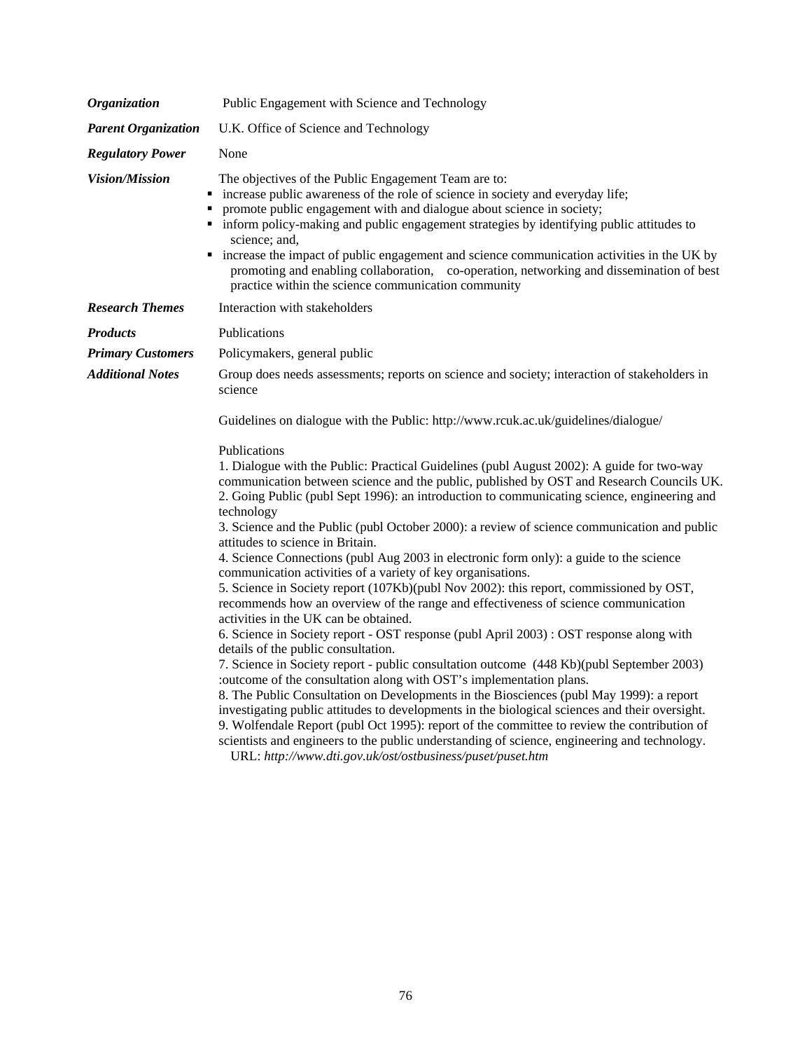| | |
|---|---|
| ***Organization*** | Public Engagement with Science and Technology |
| ***Parent Organization*** | U.K. Office of Science and Technology |
| ***Regulatory Power*** | None |
| ***Vision/Mission*** | The objectives of the Public Engagement Team are to:<br>▪ increase public awareness of the role of science in society and everyday life;<br>▪ promote public engagement with and dialogue about science in society;<br>▪ inform policy-making and public engagement strategies by identifying public attitudes to science; and,<br>▪ increase the impact of public engagement and science communication activities in the UK by promoting and enabling collaboration, co-operation, networking and dissemination of best practice within the science communication community |
| ***Research Themes*** | Interaction with stakeholders |
| ***Products*** | Publications |
| ***Primary Customers*** | Policymakers, general public |
| ***Additional Notes*** | Group does needs assessments; reports on science and society; interaction of stakeholders in science<br><br>Guidelines on dialogue with the Public: http://www.rcuk.ac.uk/guidelines/dialogue/<br><br>Publications<br>1. Dialogue with the Public: Practical Guidelines (publ August 2002): A guide for two-way communication between science and the public, published by OST and Research Councils UK.<br>2. Going Public (publ Sept 1996): an introduction to communicating science, engineering and technology<br>3. Science and the Public (publ October 2000): a review of science communication and public attitudes to science in Britain.<br>4. Science Connections (publ Aug 2003 in electronic form only): a guide to the science communication activities of a variety of key organisations.<br>5. Science in Society report (107Kb)(publ Nov 2002): this report, commissioned by OST, recommends how an overview of the range and effectiveness of science communication activities in the UK can be obtained.<br>6. Science in Society report - OST response (publ April 2003) : OST response along with details of the public consultation.<br>7. Science in Society report - public consultation outcome (448 Kb)(publ September 2003) :outcome of the consultation along with OST's implementation plans.<br>8. The Public Consultation on Developments in the Biosciences (publ May 1999): a report investigating public attitudes to developments in the biological sciences and their oversight.<br>9. Wolfendale Report (publ Oct 1995): report of the committee to review the contribution of scientists and engineers to the public understanding of science, engineering and technology.<br>URL: *http://www.dti.gov.uk/ost/ostbusiness/puset/puset.htm* |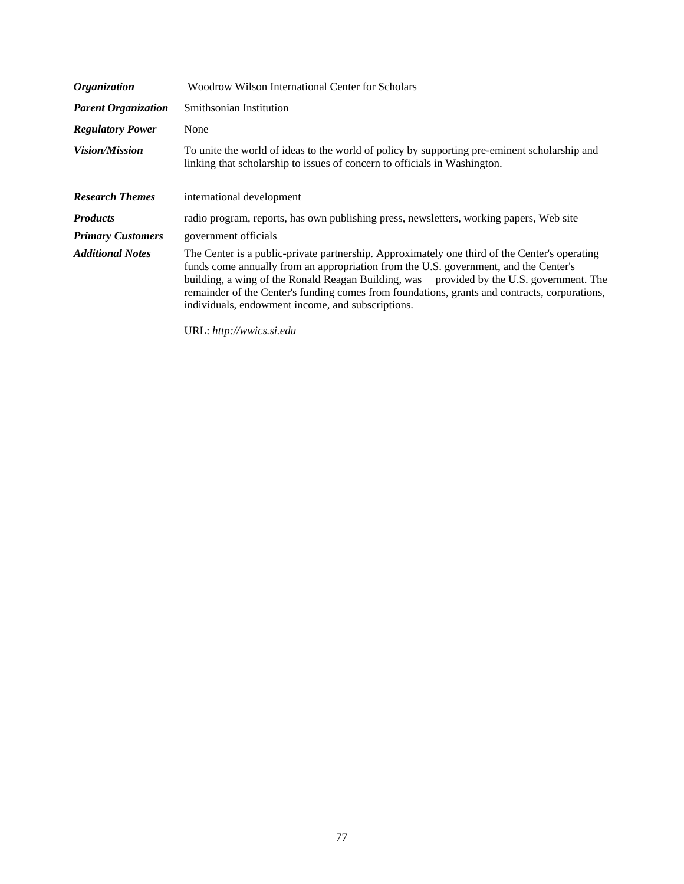| | |
|---|---|
| ***Organization*** | Woodrow Wilson International Center for Scholars |
| ***Parent Organization*** | Smithsonian Institution |
| ***Regulatory Power*** | None |
| ***Vision/Mission*** | To unite the world of ideas to the world of policy by supporting pre-eminent scholarship and linking that scholarship to issues of concern to officials in Washington. |
| ***Research Themes*** | international development |
| ***Products*** | radio program, reports, has own publishing press, newsletters, working papers, Web site |
| ***Primary Customers*** | government officials |
| ***Additional Notes*** | The Center is a public-private partnership. Approximately one third of the Center's operating funds come annually from an appropriation from the U.S. government, and the Center's building, a wing of the Ronald Reagan Building, was provided by the U.S. government. The remainder of the Center's funding comes from foundations, grants and contracts, corporations, individuals, endowment income, and subscriptions.<br><br>URL: *http://wwics.si.edu* |